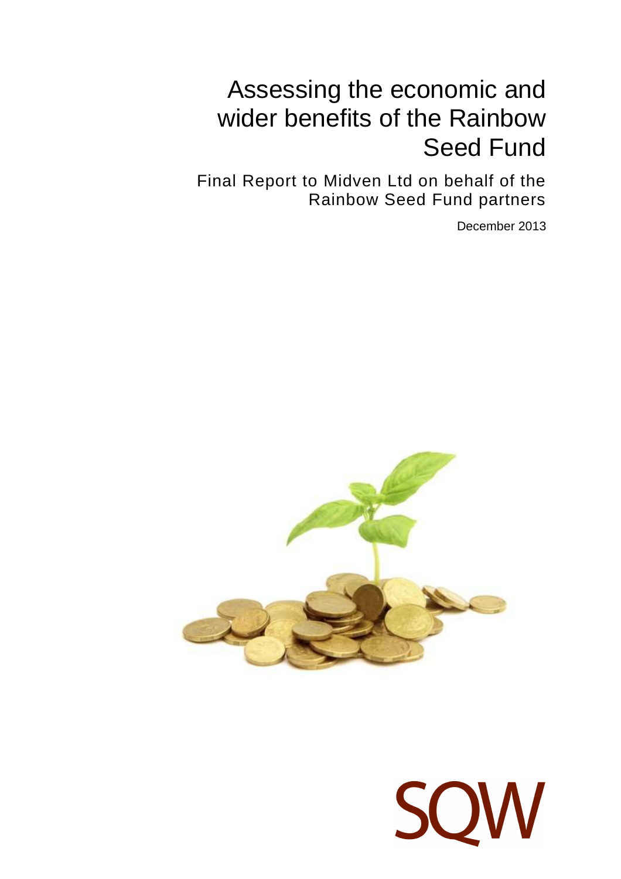# Assessing the economic and wider benefits of the Rainbow Seed Fund

Final Report to Midven Ltd on behalf of the Rainbow Seed Fund partners

December 2013

SQW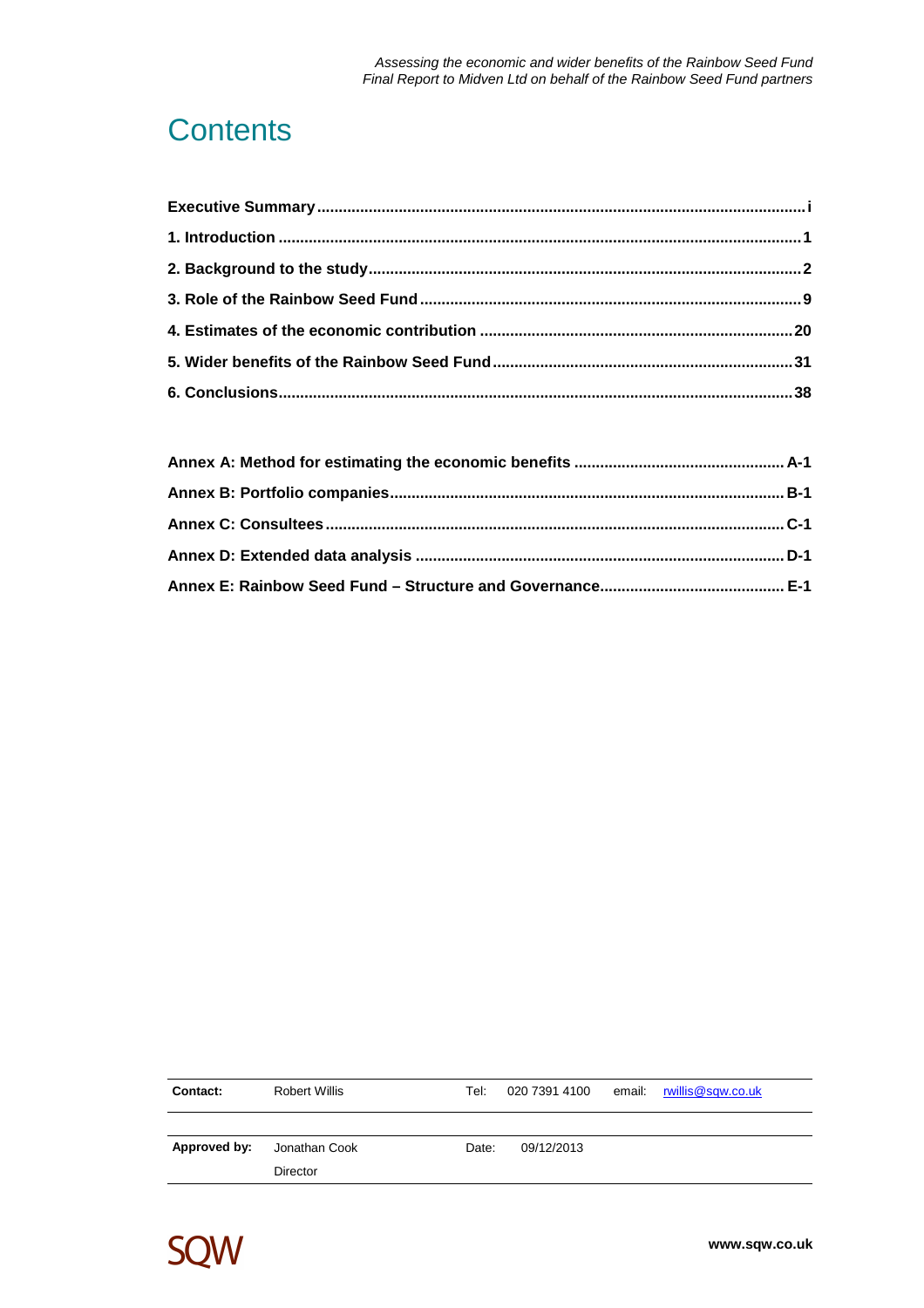# Contents

**Executive Summary** ..... **i**

**1. Introduction** ..... **1**

**2. Background to the study** ..... **2**

**3. Role of the Rainbow Seed Fund** ..... **9**

**4. Estimates of the economic contribution** ..... **20**

**5. Wider benefits of the Rainbow Seed Fund** ..... **31**

**6. Conclusions** ..... **38**

**Annex A: Method for estimating the economic benefits** ..... **A-1**

**Annex B: Portfolio companies** ..... **B-1**

**Annex C: Consultees** ..... **C-1**

**Annex D: Extended data analysis** ..... **D-1**

**Annex E: Rainbow Seed Fund – Structure and Governance** ..... **E-1**

| **Contact:** | Robert Willis | Tel: | 020 7391 4100 | email: | rwillis@sqw.co.uk |
|---|---|---|---|---|---|
| **Approved by:** | Jonathan Cook<br>Director | Date: | 09/12/2013 | | |

SQW

**www.sqw.co.uk**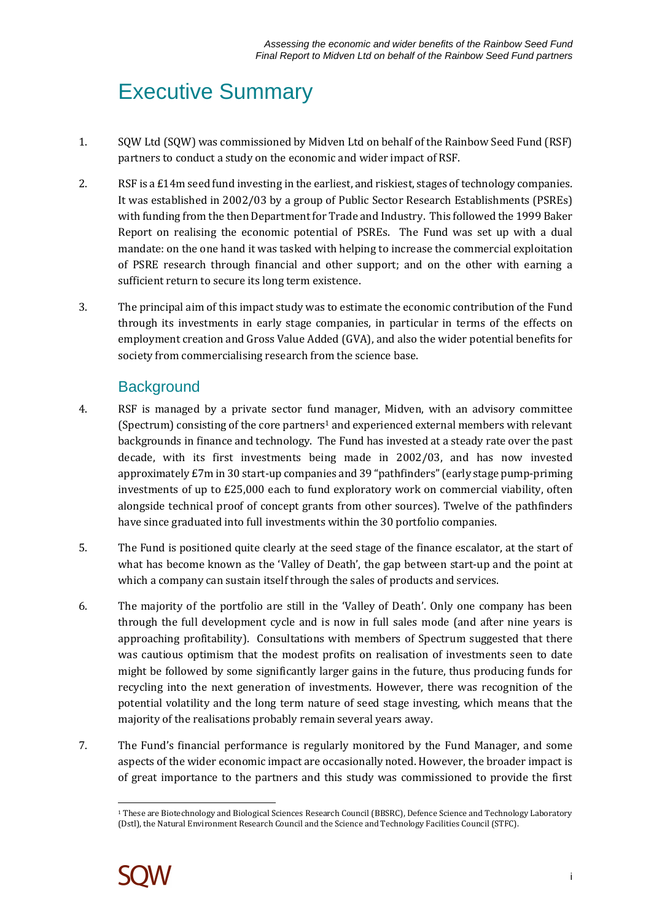# Executive Summary

1. SQW Ltd (SQW) was commissioned by Midven Ltd on behalf of the Rainbow Seed Fund (RSF) partners to conduct a study on the economic and wider impact of RSF.

2. RSF is a £14m seed fund investing in the earliest, and riskiest, stages of technology companies. It was established in 2002/03 by a group of Public Sector Research Establishments (PSREs) with funding from the then Department for Trade and Industry. This followed the 1999 Baker Report on realising the economic potential of PSREs. The Fund was set up with a dual mandate: on the one hand it was tasked with helping to increase the commercial exploitation of PSRE research through financial and other support; and on the other with earning a sufficient return to secure its long term existence.

3. The principal aim of this impact study was to estimate the economic contribution of the Fund through its investments in early stage companies, in particular in terms of the effects on employment creation and Gross Value Added (GVA), and also the wider potential benefits for society from commercialising research from the science base.

## Background

4. RSF is managed by a private sector fund manager, Midven, with an advisory committee (Spectrum) consisting of the core partners[1] and experienced external members with relevant backgrounds in finance and technology. The Fund has invested at a steady rate over the past decade, with its first investments being made in 2002/03, and has now invested approximately £7m in 30 start-up companies and 39 "pathfinders" (early stage pump-priming investments of up to £25,000 each to fund exploratory work on commercial viability, often alongside technical proof of concept grants from other sources). Twelve of the pathfinders have since graduated into full investments within the 30 portfolio companies.

5. The Fund is positioned quite clearly at the seed stage of the finance escalator, at the start of what has become known as the 'Valley of Death', the gap between start-up and the point at which a company can sustain itself through the sales of products and services.

6. The majority of the portfolio are still in the 'Valley of Death'. Only one company has been through the full development cycle and is now in full sales mode (and after nine years is approaching profitability). Consultations with members of Spectrum suggested that there was cautious optimism that the modest profits on realisation of investments seen to date might be followed by some significantly larger gains in the future, thus producing funds for recycling into the next generation of investments. However, there was recognition of the potential volatility and the long term nature of seed stage investing, which means that the majority of the realisations probably remain several years away.

7. The Fund's financial performance is regularly monitored by the Fund Manager, and some aspects of the wider economic impact are occasionally noted. However, the broader impact is of great importance to the partners and this study was commissioned to provide the first

[1] These are Biotechnology and Biological Sciences Research Council (BBSRC), Defence Science and Technology Laboratory (Dstl), the Natural Environment Research Council and the Science and Technology Facilities Council (STFC).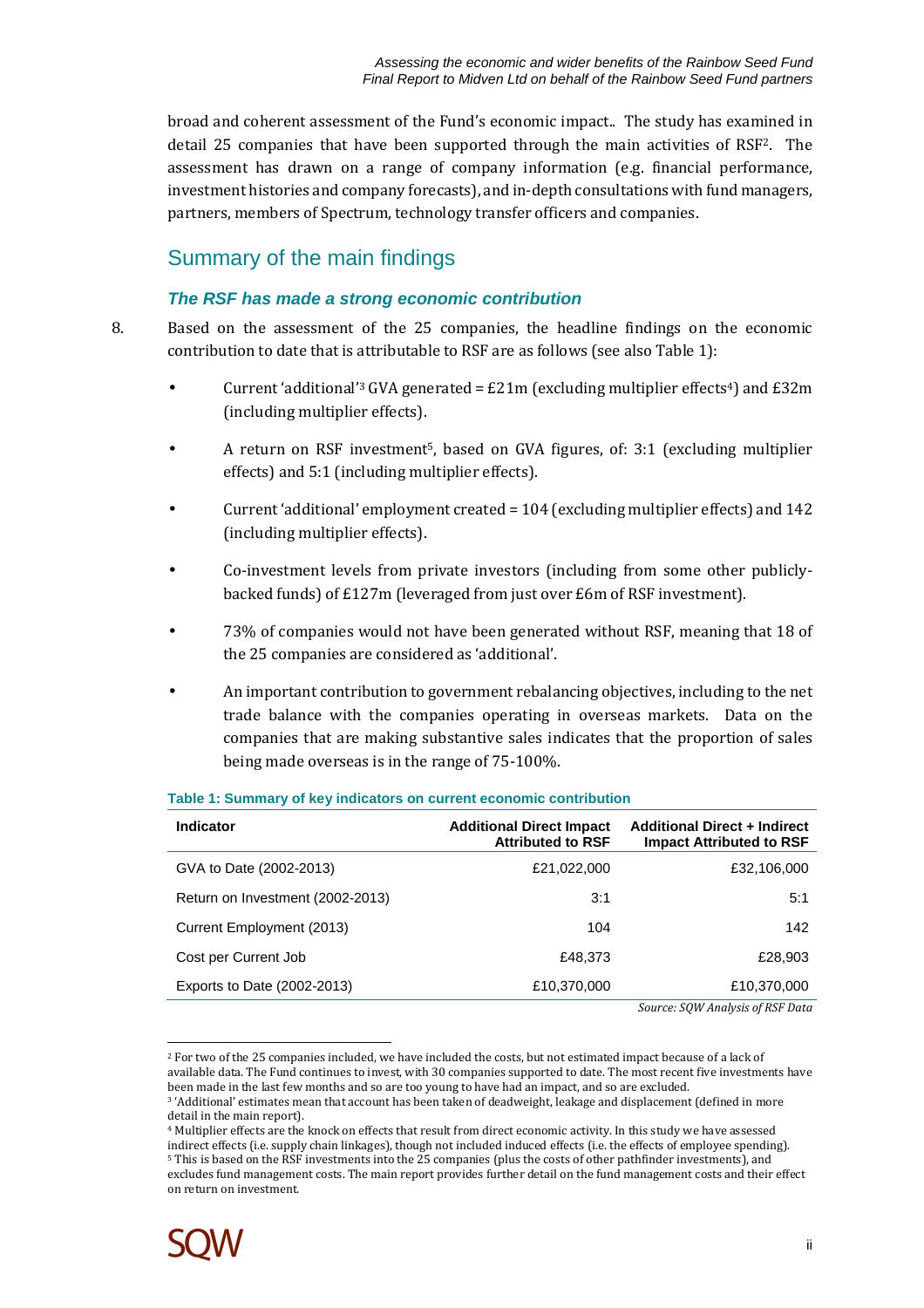broad and coherent assessment of the Fund's economic impact.. The study has examined in detail 25 companies that have been supported through the main activities of RSF[2]. The assessment has drawn on a range of company information (e.g. financial performance, investment histories and company forecasts), and in-depth consultations with fund managers, partners, members of Spectrum, technology transfer officers and companies.

## Summary of the main findings

### *The RSF has made a strong economic contribution*

8. Based on the assessment of the 25 companies, the headline findings on the economic contribution to date that is attributable to RSF are as follows (see also Table 1):

- Current 'additional'[3] GVA generated = £21m (excluding multiplier effects[4]) and £32m (including multiplier effects).
- A return on RSF investment[5], based on GVA figures, of: 3:1 (excluding multiplier effects) and 5:1 (including multiplier effects).
- Current 'additional' employment created = 104 (excluding multiplier effects) and 142 (including multiplier effects).
- Co-investment levels from private investors (including from some other publicly-backed funds) of £127m (leveraged from just over £6m of RSF investment).
- 73% of companies would not have been generated without RSF, meaning that 18 of the 25 companies are considered as 'additional'.
- An important contribution to government rebalancing objectives, including to the net trade balance with the companies operating in overseas markets. Data on the companies that are making substantive sales indicates that the proportion of sales being made overseas is in the range of 75-100%.

**Table 1: Summary of key indicators on current economic contribution**

| Indicator | Additional Direct Impact Attributed to RSF | Additional Direct + Indirect Impact Attributed to RSF |
|---|---|---|
| GVA to Date (2002-2013) | £21,022,000 | £32,106,000 |
| Return on Investment (2002-2013) | 3:1 | 5:1 |
| Current Employment (2013) | 104 | 142 |
| Cost per Current Job | £48,373 | £28,903 |
| Exports to Date (2002-2013) | £10,370,000 | £10,370,000 |

*Source: SQW Analysis of RSF Data*

[2] For two of the 25 companies included, we have included the costs, but not estimated impact because of a lack of available data. The Fund continues to invest, with 30 companies supported to date. The most recent five investments have been made in the last few months and so are too young to have had an impact, and so are excluded.

[3] 'Additional' estimates mean that account has been taken of deadweight, leakage and displacement (defined in more detail in the main report).

[4] Multiplier effects are the knock on effects that result from direct economic activity. In this study we have assessed indirect effects (i.e. supply chain linkages), though not included induced effects (i.e. the effects of employee spending).

[5] This is based on the RSF investments into the 25 companies (plus the costs of other pathfinder investments), and excludes fund management costs. The main report provides further detail on the fund management costs and their effect on return on investment.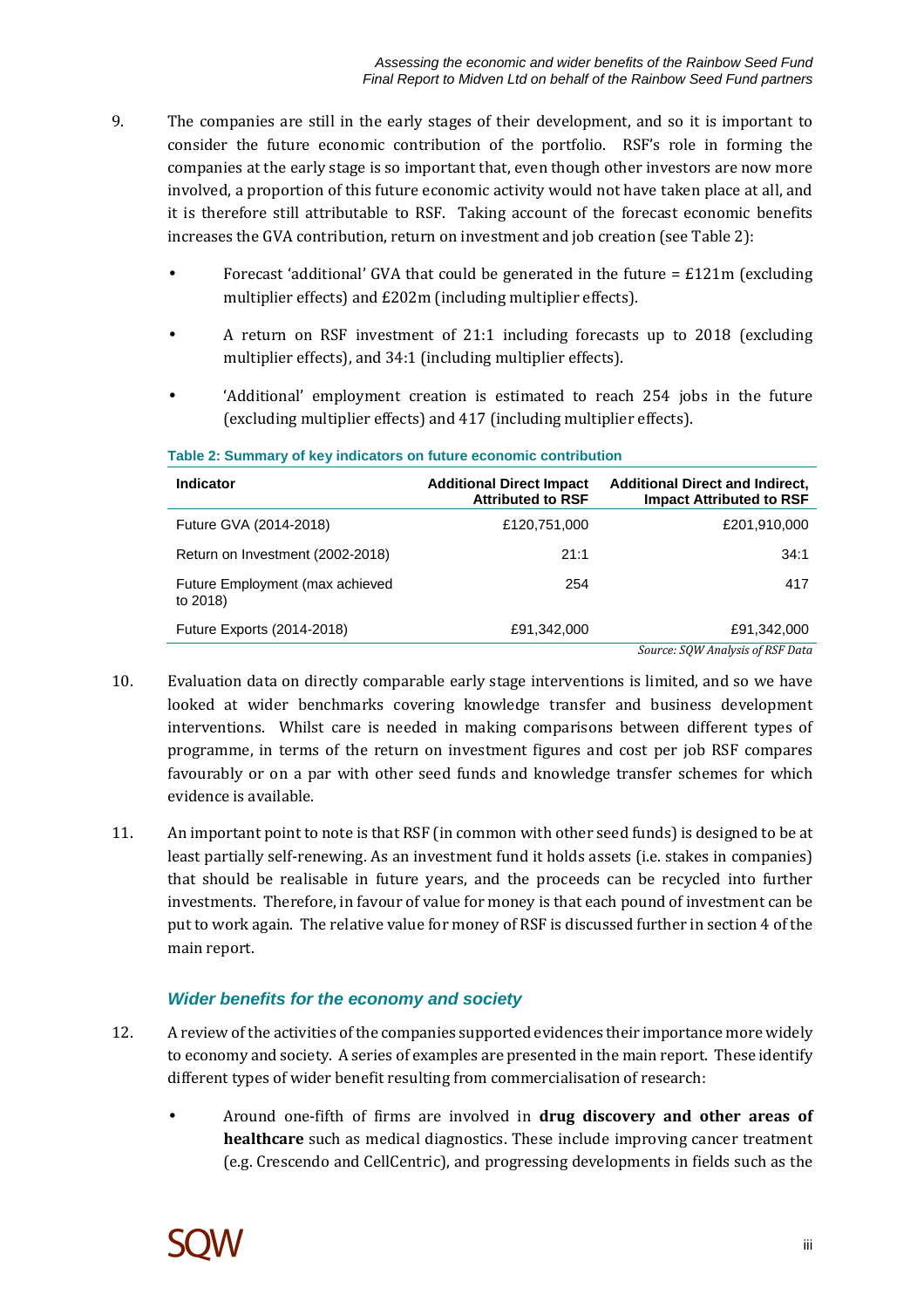9. The companies are still in the early stages of their development, and so it is important to consider the future economic contribution of the portfolio. RSF's role in forming the companies at the early stage is so important that, even though other investors are now more involved, a proportion of this future economic activity would not have taken place at all, and it is therefore still attributable to RSF. Taking account of the forecast economic benefits increases the GVA contribution, return on investment and job creation (see Table 2):

   - Forecast 'additional' GVA that could be generated in the future = £121m (excluding multiplier effects) and £202m (including multiplier effects).
   - A return on RSF investment of 21:1 including forecasts up to 2018 (excluding multiplier effects), and 34:1 (including multiplier effects).
   - 'Additional' employment creation is estimated to reach 254 jobs in the future (excluding multiplier effects) and 417 (including multiplier effects).

**Table 2: Summary of key indicators on future economic contribution**

| Indicator | Additional Direct Impact Attributed to RSF | Additional Direct and Indirect, Impact Attributed to RSF |
|---|---|---|
| Future GVA (2014-2018) | £120,751,000 | £201,910,000 |
| Return on Investment (2002-2018) | 21:1 | 34:1 |
| Future Employment (max achieved to 2018) | 254 | 417 |
| Future Exports (2014-2018) | £91,342,000 | £91,342,000 |

*Source: SQW Analysis of RSF Data*

10. Evaluation data on directly comparable early stage interventions is limited, and so we have looked at wider benchmarks covering knowledge transfer and business development interventions. Whilst care is needed in making comparisons between different types of programme, in terms of the return on investment figures and cost per job RSF compares favourably or on a par with other seed funds and knowledge transfer schemes for which evidence is available.

11. An important point to note is that RSF (in common with other seed funds) is designed to be at least partially self-renewing. As an investment fund it holds assets (i.e. stakes in companies) that should be realisable in future years, and the proceeds can be recycled into further investments. Therefore, in favour of value for money is that each pound of investment can be put to work again. The relative value for money of RSF is discussed further in section 4 of the main report.

### *Wider benefits for the economy and society*

12. A review of the activities of the companies supported evidences their importance more widely to economy and society. A series of examples are presented in the main report. These identify different types of wider benefit resulting from commercialisation of research:

   - Around one-fifth of firms are involved in **drug discovery and other areas of healthcare** such as medical diagnostics. These include improving cancer treatment (e.g. Crescendo and CellCentric), and progressing developments in fields such as the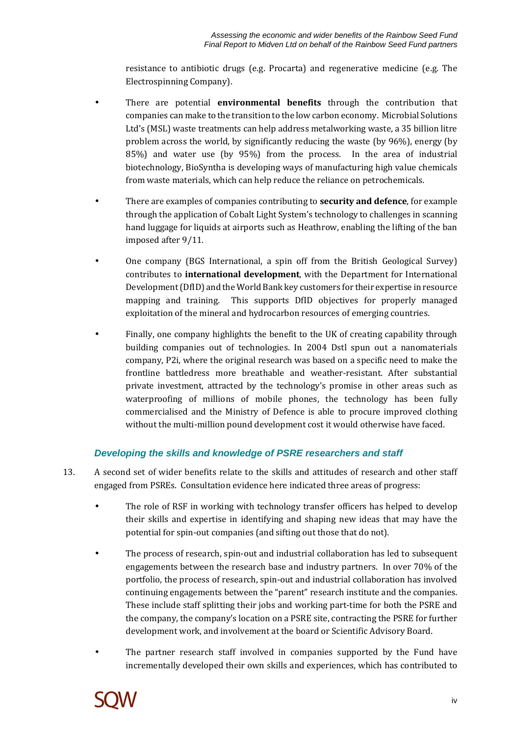resistance to antibiotic drugs (e.g. Procarta) and regenerative medicine (e.g. The Electrospinning Company).

- There are potential **environmental benefits** through the contribution that companies can make to the transition to the low carbon economy. Microbial Solutions Ltd's (MSL) waste treatments can help address metalworking waste, a 35 billion litre problem across the world, by significantly reducing the waste (by 96%), energy (by 85%) and water use (by 95%) from the process. In the area of industrial biotechnology, BioSyntha is developing ways of manufacturing high value chemicals from waste materials, which can help reduce the reliance on petrochemicals.
- There are examples of companies contributing to **security and defence**, for example through the application of Cobalt Light System's technology to challenges in scanning hand luggage for liquids at airports such as Heathrow, enabling the lifting of the ban imposed after 9/11.
- One company (BGS International, a spin off from the British Geological Survey) contributes to **international development**, with the Department for International Development (DfID) and the World Bank key customers for their expertise in resource mapping and training. This supports DfID objectives for properly managed exploitation of the mineral and hydrocarbon resources of emerging countries.
- Finally, one company highlights the benefit to the UK of creating capability through building companies out of technologies. In 2004 Dstl spun out a nanomaterials company, P2i, where the original research was based on a specific need to make the frontline battledress more breathable and weather-resistant. After substantial private investment, attracted by the technology's promise in other areas such as waterproofing of millions of mobile phones, the technology has been fully commercialised and the Ministry of Defence is able to procure improved clothing without the multi-million pound development cost it would otherwise have faced.

### *Developing the skills and knowledge of PSRE researchers and staff*

13. A second set of wider benefits relate to the skills and attitudes of research and other staff engaged from PSREs. Consultation evidence here indicated three areas of progress:

- The role of RSF in working with technology transfer officers has helped to develop their skills and expertise in identifying and shaping new ideas that may have the potential for spin-out companies (and sifting out those that do not).
- The process of research, spin-out and industrial collaboration has led to subsequent engagements between the research base and industry partners. In over 70% of the portfolio, the process of research, spin-out and industrial collaboration has involved continuing engagements between the "parent" research institute and the companies. These include staff splitting their jobs and working part-time for both the PSRE and the company, the company's location on a PSRE site, contracting the PSRE for further development work, and involvement at the board or Scientific Advisory Board.
- The partner research staff involved in companies supported by the Fund have incrementally developed their own skills and experiences, which has contributed to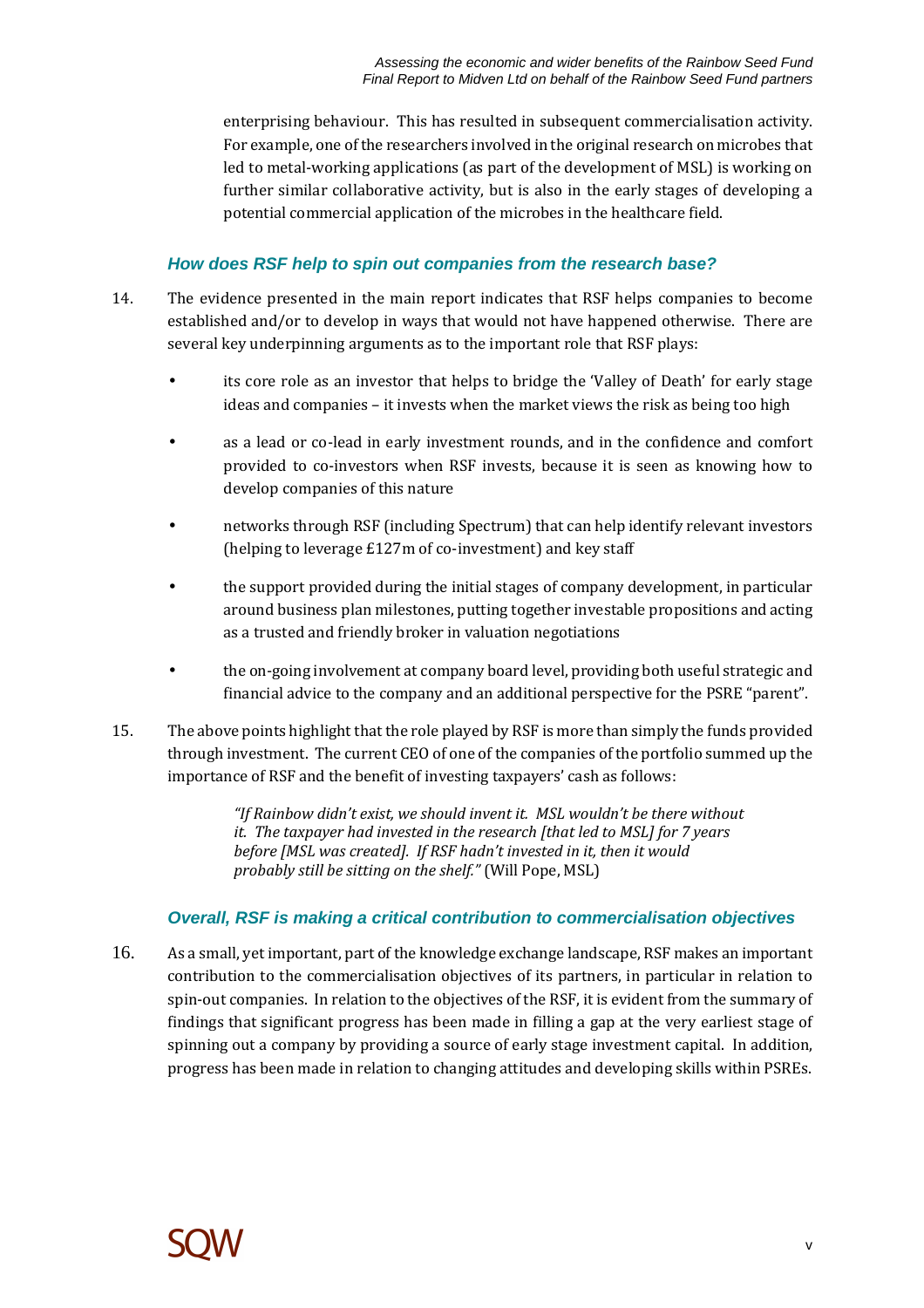enterprising behaviour. This has resulted in subsequent commercialisation activity. For example, one of the researchers involved in the original research on microbes that led to metal-working applications (as part of the development of MSL) is working on further similar collaborative activity, but is also in the early stages of developing a potential commercial application of the microbes in the healthcare field.

### *How does RSF help to spin out companies from the research base?*

14. The evidence presented in the main report indicates that RSF helps companies to become established and/or to develop in ways that would not have happened otherwise. There are several key underpinning arguments as to the important role that RSF plays:

- its core role as an investor that helps to bridge the 'Valley of Death' for early stage ideas and companies – it invests when the market views the risk as being too high
- as a lead or co-lead in early investment rounds, and in the confidence and comfort provided to co-investors when RSF invests, because it is seen as knowing how to develop companies of this nature
- networks through RSF (including Spectrum) that can help identify relevant investors (helping to leverage £127m of co-investment) and key staff
- the support provided during the initial stages of company development, in particular around business plan milestones, putting together investable propositions and acting as a trusted and friendly broker in valuation negotiations
- the on-going involvement at company board level, providing both useful strategic and financial advice to the company and an additional perspective for the PSRE "parent".

15. The above points highlight that the role played by RSF is more than simply the funds provided through investment. The current CEO of one of the companies of the portfolio summed up the importance of RSF and the benefit of investing taxpayers' cash as follows:

> *"If Rainbow didn't exist, we should invent it. MSL wouldn't be there without it. The taxpayer had invested in the research [that led to MSL] for 7 years before [MSL was created]. If RSF hadn't invested in it, then it would probably still be sitting on the shelf."* (Will Pope, MSL)

### *Overall, RSF is making a critical contribution to commercialisation objectives*

16. As a small, yet important, part of the knowledge exchange landscape, RSF makes an important contribution to the commercialisation objectives of its partners, in particular in relation to spin-out companies. In relation to the objectives of the RSF, it is evident from the summary of findings that significant progress has been made in filling a gap at the very earliest stage of spinning out a company by providing a source of early stage investment capital. In addition, progress has been made in relation to changing attitudes and developing skills within PSREs.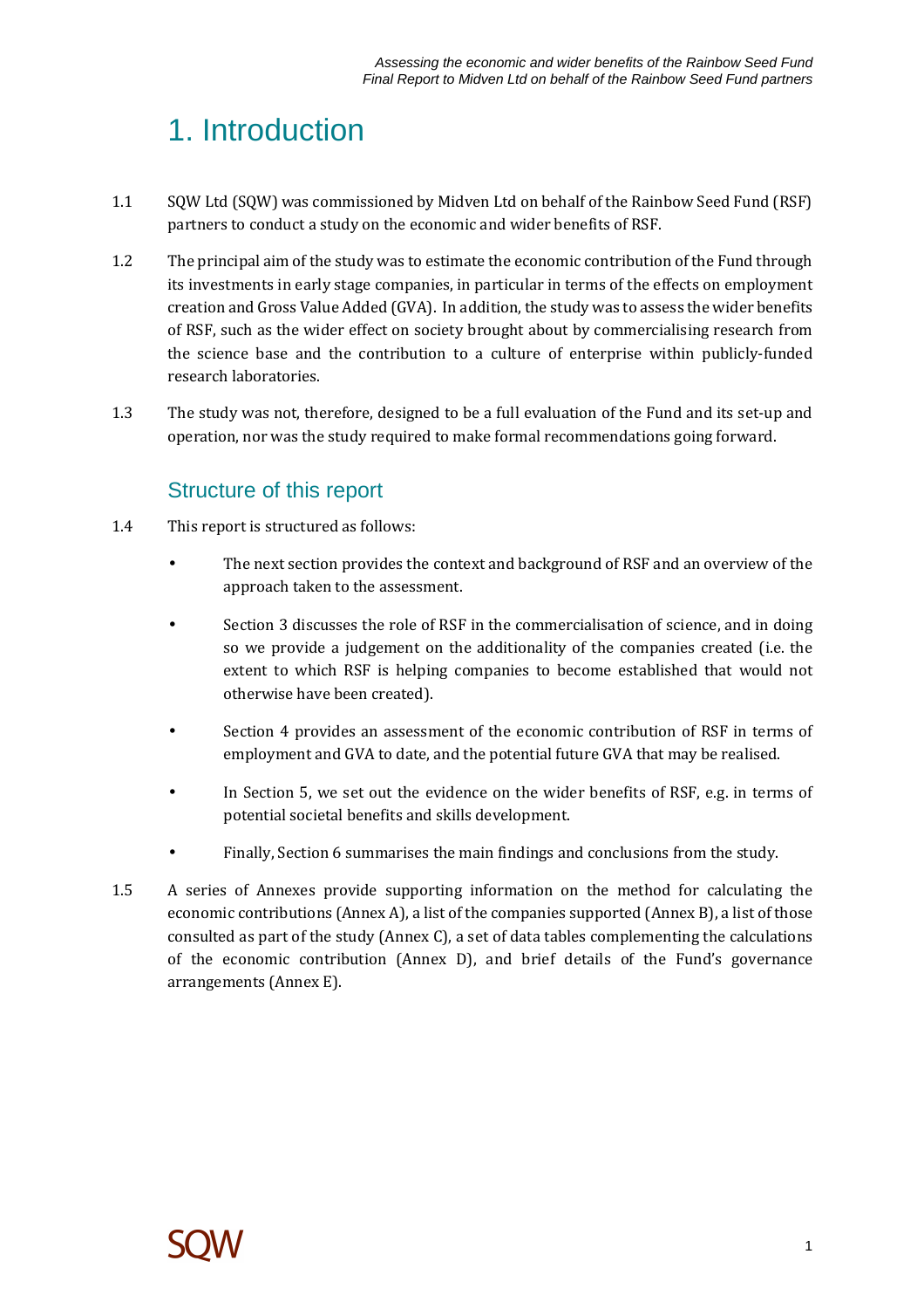# 1. Introduction

1.1 SQW Ltd (SQW) was commissioned by Midven Ltd on behalf of the Rainbow Seed Fund (RSF) partners to conduct a study on the economic and wider benefits of RSF.

1.2 The principal aim of the study was to estimate the economic contribution of the Fund through its investments in early stage companies, in particular in terms of the effects on employment creation and Gross Value Added (GVA). In addition, the study was to assess the wider benefits of RSF, such as the wider effect on society brought about by commercialising research from the science base and the contribution to a culture of enterprise within publicly-funded research laboratories.

1.3 The study was not, therefore, designed to be a full evaluation of the Fund and its set-up and operation, nor was the study required to make formal recommendations going forward.

## Structure of this report

1.4 This report is structured as follows:

- The next section provides the context and background of RSF and an overview of the approach taken to the assessment.
- Section 3 discusses the role of RSF in the commercialisation of science, and in doing so we provide a judgement on the additionality of the companies created (i.e. the extent to which RSF is helping companies to become established that would not otherwise have been created).
- Section 4 provides an assessment of the economic contribution of RSF in terms of employment and GVA to date, and the potential future GVA that may be realised.
- In Section 5, we set out the evidence on the wider benefits of RSF, e.g. in terms of potential societal benefits and skills development.
- Finally, Section 6 summarises the main findings and conclusions from the study.

1.5 A series of Annexes provide supporting information on the method for calculating the economic contributions (Annex A), a list of the companies supported (Annex B), a list of those consulted as part of the study (Annex C), a set of data tables complementing the calculations of the economic contribution (Annex D), and brief details of the Fund's governance arrangements (Annex E).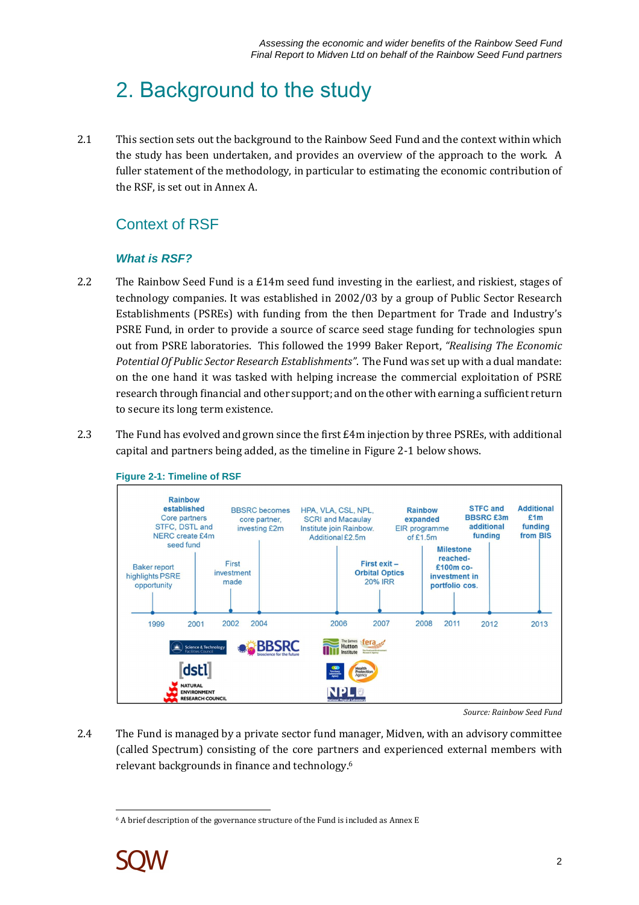# 2. Background to the study

2.1 This section sets out the background to the Rainbow Seed Fund and the context within which the study has been undertaken, and provides an overview of the approach to the work. A fuller statement of the methodology, in particular to estimating the economic contribution of the RSF, is set out in Annex A.

## Context of RSF

### *What is RSF?*

2.2 The Rainbow Seed Fund is a £14m seed fund investing in the earliest, and riskiest, stages of technology companies. It was established in 2002/03 by a group of Public Sector Research Establishments (PSREs) with funding from the then Department for Trade and Industry's PSRE Fund, in order to provide a source of scarce seed stage funding for technologies spun out from PSRE laboratories. This followed the 1999 Baker Report, *"Realising The Economic Potential Of Public Sector Research Establishments"*. The Fund was set up with a dual mandate: on the one hand it was tasked with helping increase the commercial exploitation of PSRE research through financial and other support; and on the other with earning a sufficient return to secure its long term existence.

2.3 The Fund has evolved and grown since the first £4m injection by three PSREs, with additional capital and partners being added, as the timeline in Figure 2-1 below shows.

**Figure 2-1: Timeline of RSF**

| Year | Event |
|---|---|
| 1999 | Baker report highlights PSRE opportunity |
| 2001 | **Rainbow established** Core partners STFC, DSTL and NERC create £4m seed fund |
| 2002 | First investment made |
| 2004 | BBSRC becomes core partner, investing £2m |
| 2006 | HPA, VLA, CSL, NPL, SCRI and Macaulay Institute join Rainbow. Additional £2.5m |
| 2007 | **First exit – Orbital Optics 20% IRR** |
| 2008 | **Rainbow expanded** EIR programme of £1.5m |
| 2011 | **Milestone reached- £100m co-investment in portfolio cos.** |
| 2012 | **STFC and BBSRC £3m additional funding** |
| 2013 | **Additional £1m funding from BIS** |

*Source: Rainbow Seed Fund*

2.4 The Fund is managed by a private sector fund manager, Midven, with an advisory committee (called Spectrum) consisting of the core partners and experienced external members with relevant backgrounds in finance and technology.[6]

[6] A brief description of the governance structure of the Fund is included as Annex E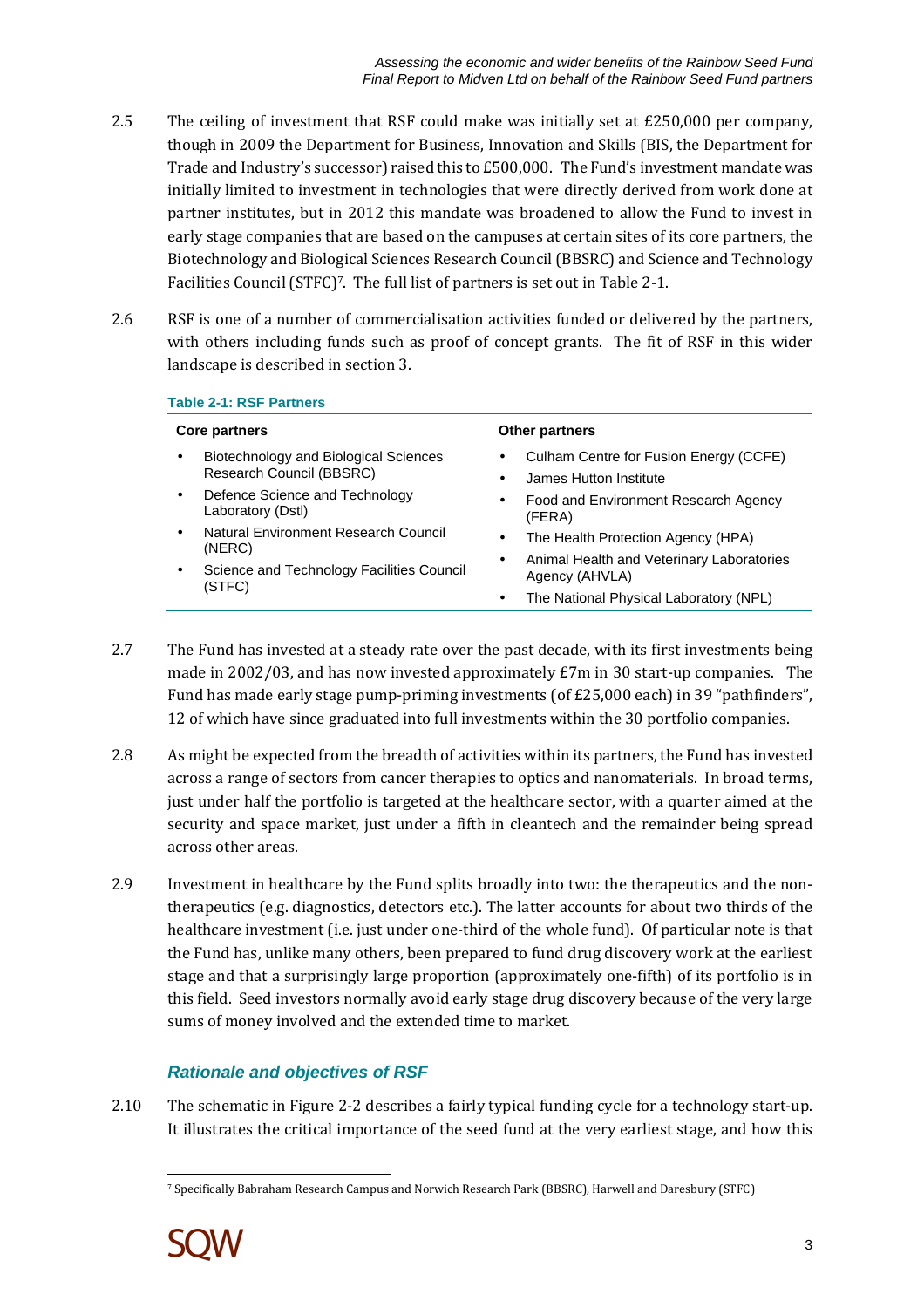2.5 The ceiling of investment that RSF could make was initially set at £250,000 per company, though in 2009 the Department for Business, Innovation and Skills (BIS, the Department for Trade and Industry's successor) raised this to £500,000. The Fund's investment mandate was initially limited to investment in technologies that were directly derived from work done at partner institutes, but in 2012 this mandate was broadened to allow the Fund to invest in early stage companies that are based on the campuses at certain sites of its core partners, the Biotechnology and Biological Sciences Research Council (BBSRC) and Science and Technology Facilities Council (STFC)[7]. The full list of partners is set out in Table 2-1.

2.6 RSF is one of a number of commercialisation activities funded or delivered by the partners, with others including funds such as proof of concept grants. The fit of RSF in this wider landscape is described in section 3.

**Table 2-1: RSF Partners**

| Core partners | Other partners |
|---|---|
| • Biotechnology and Biological Sciences Research Council (BBSRC)<br>• Defence Science and Technology Laboratory (Dstl)<br>• Natural Environment Research Council (NERC)<br>• Science and Technology Facilities Council (STFC) | • Culham Centre for Fusion Energy (CCFE)<br>• James Hutton Institute<br>• Food and Environment Research Agency (FERA)<br>• The Health Protection Agency (HPA)<br>• Animal Health and Veterinary Laboratories Agency (AHVLA)<br>• The National Physical Laboratory (NPL) |

2.7 The Fund has invested at a steady rate over the past decade, with its first investments being made in 2002/03, and has now invested approximately £7m in 30 start-up companies. The Fund has made early stage pump-priming investments (of £25,000 each) in 39 "pathfinders", 12 of which have since graduated into full investments within the 30 portfolio companies.

2.8 As might be expected from the breadth of activities within its partners, the Fund has invested across a range of sectors from cancer therapies to optics and nanomaterials. In broad terms, just under half the portfolio is targeted at the healthcare sector, with a quarter aimed at the security and space market, just under a fifth in cleantech and the remainder being spread across other areas.

2.9 Investment in healthcare by the Fund splits broadly into two: the therapeutics and the non-therapeutics (e.g. diagnostics, detectors etc.). The latter accounts for about two thirds of the healthcare investment (i.e. just under one-third of the whole fund). Of particular note is that the Fund has, unlike many others, been prepared to fund drug discovery work at the earliest stage and that a surprisingly large proportion (approximately one-fifth) of its portfolio is in this field. Seed investors normally avoid early stage drug discovery because of the very large sums of money involved and the extended time to market.

### *Rationale and objectives of RSF*

2.10 The schematic in Figure 2-2 describes a fairly typical funding cycle for a technology start-up. It illustrates the critical importance of the seed fund at the very earliest stage, and how this

[7] Specifically Babraham Research Campus and Norwich Research Park (BBSRC), Harwell and Daresbury (STFC)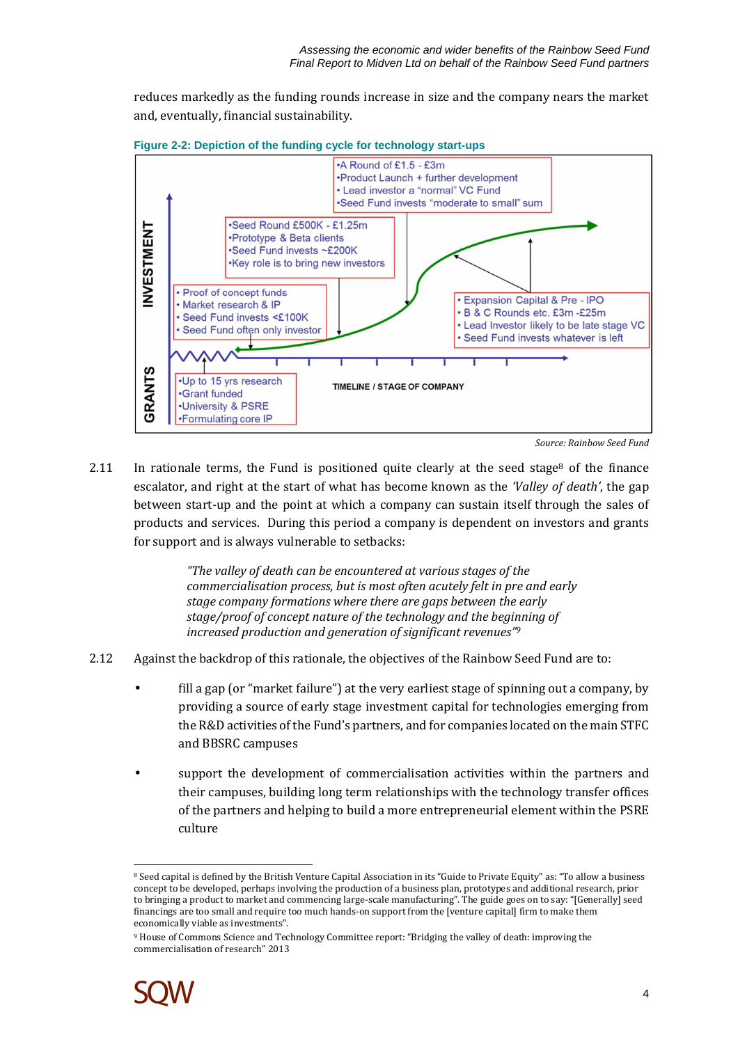reduces markedly as the funding rounds increase in size and the company nears the market and, eventually, financial sustainability.

**Figure 2-2: Depiction of the funding cycle for technology start-ups**

INVESTMENT

GRANTS

- Up to 15 yrs research
- Grant funded
- University & PSRE
- Formulating core IP

- Proof of concept funds
- Market research & IP
- Seed Fund invests <£100K
- Seed Fund often only investor

- Seed Round £500K - £1.25m
- Prototype & Beta clients
- Seed Fund invests ~£200K
- Key role is to bring new investors

- A Round of £1.5 - £3m
- Product Launch + further development
- Lead investor a "normal" VC Fund
- Seed Fund invests "moderate to small" sum

- Expansion Capital & Pre - IPO
- B & C Rounds etc. £3m -£25m
- Lead Investor likely to be late stage VC
- Seed Fund invests whatever is left

TIMELINE / STAGE OF COMPANY

*Source: Rainbow Seed Fund*

2.11 In rationale terms, the Fund is positioned quite clearly at the seed stage[8] of the finance escalator, and right at the start of what has become known as the *'Valley of death'*, the gap between start-up and the point at which a company can sustain itself through the sales of products and services. During this period a company is dependent on investors and grants for support and is always vulnerable to setbacks:

> *"The valley of death can be encountered at various stages of the commercialisation process, but is most often acutely felt in pre and early stage company formations where there are gaps between the early stage/proof of concept nature of the technology and the beginning of increased production and generation of significant revenues"*[9]

2.12 Against the backdrop of this rationale, the objectives of the Rainbow Seed Fund are to:

- fill a gap (or "market failure") at the very earliest stage of spinning out a company, by providing a source of early stage investment capital for technologies emerging from the R&D activities of the Fund's partners, and for companies located on the main STFC and BBSRC campuses
- support the development of commercialisation activities within the partners and their campuses, building long term relationships with the technology transfer offices of the partners and helping to build a more entrepreneurial element within the PSRE culture

---

[8] Seed capital is defined by the British Venture Capital Association in its "Guide to Private Equity" as: "To allow a business concept to be developed, perhaps involving the production of a business plan, prototypes and additional research, prior to bringing a product to market and commencing large-scale manufacturing". The guide goes on to say: "[Generally] seed financings are too small and require too much hands-on support from the [venture capital] firm to make them economically viable as investments".

[9] House of Commons Science and Technology Committee report: "Bridging the valley of death: improving the commercialisation of research" 2013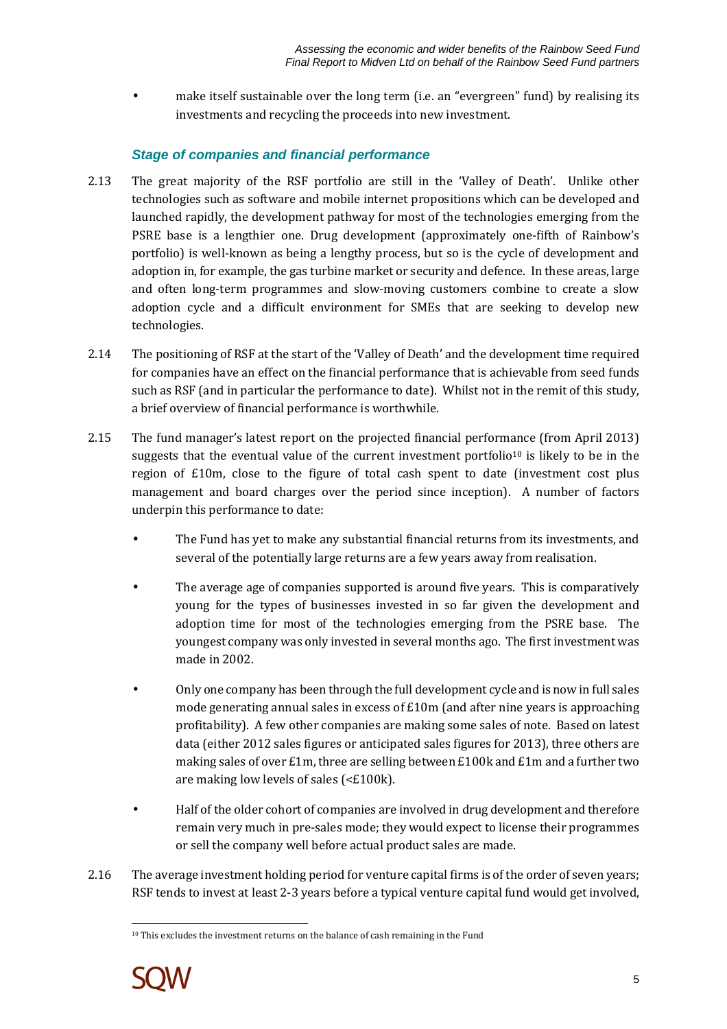- make itself sustainable over the long term (i.e. an "evergreen" fund) by realising its investments and recycling the proceeds into new investment.

### *Stage of companies and financial performance*

2.13 The great majority of the RSF portfolio are still in the 'Valley of Death'. Unlike other technologies such as software and mobile internet propositions which can be developed and launched rapidly, the development pathway for most of the technologies emerging from the PSRE base is a lengthier one. Drug development (approximately one-fifth of Rainbow's portfolio) is well-known as being a lengthy process, but so is the cycle of development and adoption in, for example, the gas turbine market or security and defence. In these areas, large and often long-term programmes and slow-moving customers combine to create a slow adoption cycle and a difficult environment for SMEs that are seeking to develop new technologies.

2.14 The positioning of RSF at the start of the 'Valley of Death' and the development time required for companies have an effect on the financial performance that is achievable from seed funds such as RSF (and in particular the performance to date). Whilst not in the remit of this study, a brief overview of financial performance is worthwhile.

2.15 The fund manager's latest report on the projected financial performance (from April 2013) suggests that the eventual value of the current investment portfolio[10] is likely to be in the region of £10m, close to the figure of total cash spent to date (investment cost plus management and board charges over the period since inception). A number of factors underpin this performance to date:

- The Fund has yet to make any substantial financial returns from its investments, and several of the potentially large returns are a few years away from realisation.
- The average age of companies supported is around five years. This is comparatively young for the types of businesses invested in so far given the development and adoption time for most of the technologies emerging from the PSRE base. The youngest company was only invested in several months ago. The first investment was made in 2002.
- Only one company has been through the full development cycle and is now in full sales mode generating annual sales in excess of £10m (and after nine years is approaching profitability). A few other companies are making some sales of note. Based on latest data (either 2012 sales figures or anticipated sales figures for 2013), three others are making sales of over £1m, three are selling between £100k and £1m and a further two are making low levels of sales (<£100k).
- Half of the older cohort of companies are involved in drug development and therefore remain very much in pre-sales mode; they would expect to license their programmes or sell the company well before actual product sales are made.

2.16 The average investment holding period for venture capital firms is of the order of seven years; RSF tends to invest at least 2-3 years before a typical venture capital fund would get involved,

[10] This excludes the investment returns on the balance of cash remaining in the Fund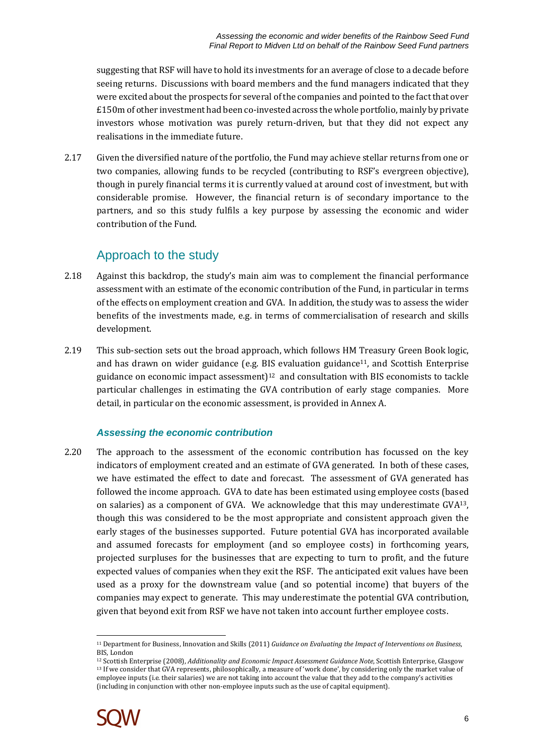suggesting that RSF will have to hold its investments for an average of close to a decade before seeing returns. Discussions with board members and the fund managers indicated that they were excited about the prospects for several of the companies and pointed to the fact that over £150m of other investment had been co-invested across the whole portfolio, mainly by private investors whose motivation was purely return-driven, but that they did not expect any realisations in the immediate future.

2.17 Given the diversified nature of the portfolio, the Fund may achieve stellar returns from one or two companies, allowing funds to be recycled (contributing to RSF's evergreen objective), though in purely financial terms it is currently valued at around cost of investment, but with considerable promise. However, the financial return is of secondary importance to the partners, and so this study fulfils a key purpose by assessing the economic and wider contribution of the Fund.

## Approach to the study

2.18 Against this backdrop, the study's main aim was to complement the financial performance assessment with an estimate of the economic contribution of the Fund, in particular in terms of the effects on employment creation and GVA. In addition, the study was to assess the wider benefits of the investments made, e.g. in terms of commercialisation of research and skills development.

2.19 This sub-section sets out the broad approach, which follows HM Treasury Green Book logic, and has drawn on wider guidance (e.g. BIS evaluation guidance[11], and Scottish Enterprise guidance on economic impact assessment)[12] and consultation with BIS economists to tackle particular challenges in estimating the GVA contribution of early stage companies. More detail, in particular on the economic assessment, is provided in Annex A.

### *Assessing the economic contribution*

2.20 The approach to the assessment of the economic contribution has focussed on the key indicators of employment created and an estimate of GVA generated. In both of these cases, we have estimated the effect to date and forecast. The assessment of GVA generated has followed the income approach. GVA to date has been estimated using employee costs (based on salaries) as a component of GVA. We acknowledge that this may underestimate GVA[13], though this was considered to be the most appropriate and consistent approach given the early stages of the businesses supported. Future potential GVA has incorporated available and assumed forecasts for employment (and so employee costs) in forthcoming years, projected surpluses for the businesses that are expecting to turn to profit, and the future expected values of companies when they exit the RSF. The anticipated exit values have been used as a proxy for the downstream value (and so potential income) that buyers of the companies may expect to generate. This may underestimate the potential GVA contribution, given that beyond exit from RSF we have not taken into account further employee costs.

---

[11] Department for Business, Innovation and Skills (2011) *Guidance on Evaluating the Impact of Interventions on Business*, BIS, London

[12] Scottish Enterprise (2008), *Additionality and Economic Impact Assessment Guidance Note*, Scottish Enterprise, Glasgow

[13] If we consider that GVA represents, philosophically, a measure of 'work done', by considering only the market value of employee inputs (i.e. their salaries) we are not taking into account the value that they add to the company's activities (including in conjunction with other non-employee inputs such as the use of capital equipment).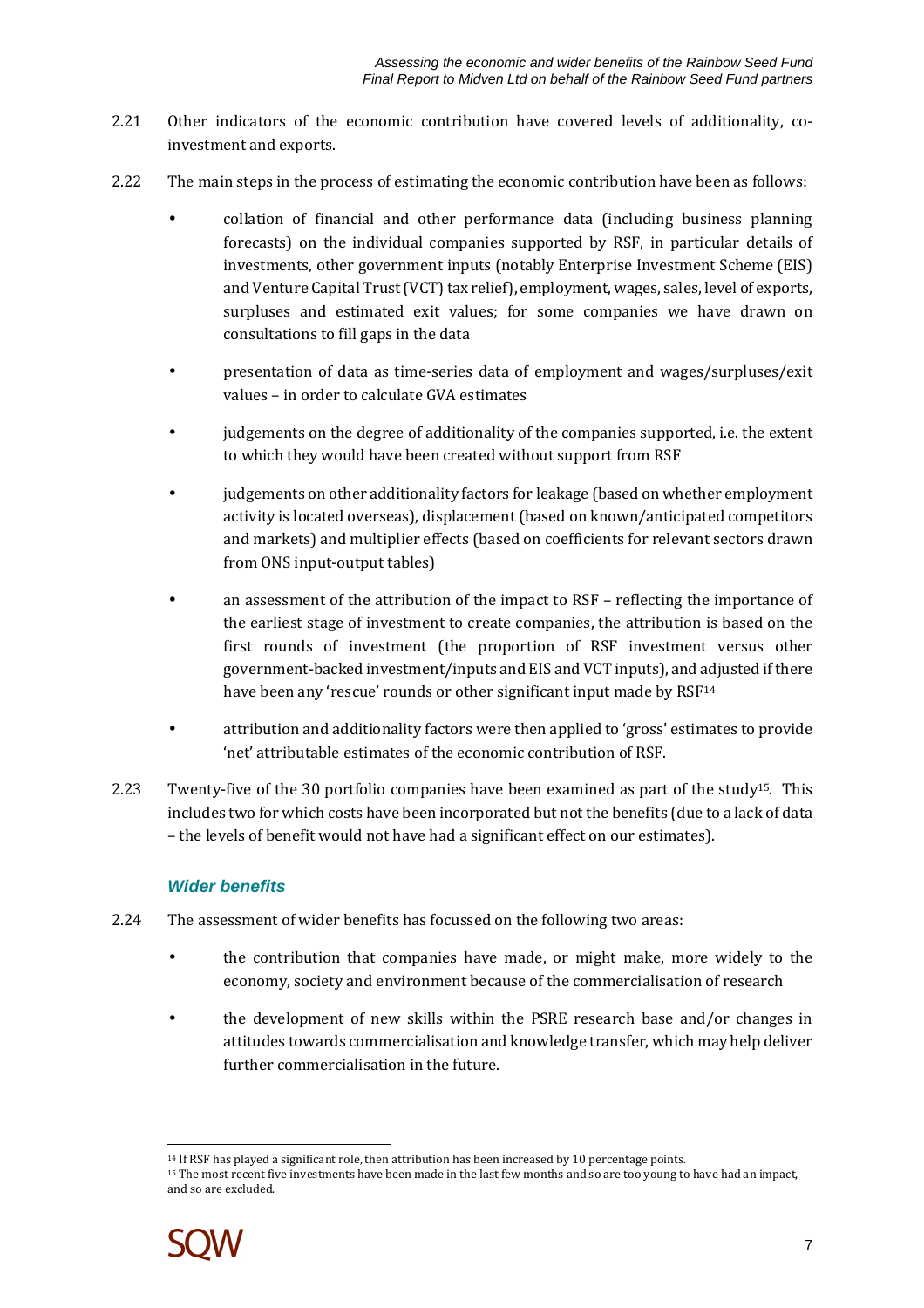2.21 Other indicators of the economic contribution have covered levels of additionality, co-investment and exports.

2.22 The main steps in the process of estimating the economic contribution have been as follows:

- collation of financial and other performance data (including business planning forecasts) on the individual companies supported by RSF, in particular details of investments, other government inputs (notably Enterprise Investment Scheme (EIS) and Venture Capital Trust (VCT) tax relief), employment, wages, sales, level of exports, surpluses and estimated exit values; for some companies we have drawn on consultations to fill gaps in the data
- presentation of data as time-series data of employment and wages/surpluses/exit values – in order to calculate GVA estimates
- judgements on the degree of additionality of the companies supported, i.e. the extent to which they would have been created without support from RSF
- judgements on other additionality factors for leakage (based on whether employment activity is located overseas), displacement (based on known/anticipated competitors and markets) and multiplier effects (based on coefficients for relevant sectors drawn from ONS input-output tables)
- an assessment of the attribution of the impact to RSF – reflecting the importance of the earliest stage of investment to create companies, the attribution is based on the first rounds of investment (the proportion of RSF investment versus other government-backed investment/inputs and EIS and VCT inputs), and adjusted if there have been any 'rescue' rounds or other significant input made by RSF[14]
- attribution and additionality factors were then applied to 'gross' estimates to provide 'net' attributable estimates of the economic contribution of RSF.

2.23 Twenty-five of the 30 portfolio companies have been examined as part of the study[15]. This includes two for which costs have been incorporated but not the benefits (due to a lack of data – the levels of benefit would not have had a significant effect on our estimates).

### *Wider benefits*

2.24 The assessment of wider benefits has focussed on the following two areas:

- the contribution that companies have made, or might make, more widely to the economy, society and environment because of the commercialisation of research
- the development of new skills within the PSRE research base and/or changes in attitudes towards commercialisation and knowledge transfer, which may help deliver further commercialisation in the future.

[14] If RSF has played a significant role, then attribution has been increased by 10 percentage points.

[15] The most recent five investments have been made in the last few months and so are too young to have had an impact, and so are excluded.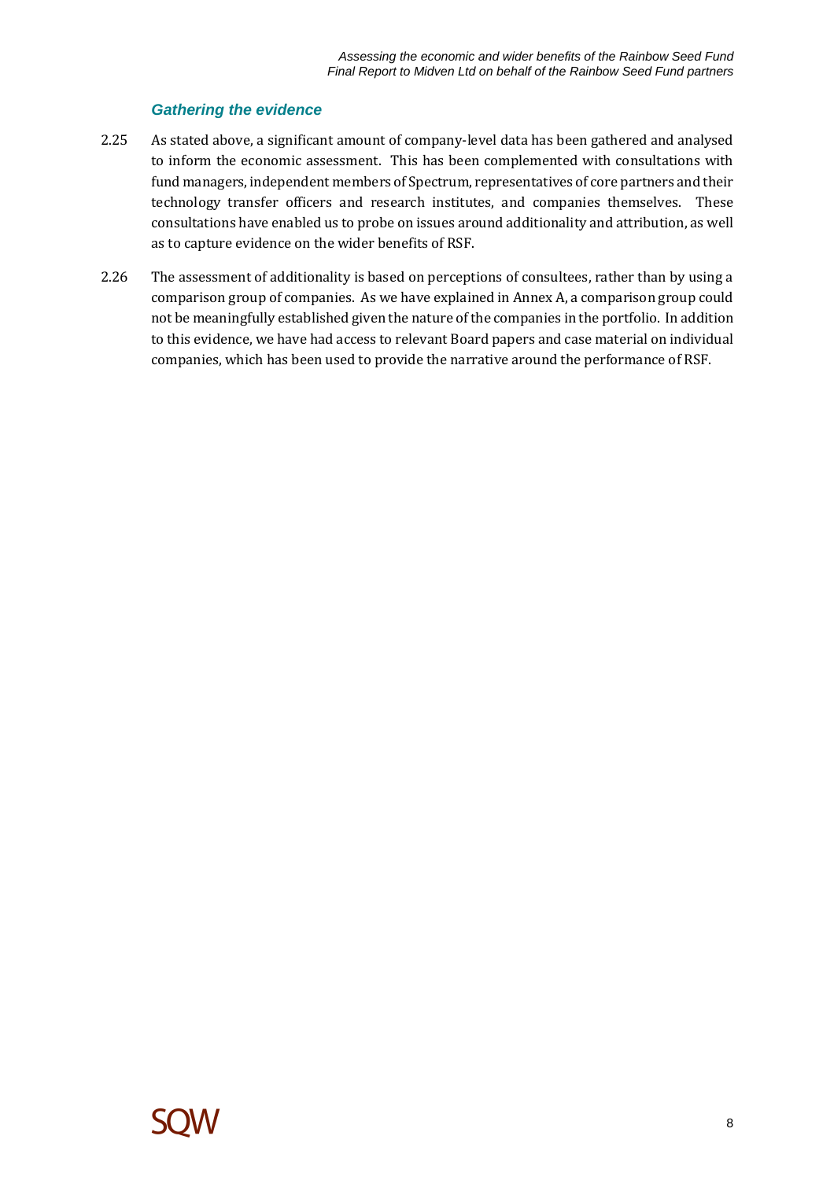### *Gathering the evidence*

2.25 As stated above, a significant amount of company-level data has been gathered and analysed to inform the economic assessment. This has been complemented with consultations with fund managers, independent members of Spectrum, representatives of core partners and their technology transfer officers and research institutes, and companies themselves. These consultations have enabled us to probe on issues around additionality and attribution, as well as to capture evidence on the wider benefits of RSF.

2.26 The assessment of additionality is based on perceptions of consultees, rather than by using a comparison group of companies. As we have explained in Annex A, a comparison group could not be meaningfully established given the nature of the companies in the portfolio. In addition to this evidence, we have had access to relevant Board papers and case material on individual companies, which has been used to provide the narrative around the performance of RSF.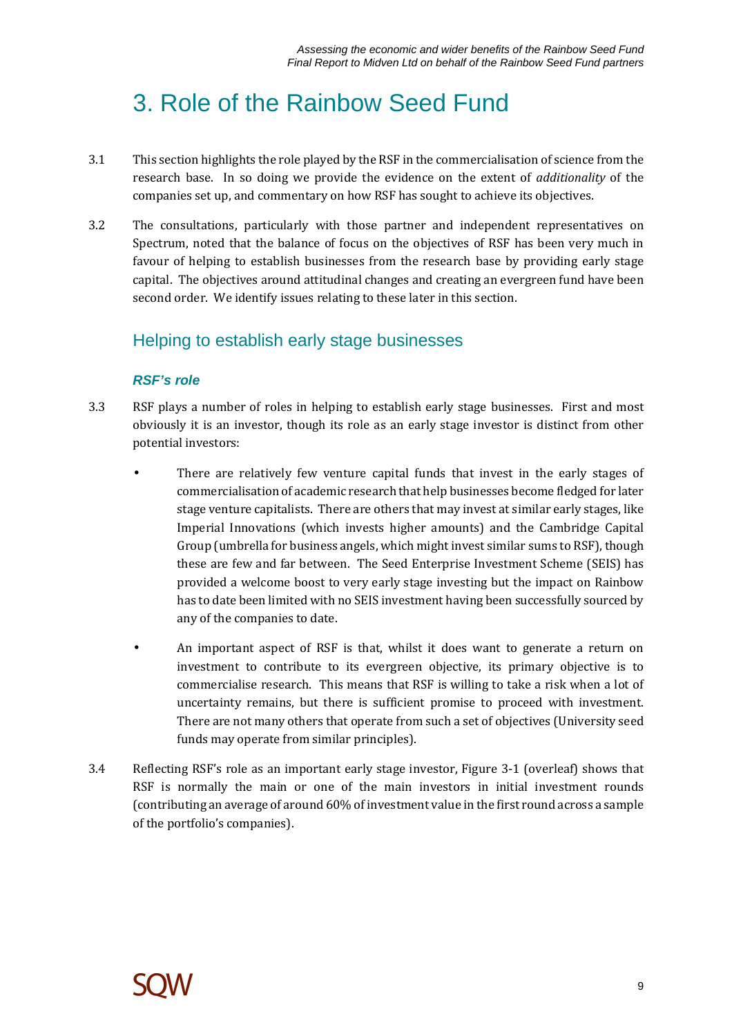# 3. Role of the Rainbow Seed Fund

3.1 This section highlights the role played by the RSF in the commercialisation of science from the research base. In so doing we provide the evidence on the extent of *additionality* of the companies set up, and commentary on how RSF has sought to achieve its objectives.

3.2 The consultations, particularly with those partner and independent representatives on Spectrum, noted that the balance of focus on the objectives of RSF has been very much in favour of helping to establish businesses from the research base by providing early stage capital. The objectives around attitudinal changes and creating an evergreen fund have been second order. We identify issues relating to these later in this section.

## Helping to establish early stage businesses

### *RSF's role*

3.3 RSF plays a number of roles in helping to establish early stage businesses. First and most obviously it is an investor, though its role as an early stage investor is distinct from other potential investors:

- There are relatively few venture capital funds that invest in the early stages of commercialisation of academic research that help businesses become fledged for later stage venture capitalists. There are others that may invest at similar early stages, like Imperial Innovations (which invests higher amounts) and the Cambridge Capital Group (umbrella for business angels, which might invest similar sums to RSF), though these are few and far between. The Seed Enterprise Investment Scheme (SEIS) has provided a welcome boost to very early stage investing but the impact on Rainbow has to date been limited with no SEIS investment having been successfully sourced by any of the companies to date.
- An important aspect of RSF is that, whilst it does want to generate a return on investment to contribute to its evergreen objective, its primary objective is to commercialise research. This means that RSF is willing to take a risk when a lot of uncertainty remains, but there is sufficient promise to proceed with investment. There are not many others that operate from such a set of objectives (University seed funds may operate from similar principles).

3.4 Reflecting RSF's role as an important early stage investor, Figure 3-1 (overleaf) shows that RSF is normally the main or one of the main investors in initial investment rounds (contributing an average of around 60% of investment value in the first round across a sample of the portfolio's companies).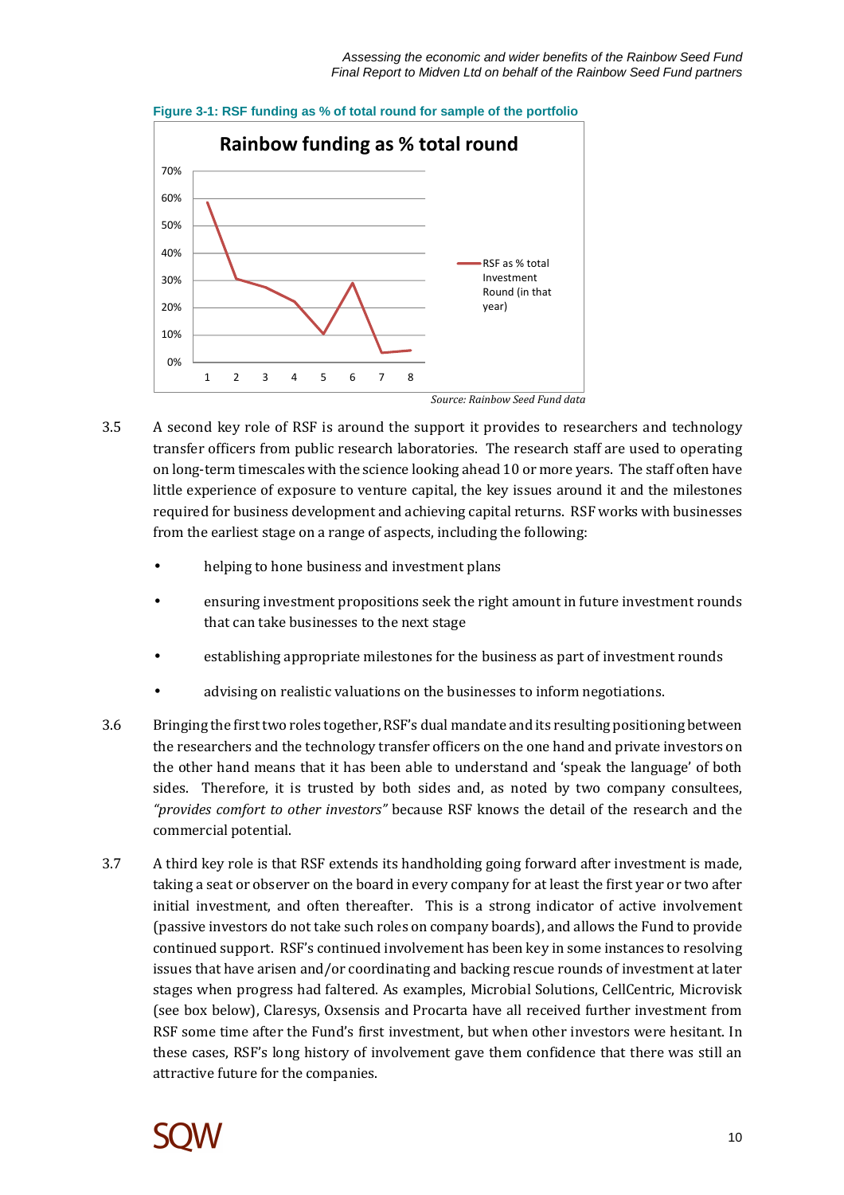**Figure 3-1: RSF funding as % of total round for sample of the portfolio**

Source: Rainbow Seed Fund data

3.5 A second key role of RSF is around the support it provides to researchers and technology transfer officers from public research laboratories. The research staff are used to operating on long-term timescales with the science looking ahead 10 or more years. The staff often have little experience of exposure to venture capital, the key issues around it and the milestones required for business development and achieving capital returns. RSF works with businesses from the earliest stage on a range of aspects, including the following:

- helping to hone business and investment plans
- ensuring investment propositions seek the right amount in future investment rounds that can take businesses to the next stage
- establishing appropriate milestones for the business as part of investment rounds
- advising on realistic valuations on the businesses to inform negotiations.

3.6 Bringing the first two roles together, RSF's dual mandate and its resulting positioning between the researchers and the technology transfer officers on the one hand and private investors on the other hand means that it has been able to understand and 'speak the language' of both sides. Therefore, it is trusted by both sides and, as noted by two company consultees, *"provides comfort to other investors"* because RSF knows the detail of the research and the commercial potential.

3.7 A third key role is that RSF extends its handholding going forward after investment is made, taking a seat or observer on the board in every company for at least the first year or two after initial investment, and often thereafter. This is a strong indicator of active involvement (passive investors do not take such roles on company boards), and allows the Fund to provide continued support. RSF's continued involvement has been key in some instances to resolving issues that have arisen and/or coordinating and backing rescue rounds of investment at later stages when progress had faltered. As examples, Microbial Solutions, CellCentric, Microvisk (see box below), Claresys, Oxsensis and Procarta have all received further investment from RSF some time after the Fund's first investment, but when other investors were hesitant. In these cases, RSF's long history of involvement gave them confidence that there was still an attractive future for the companies.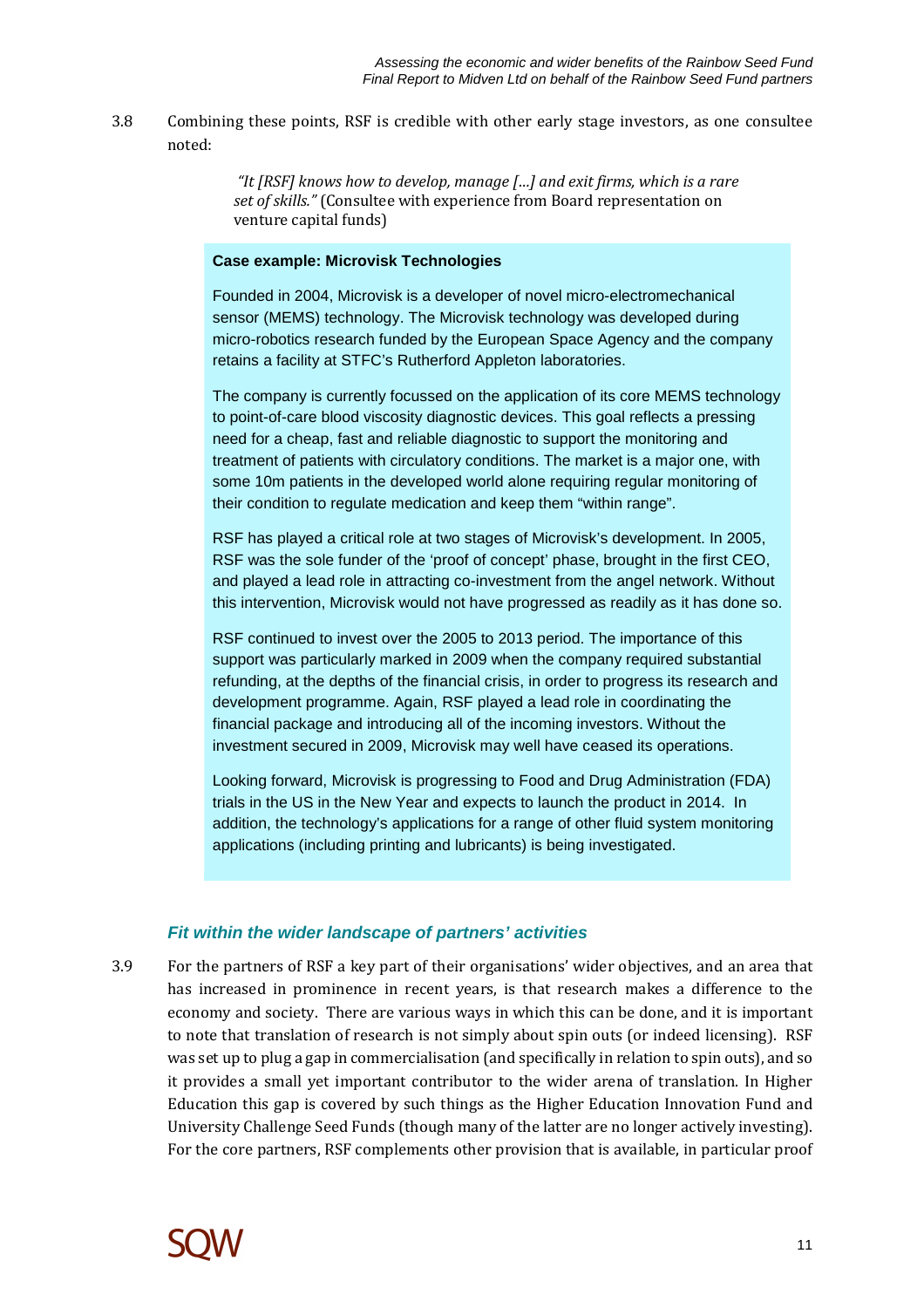3.8 Combining these points, RSF is credible with other early stage investors, as one consultee noted:

> *"It [RSF] knows how to develop, manage […] and exit firms, which is a rare set of skills."* (Consultee with experience from Board representation on venture capital funds)

> **Case example: Microvisk Technologies**
>
> Founded in 2004, Microvisk is a developer of novel micro-electromechanical sensor (MEMS) technology. The Microvisk technology was developed during micro-robotics research funded by the European Space Agency and the company retains a facility at STFC's Rutherford Appleton laboratories.
>
> The company is currently focussed on the application of its core MEMS technology to point-of-care blood viscosity diagnostic devices. This goal reflects a pressing need for a cheap, fast and reliable diagnostic to support the monitoring and treatment of patients with circulatory conditions. The market is a major one, with some 10m patients in the developed world alone requiring regular monitoring of their condition to regulate medication and keep them "within range".
>
> RSF has played a critical role at two stages of Microvisk's development. In 2005, RSF was the sole funder of the 'proof of concept' phase, brought in the first CEO, and played a lead role in attracting co-investment from the angel network. Without this intervention, Microvisk would not have progressed as readily as it has done so.
>
> RSF continued to invest over the 2005 to 2013 period. The importance of this support was particularly marked in 2009 when the company required substantial refunding, at the depths of the financial crisis, in order to progress its research and development programme. Again, RSF played a lead role in coordinating the financial package and introducing all of the incoming investors. Without the investment secured in 2009, Microvisk may well have ceased its operations.
>
> Looking forward, Microvisk is progressing to Food and Drug Administration (FDA) trials in the US in the New Year and expects to launch the product in 2014. In addition, the technology's applications for a range of other fluid system monitoring applications (including printing and lubricants) is being investigated.

### *Fit within the wider landscape of partners' activities*

3.9 For the partners of RSF a key part of their organisations' wider objectives, and an area that has increased in prominence in recent years, is that research makes a difference to the economy and society. There are various ways in which this can be done, and it is important to note that translation of research is not simply about spin outs (or indeed licensing). RSF was set up to plug a gap in commercialisation (and specifically in relation to spin outs), and so it provides a small yet important contributor to the wider arena of translation. In Higher Education this gap is covered by such things as the Higher Education Innovation Fund and University Challenge Seed Funds (though many of the latter are no longer actively investing). For the core partners, RSF complements other provision that is available, in particular proof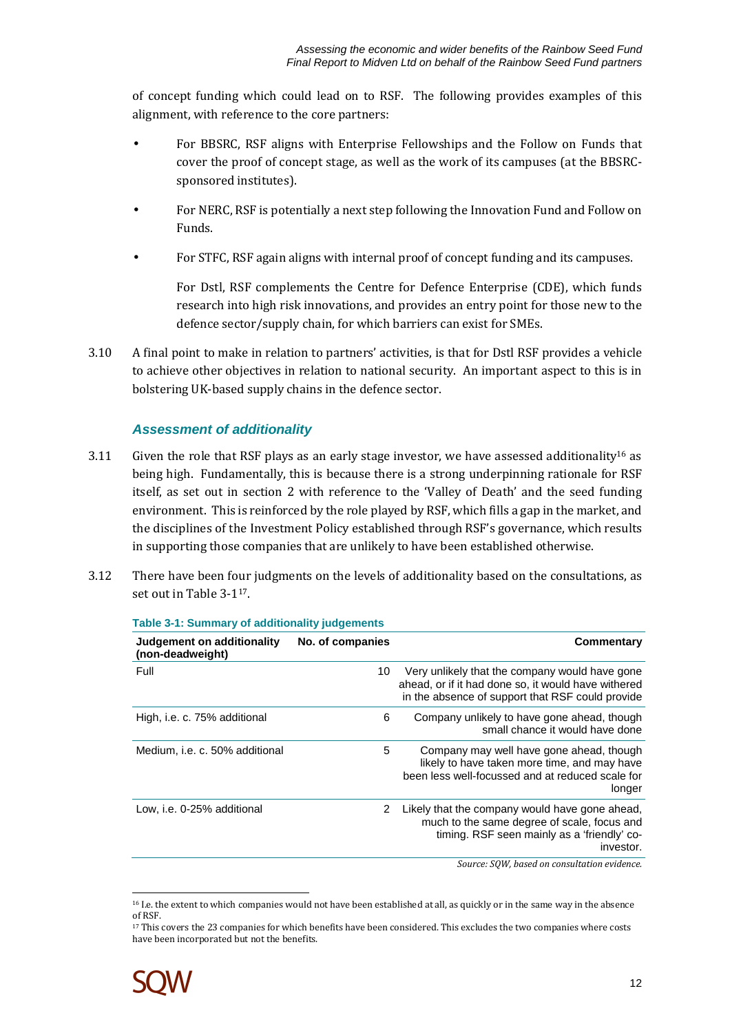of concept funding which could lead on to RSF. The following provides examples of this alignment, with reference to the core partners:

- For BBSRC, RSF aligns with Enterprise Fellowships and the Follow on Funds that cover the proof of concept stage, as well as the work of its campuses (at the BBSRC-sponsored institutes).
- For NERC, RSF is potentially a next step following the Innovation Fund and Follow on Funds.
- For STFC, RSF again aligns with internal proof of concept funding and its campuses.

  For Dstl, RSF complements the Centre for Defence Enterprise (CDE), which funds research into high risk innovations, and provides an entry point for those new to the defence sector/supply chain, for which barriers can exist for SMEs.

3.10 A final point to make in relation to partners' activities, is that for Dstl RSF provides a vehicle to achieve other objectives in relation to national security. An important aspect to this is in bolstering UK-based supply chains in the defence sector.

### *Assessment of additionality*

3.11 Given the role that RSF plays as an early stage investor, we have assessed additionality[16] as being high. Fundamentally, this is because there is a strong underpinning rationale for RSF itself, as set out in section 2 with reference to the 'Valley of Death' and the seed funding environment. This is reinforced by the role played by RSF, which fills a gap in the market, and the disciplines of the Investment Policy established through RSF's governance, which results in supporting those companies that are unlikely to have been established otherwise.

3.12 There have been four judgments on the levels of additionality based on the consultations, as set out in Table 3-1[17].

**Table 3-1: Summary of additionality judgements**

| Judgement on additionality (non-deadweight) | No. of companies | Commentary |
|---|---|---|
| Full | 10 | Very unlikely that the company would have gone ahead, or if it had done so, it would have withered in the absence of support that RSF could provide |
| High, i.e. c. 75% additional | 6 | Company unlikely to have gone ahead, though small chance it would have done |
| Medium, i.e. c. 50% additional | 5 | Company may well have gone ahead, though likely to have taken more time, and may have been less well-focussed and at reduced scale for longer |
| Low, i.e. 0-25% additional | 2 | Likely that the company would have gone ahead, much to the same degree of scale, focus and timing. RSF seen mainly as a 'friendly' co-investor. |

*Source: SQW, based on consultation evidence.*

[16] I.e. the extent to which companies would not have been established at all, as quickly or in the same way in the absence of RSF.

[17] This covers the 23 companies for which benefits have been considered. This excludes the two companies where costs have been incorporated but not the benefits.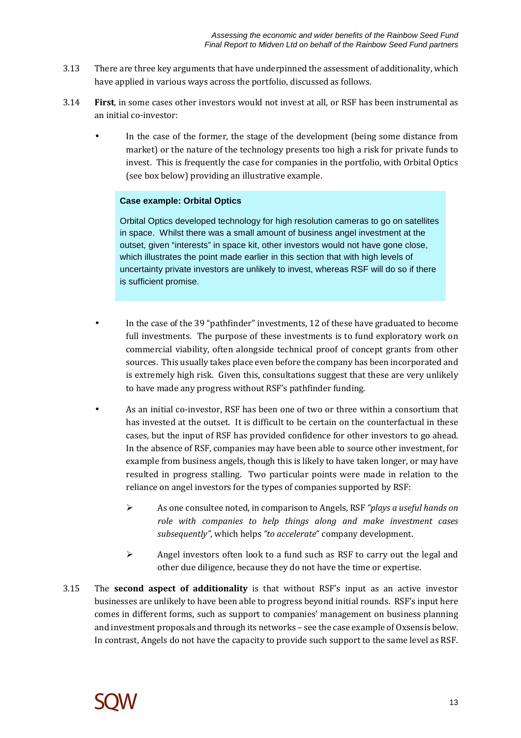3.13 There are three key arguments that have underpinned the assessment of additionality, which have applied in various ways across the portfolio, discussed as follows.

3.14 **First**, in some cases other investors would not invest at all, or RSF has been instrumental as an initial co-investor:

- In the case of the former, the stage of the development (being some distance from market) or the nature of the technology presents too high a risk for private funds to invest. This is frequently the case for companies in the portfolio, with Orbital Optics (see box below) providing an illustrative example.

> **Case example: Orbital Optics**
>
> Orbital Optics developed technology for high resolution cameras to go on satellites in space. Whilst there was a small amount of business angel investment at the outset, given "interests" in space kit, other investors would not have gone close, which illustrates the point made earlier in this section that with high levels of uncertainty private investors are unlikely to invest, whereas RSF will do so if there is sufficient promise.

- In the case of the 39 "pathfinder" investments, 12 of these have graduated to become full investments. The purpose of these investments is to fund exploratory work on commercial viability, often alongside technical proof of concept grants from other sources. This usually takes place even before the company has been incorporated and is extremely high risk. Given this, consultations suggest that these are very unlikely to have made any progress without RSF's pathfinder funding.

- As an initial co-investor, RSF has been one of two or three within a consortium that has invested at the outset. It is difficult to be certain on the counterfactual in these cases, but the input of RSF has provided confidence for other investors to go ahead. In the absence of RSF, companies may have been able to source other investment, for example from business angels, though this is likely to have taken longer, or may have resulted in progress stalling. Two particular points were made in relation to the reliance on angel investors for the types of companies supported by RSF:
  - As one consultee noted, in comparison to Angels, RSF *"plays a useful hands on role with companies to help things along and make investment cases subsequently"*, which helps *"to accelerate*" company development.
  - Angel investors often look to a fund such as RSF to carry out the legal and other due diligence, because they do not have the time or expertise.

3.15 The **second aspect of additionality** is that without RSF's input as an active investor businesses are unlikely to have been able to progress beyond initial rounds. RSF's input here comes in different forms, such as support to companies' management on business planning and investment proposals and through its networks – see the case example of Oxsensis below. In contrast, Angels do not have the capacity to provide such support to the same level as RSF.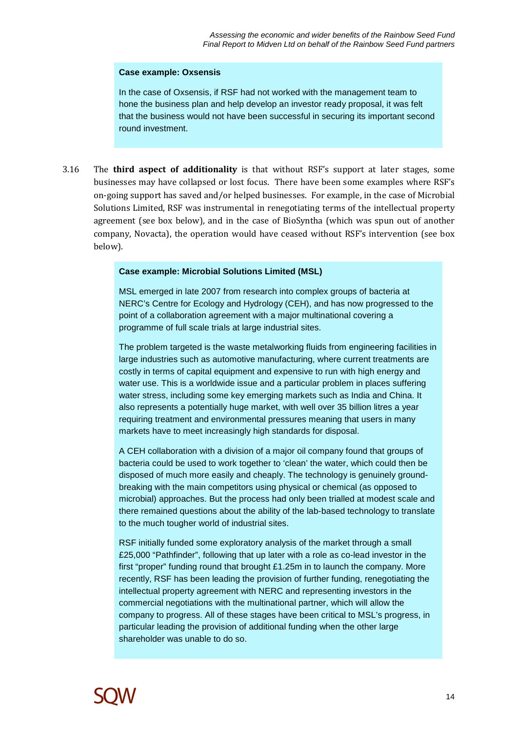**Case example: Oxsensis**

In the case of Oxsensis, if RSF had not worked with the management team to hone the business plan and help develop an investor ready proposal, it was felt that the business would not have been successful in securing its important second round investment.

3.16 The **third aspect of additionality** is that without RSF's support at later stages, some businesses may have collapsed or lost focus. There have been some examples where RSF's on-going support has saved and/or helped businesses. For example, in the case of Microbial Solutions Limited, RSF was instrumental in renegotiating terms of the intellectual property agreement (see box below), and in the case of BioSyntha (which was spun out of another company, Novacta), the operation would have ceased without RSF's intervention (see box below).

**Case example: Microbial Solutions Limited (MSL)**

MSL emerged in late 2007 from research into complex groups of bacteria at NERC's Centre for Ecology and Hydrology (CEH), and has now progressed to the point of a collaboration agreement with a major multinational covering a programme of full scale trials at large industrial sites.

The problem targeted is the waste metalworking fluids from engineering facilities in large industries such as automotive manufacturing, where current treatments are costly in terms of capital equipment and expensive to run with high energy and water use. This is a worldwide issue and a particular problem in places suffering water stress, including some key emerging markets such as India and China. It also represents a potentially huge market, with well over 35 billion litres a year requiring treatment and environmental pressures meaning that users in many markets have to meet increasingly high standards for disposal.

A CEH collaboration with a division of a major oil company found that groups of bacteria could be used to work together to 'clean' the water, which could then be disposed of much more easily and cheaply. The technology is genuinely ground-breaking with the main competitors using physical or chemical (as opposed to microbial) approaches. But the process had only been trialled at modest scale and there remained questions about the ability of the lab-based technology to translate to the much tougher world of industrial sites.

RSF initially funded some exploratory analysis of the market through a small £25,000 "Pathfinder", following that up later with a role as co-lead investor in the first "proper" funding round that brought £1.25m in to launch the company. More recently, RSF has been leading the provision of further funding, renegotiating the intellectual property agreement with NERC and representing investors in the commercial negotiations with the multinational partner, which will allow the company to progress. All of these stages have been critical to MSL's progress, in particular leading the provision of additional funding when the other large shareholder was unable to do so.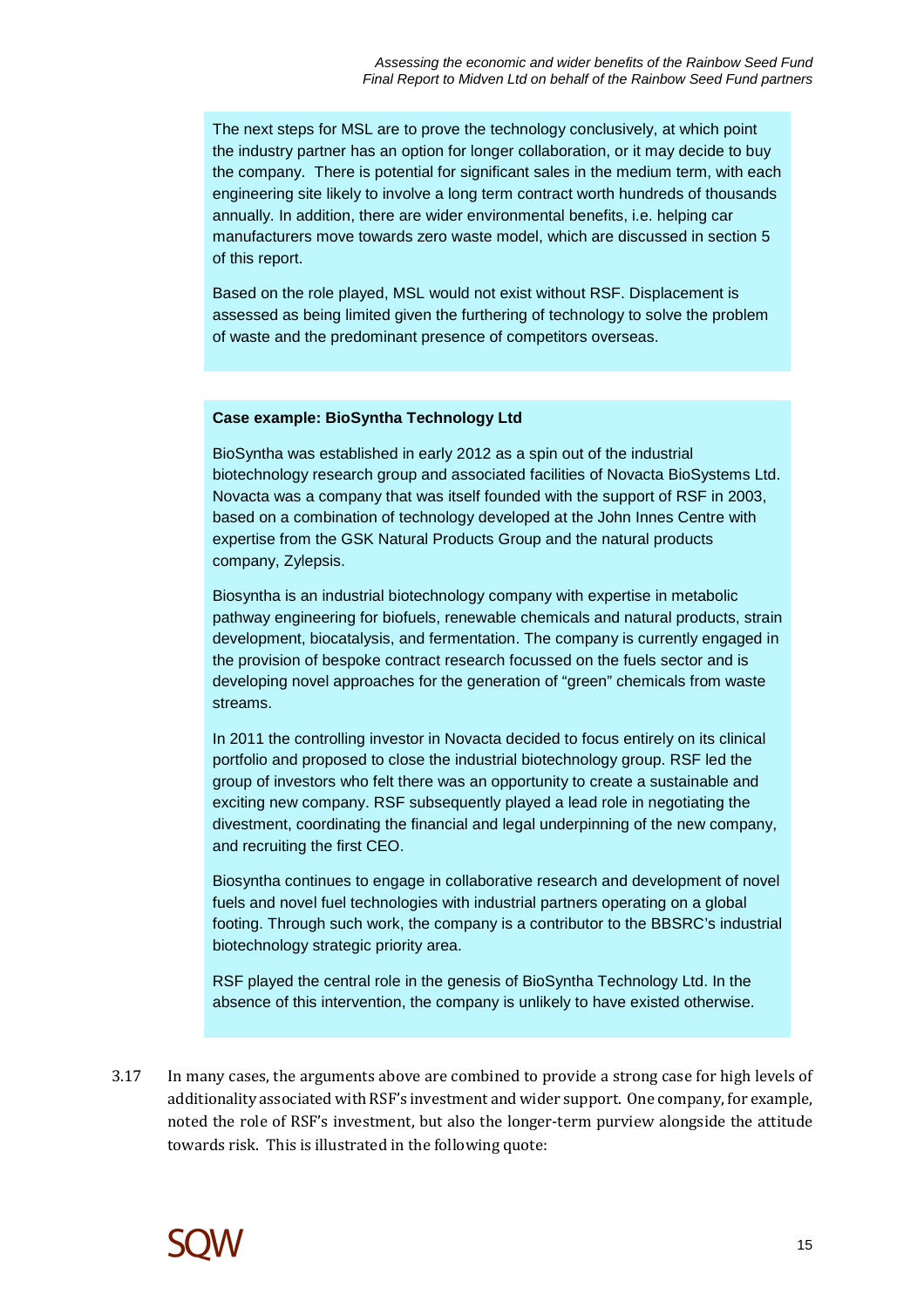The next steps for MSL are to prove the technology conclusively, at which point the industry partner has an option for longer collaboration, or it may decide to buy the company. There is potential for significant sales in the medium term, with each engineering site likely to involve a long term contract worth hundreds of thousands annually. In addition, there are wider environmental benefits, i.e. helping car manufacturers move towards zero waste model, which are discussed in section 5 of this report.

Based on the role played, MSL would not exist without RSF. Displacement is assessed as being limited given the furthering of technology to solve the problem of waste and the predominant presence of competitors overseas.

**Case example: BioSyntha Technology Ltd**

BioSyntha was established in early 2012 as a spin out of the industrial biotechnology research group and associated facilities of Novacta BioSystems Ltd. Novacta was a company that was itself founded with the support of RSF in 2003, based on a combination of technology developed at the John Innes Centre with expertise from the GSK Natural Products Group and the natural products company, Zylepsis.

Biosyntha is an industrial biotechnology company with expertise in metabolic pathway engineering for biofuels, renewable chemicals and natural products, strain development, biocatalysis, and fermentation. The company is currently engaged in the provision of bespoke contract research focussed on the fuels sector and is developing novel approaches for the generation of "green" chemicals from waste streams.

In 2011 the controlling investor in Novacta decided to focus entirely on its clinical portfolio and proposed to close the industrial biotechnology group. RSF led the group of investors who felt there was an opportunity to create a sustainable and exciting new company. RSF subsequently played a lead role in negotiating the divestment, coordinating the financial and legal underpinning of the new company, and recruiting the first CEO.

Biosyntha continues to engage in collaborative research and development of novel fuels and novel fuel technologies with industrial partners operating on a global footing. Through such work, the company is a contributor to the BBSRC's industrial biotechnology strategic priority area.

RSF played the central role in the genesis of BioSyntha Technology Ltd. In the absence of this intervention, the company is unlikely to have existed otherwise.

3.17 In many cases, the arguments above are combined to provide a strong case for high levels of additionality associated with RSF's investment and wider support. One company, for example, noted the role of RSF's investment, but also the longer-term purview alongside the attitude towards risk. This is illustrated in the following quote: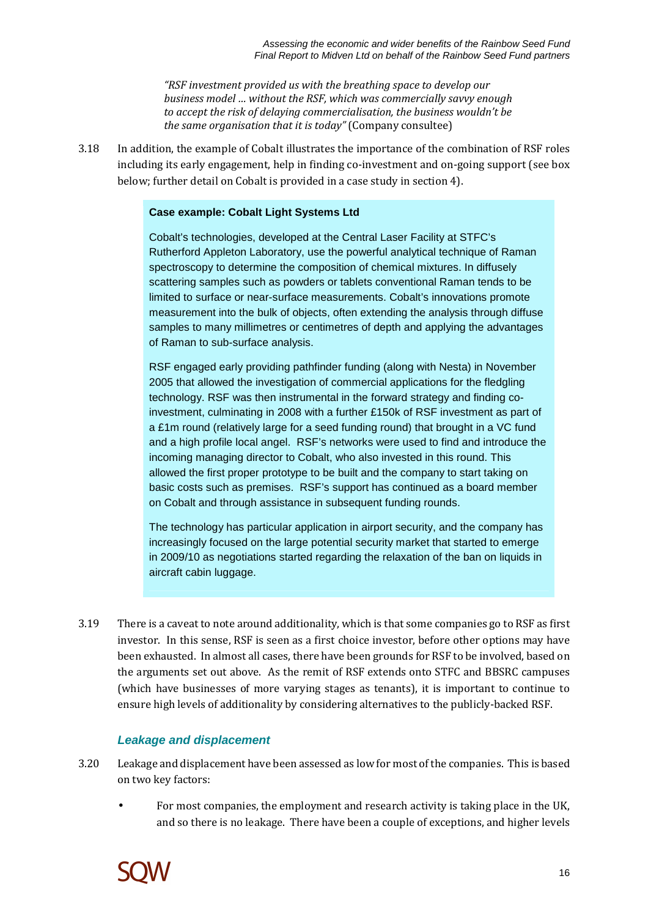> *"RSF investment provided us with the breathing space to develop our business model ... without the RSF, which was commercially savvy enough to accept the risk of delaying commercialisation, the business wouldn't be the same organisation that it is today"* (Company consultee)

3.18 In addition, the example of Cobalt illustrates the importance of the combination of RSF roles including its early engagement, help in finding co-investment and on-going support (see box below; further detail on Cobalt is provided in a case study in section 4).

> **Case example: Cobalt Light Systems Ltd**
>
> Cobalt's technologies, developed at the Central Laser Facility at STFC's Rutherford Appleton Laboratory, use the powerful analytical technique of Raman spectroscopy to determine the composition of chemical mixtures. In diffusely scattering samples such as powders or tablets conventional Raman tends to be limited to surface or near-surface measurements. Cobalt's innovations promote measurement into the bulk of objects, often extending the analysis through diffuse samples to many millimetres or centimetres of depth and applying the advantages of Raman to sub-surface analysis.
>
> RSF engaged early providing pathfinder funding (along with Nesta) in November 2005 that allowed the investigation of commercial applications for the fledgling technology. RSF was then instrumental in the forward strategy and finding co-investment, culminating in 2008 with a further £150k of RSF investment as part of a £1m round (relatively large for a seed funding round) that brought in a VC fund and a high profile local angel. RSF's networks were used to find and introduce the incoming managing director to Cobalt, who also invested in this round. This allowed the first proper prototype to be built and the company to start taking on basic costs such as premises. RSF's support has continued as a board member on Cobalt and through assistance in subsequent funding rounds.
>
> The technology has particular application in airport security, and the company has increasingly focused on the large potential security market that started to emerge in 2009/10 as negotiations started regarding the relaxation of the ban on liquids in aircraft cabin luggage.

3.19 There is a caveat to note around additionality, which is that some companies go to RSF as first investor. In this sense, RSF is seen as a first choice investor, before other options may have been exhausted. In almost all cases, there have been grounds for RSF to be involved, based on the arguments set out above. As the remit of RSF extends onto STFC and BBSRC campuses (which have businesses of more varying stages as tenants), it is important to continue to ensure high levels of additionality by considering alternatives to the publicly-backed RSF.

### *Leakage and displacement*

3.20 Leakage and displacement have been assessed as low for most of the companies. This is based on two key factors:

- For most companies, the employment and research activity is taking place in the UK, and so there is no leakage. There have been a couple of exceptions, and higher levels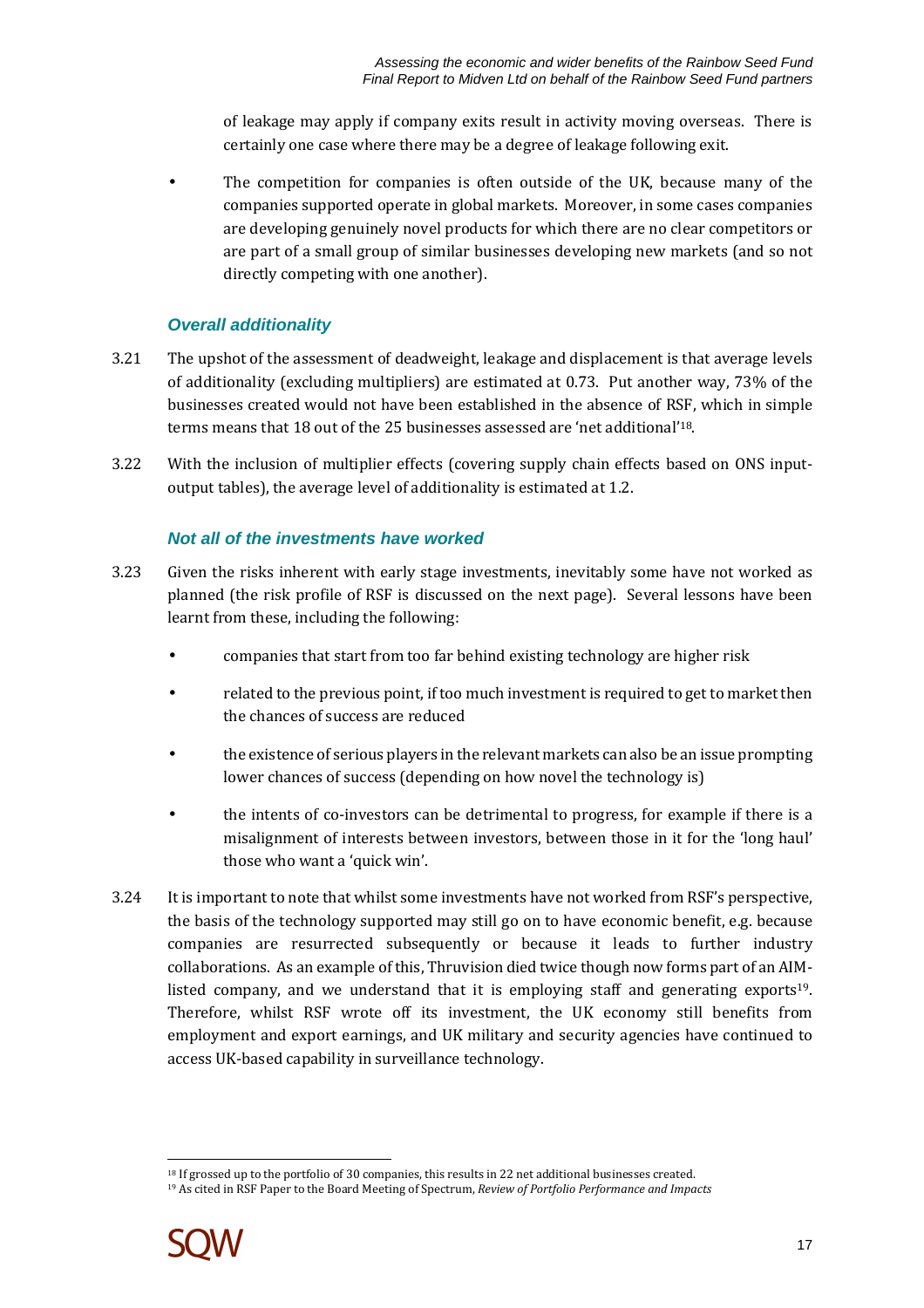of leakage may apply if company exits result in activity moving overseas. There is certainly one case where there may be a degree of leakage following exit.

- The competition for companies is often outside of the UK, because many of the companies supported operate in global markets. Moreover, in some cases companies are developing genuinely novel products for which there are no clear competitors or are part of a small group of similar businesses developing new markets (and so not directly competing with one another).

### *Overall additionality*

3.21 The upshot of the assessment of deadweight, leakage and displacement is that average levels of additionality (excluding multipliers) are estimated at 0.73. Put another way, 73% of the businesses created would not have been established in the absence of RSF, which in simple terms means that 18 out of the 25 businesses assessed are 'net additional'[18].

3.22 With the inclusion of multiplier effects (covering supply chain effects based on ONS input-output tables), the average level of additionality is estimated at 1.2.

### *Not all of the investments have worked*

3.23 Given the risks inherent with early stage investments, inevitably some have not worked as planned (the risk profile of RSF is discussed on the next page). Several lessons have been learnt from these, including the following:

- companies that start from too far behind existing technology are higher risk
- related to the previous point, if too much investment is required to get to market then the chances of success are reduced
- the existence of serious players in the relevant markets can also be an issue prompting lower chances of success (depending on how novel the technology is)
- the intents of co-investors can be detrimental to progress, for example if there is a misalignment of interests between investors, between those in it for the 'long haul' those who want a 'quick win'.

3.24 It is important to note that whilst some investments have not worked from RSF's perspective, the basis of the technology supported may still go on to have economic benefit, e.g. because companies are resurrected subsequently or because it leads to further industry collaborations. As an example of this, Thruvision died twice though now forms part of an AIM-listed company, and we understand that it is employing staff and generating exports[19]. Therefore, whilst RSF wrote off its investment, the UK economy still benefits from employment and export earnings, and UK military and security agencies have continued to access UK-based capability in surveillance technology.

[18] If grossed up to the portfolio of 30 companies, this results in 22 net additional businesses created.

[19] As cited in RSF Paper to the Board Meeting of Spectrum, *Review of Portfolio Performance and Impacts*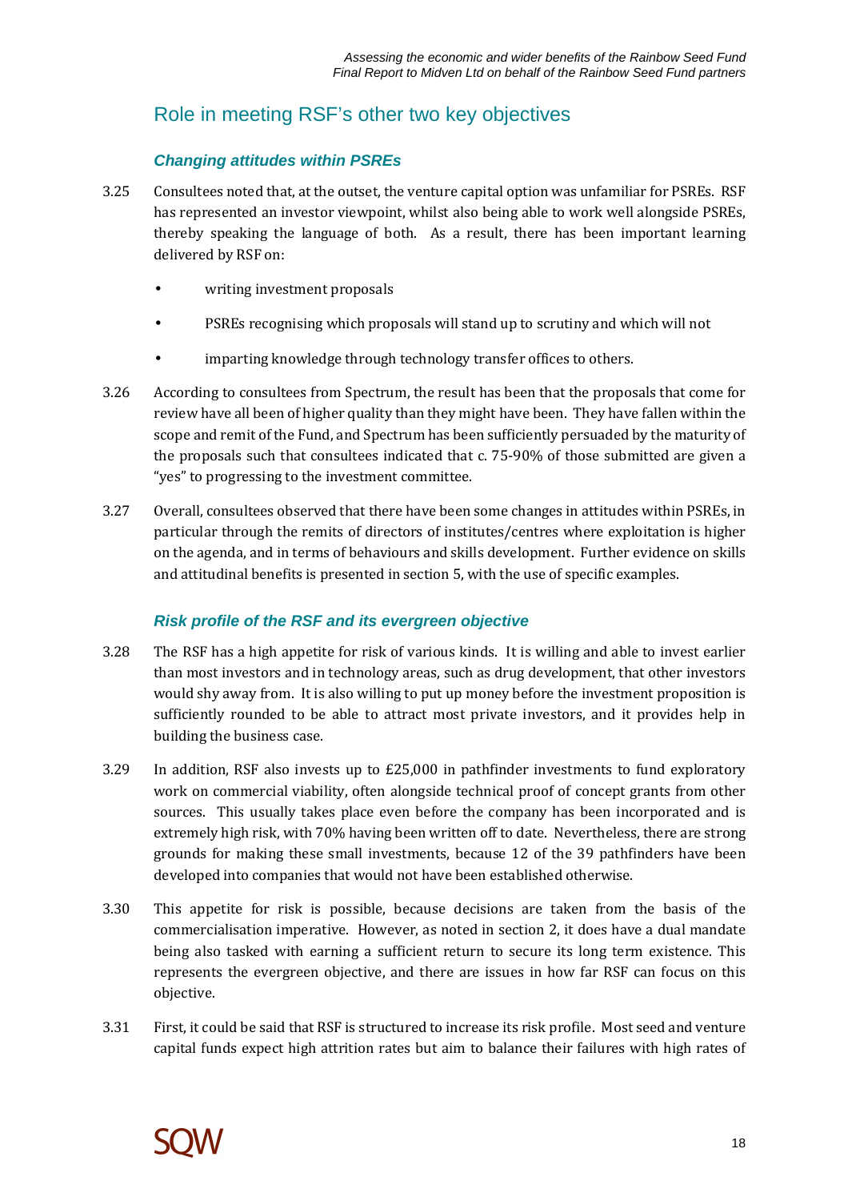## Role in meeting RSF's other two key objectives

### *Changing attitudes within PSREs*

3.25 Consultees noted that, at the outset, the venture capital option was unfamiliar for PSREs. RSF has represented an investor viewpoint, whilst also being able to work well alongside PSREs, thereby speaking the language of both. As a result, there has been important learning delivered by RSF on:

- writing investment proposals
- PSREs recognising which proposals will stand up to scrutiny and which will not
- imparting knowledge through technology transfer offices to others.

3.26 According to consultees from Spectrum, the result has been that the proposals that come for review have all been of higher quality than they might have been. They have fallen within the scope and remit of the Fund, and Spectrum has been sufficiently persuaded by the maturity of the proposals such that consultees indicated that c. 75-90% of those submitted are given a "yes" to progressing to the investment committee.

3.27 Overall, consultees observed that there have been some changes in attitudes within PSREs, in particular through the remits of directors of institutes/centres where exploitation is higher on the agenda, and in terms of behaviours and skills development. Further evidence on skills and attitudinal benefits is presented in section 5, with the use of specific examples.

### *Risk profile of the RSF and its evergreen objective*

3.28 The RSF has a high appetite for risk of various kinds. It is willing and able to invest earlier than most investors and in technology areas, such as drug development, that other investors would shy away from. It is also willing to put up money before the investment proposition is sufficiently rounded to be able to attract most private investors, and it provides help in building the business case.

3.29 In addition, RSF also invests up to £25,000 in pathfinder investments to fund exploratory work on commercial viability, often alongside technical proof of concept grants from other sources. This usually takes place even before the company has been incorporated and is extremely high risk, with 70% having been written off to date. Nevertheless, there are strong grounds for making these small investments, because 12 of the 39 pathfinders have been developed into companies that would not have been established otherwise.

3.30 This appetite for risk is possible, because decisions are taken from the basis of the commercialisation imperative. However, as noted in section 2, it does have a dual mandate being also tasked with earning a sufficient return to secure its long term existence. This represents the evergreen objective, and there are issues in how far RSF can focus on this objective.

3.31 First, it could be said that RSF is structured to increase its risk profile. Most seed and venture capital funds expect high attrition rates but aim to balance their failures with high rates of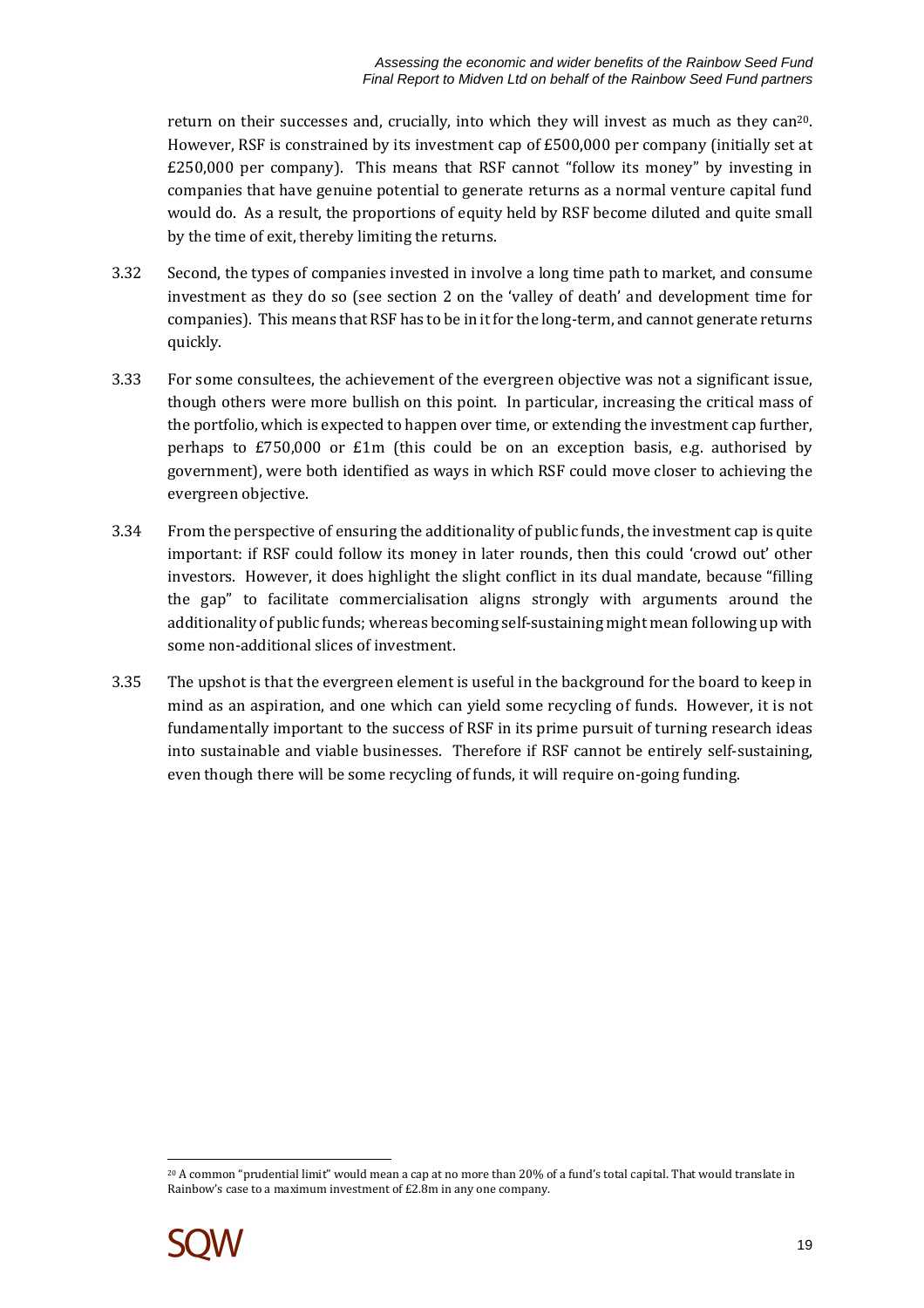return on their successes and, crucially, into which they will invest as much as they can[20]. However, RSF is constrained by its investment cap of £500,000 per company (initially set at £250,000 per company). This means that RSF cannot "follow its money" by investing in companies that have genuine potential to generate returns as a normal venture capital fund would do. As a result, the proportions of equity held by RSF become diluted and quite small by the time of exit, thereby limiting the returns.

3.32 Second, the types of companies invested in involve a long time path to market, and consume investment as they do so (see section 2 on the 'valley of death' and development time for companies). This means that RSF has to be in it for the long-term, and cannot generate returns quickly.

3.33 For some consultees, the achievement of the evergreen objective was not a significant issue, though others were more bullish on this point. In particular, increasing the critical mass of the portfolio, which is expected to happen over time, or extending the investment cap further, perhaps to £750,000 or £1m (this could be on an exception basis, e.g. authorised by government), were both identified as ways in which RSF could move closer to achieving the evergreen objective.

3.34 From the perspective of ensuring the additionality of public funds, the investment cap is quite important: if RSF could follow its money in later rounds, then this could 'crowd out' other investors. However, it does highlight the slight conflict in its dual mandate, because "filling the gap" to facilitate commercialisation aligns strongly with arguments around the additionality of public funds; whereas becoming self-sustaining might mean following up with some non-additional slices of investment.

3.35 The upshot is that the evergreen element is useful in the background for the board to keep in mind as an aspiration, and one which can yield some recycling of funds. However, it is not fundamentally important to the success of RSF in its prime pursuit of turning research ideas into sustainable and viable businesses. Therefore if RSF cannot be entirely self-sustaining, even though there will be some recycling of funds, it will require on-going funding.

[20] A common "prudential limit" would mean a cap at no more than 20% of a fund's total capital. That would translate in Rainbow's case to a maximum investment of £2.8m in any one company.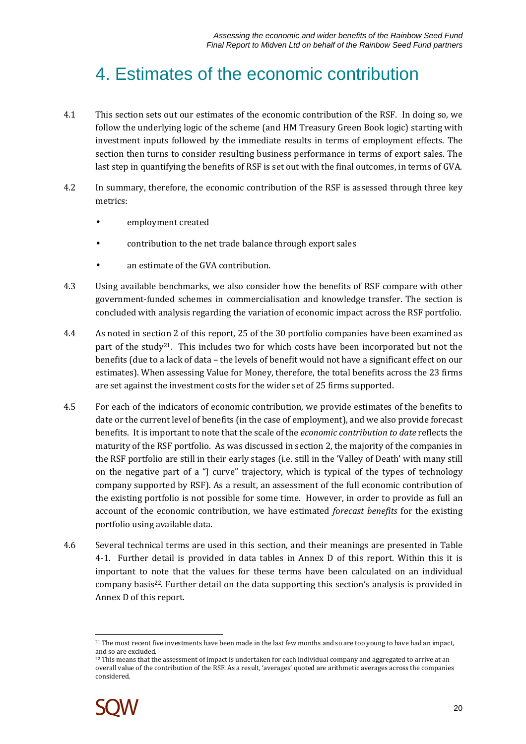# 4. Estimates of the economic contribution

4.1 This section sets out our estimates of the economic contribution of the RSF. In doing so, we follow the underlying logic of the scheme (and HM Treasury Green Book logic) starting with investment inputs followed by the immediate results in terms of employment effects. The section then turns to consider resulting business performance in terms of export sales. The last step in quantifying the benefits of RSF is set out with the final outcomes, in terms of GVA.

4.2 In summary, therefore, the economic contribution of the RSF is assessed through three key metrics:

- employment created
- contribution to the net trade balance through export sales
- an estimate of the GVA contribution.

4.3 Using available benchmarks, we also consider how the benefits of RSF compare with other government-funded schemes in commercialisation and knowledge transfer. The section is concluded with analysis regarding the variation of economic impact across the RSF portfolio.

4.4 As noted in section 2 of this report, 25 of the 30 portfolio companies have been examined as part of the study[21]. This includes two for which costs have been incorporated but not the benefits (due to a lack of data – the levels of benefit would not have a significant effect on our estimates). When assessing Value for Money, therefore, the total benefits across the 23 firms are set against the investment costs for the wider set of 25 firms supported.

4.5 For each of the indicators of economic contribution, we provide estimates of the benefits to date or the current level of benefits (in the case of employment), and we also provide forecast benefits. It is important to note that the scale of the *economic contribution to date* reflects the maturity of the RSF portfolio. As was discussed in section 2, the majority of the companies in the RSF portfolio are still in their early stages (i.e. still in the 'Valley of Death' with many still on the negative part of a "J curve" trajectory, which is typical of the types of technology company supported by RSF). As a result, an assessment of the full economic contribution of the existing portfolio is not possible for some time. However, in order to provide as full an account of the economic contribution, we have estimated *forecast benefits* for the existing portfolio using available data.

4.6 Several technical terms are used in this section, and their meanings are presented in Table 4-1. Further detail is provided in data tables in Annex D of this report. Within this it is important to note that the values for these terms have been calculated on an individual company basis[22]. Further detail on the data supporting this section's analysis is provided in Annex D of this report.

---

[21] The most recent five investments have been made in the last few months and so are too young to have had an impact, and so are excluded.

[22] This means that the assessment of impact is undertaken for each individual company and aggregated to arrive at an overall value of the contribution of the RSF. As a result, 'averages' quoted are arithmetic averages across the companies considered.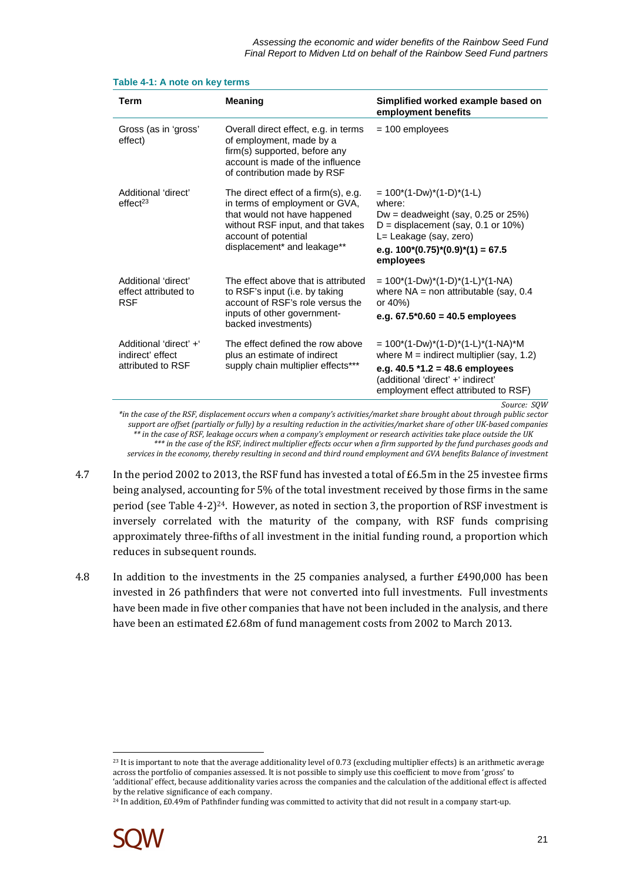**Table 4-1: A note on key terms**

| Term | Meaning | Simplified worked example based on employment benefits |
|---|---|---|
| Gross (as in 'gross' effect) | Overall direct effect, e.g. in terms of employment, made by a firm(s) supported, before any account is made of the influence of contribution made by RSF | = 100 employees |
| Additional 'direct' effect[23] | The direct effect of a firm(s), e.g. in terms of employment or GVA, that would not have happened without RSF input, and that takes account of potential displacement* and leakage** | = 100*(1-Dw)*(1-D)*(1-L) where: Dw = deadweight (say, 0.25 or 25%) D = displacement (say, 0.1 or 10%) L= Leakage (say, zero) **e.g. 100*(0.75)*(0.9)*(1) = 67.5 employees** |
| Additional 'direct' effect attributed to RSF | The effect above that is attributed to RSF's input (i.e. by taking account of RSF's role versus the inputs of other government-backed investments) | = 100*(1-Dw)*(1-D)*(1-L)*(1-NA) where NA = non attributable (say, 0.4 or 40%) **e.g. 67.5*0.60 = 40.5 employees** |
| Additional 'direct' +' indirect' effect attributed to RSF | The effect defined the row above plus an estimate of indirect supply chain multiplier effects*** | = 100*(1-Dw)*(1-D)*(1-L)*(1-NA)*M where M = indirect multiplier (say, 1.2) **e.g. 40.5 *1.2 = 48.6 employees** (additional 'direct' +' indirect' employment effect attributed to RSF) |

*Source: SQW*

*\*in the case of the RSF, displacement occurs when a company's activities/market share brought about through public sector support are offset (partially or fully) by a resulting reduction in the activities/market share of other UK-based companies*
*\*\* in the case of RSF, leakage occurs when a company's employment or research activities take place outside the UK*
*\*\*\* in the case of the RSF, indirect multiplier effects occur when a firm supported by the fund purchases goods and services in the economy, thereby resulting in second and third round employment and GVA benefits Balance of investment*

4.7 In the period 2002 to 2013, the RSF fund has invested a total of £6.5m in the 25 investee firms being analysed, accounting for 5% of the total investment received by those firms in the same period (see Table 4-2)[24]. However, as noted in section 3, the proportion of RSF investment is inversely correlated with the maturity of the company, with RSF funds comprising approximately three-fifths of all investment in the initial funding round, a proportion which reduces in subsequent rounds.

4.8 In addition to the investments in the 25 companies analysed, a further £490,000 has been invested in 26 pathfinders that were not converted into full investments. Full investments have been made in five other companies that have not been included in the analysis, and there have been an estimated £2.68m of fund management costs from 2002 to March 2013.

---

[23] It is important to note that the average additionality level of 0.73 (excluding multiplier effects) is an arithmetic average across the portfolio of companies assessed. It is not possible to simply use this coefficient to move from 'gross' to 'additional' effect, because additionality varies across the companies and the calculation of the additional effect is affected by the relative significance of each company.

[24] In addition, £0.49m of Pathfinder funding was committed to activity that did not result in a company start-up.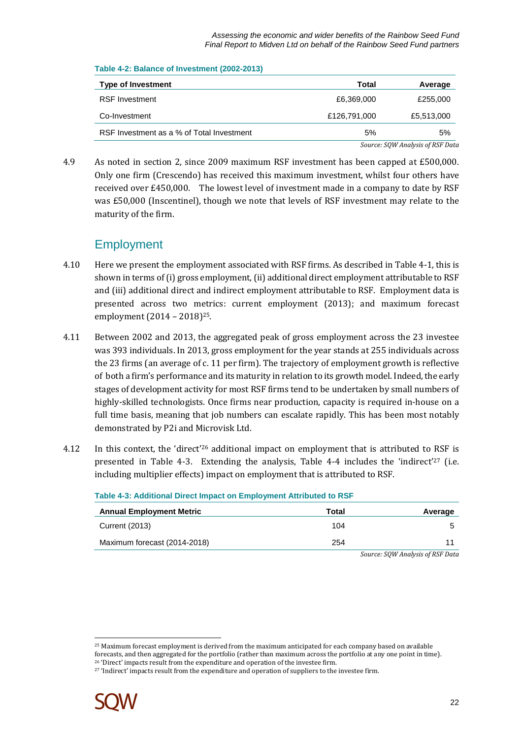**Table 4-2: Balance of Investment (2002-2013)**

| Type of Investment | Total | Average |
|---|---|---|
| RSF Investment | £6,369,000 | £255,000 |
| Co-Investment | £126,791,000 | £5,513,000 |
| RSF Investment as a % of Total Investment | 5% | 5% |

*Source: SQW Analysis of RSF Data*

4.9 As noted in section 2, since 2009 maximum RSF investment has been capped at £500,000. Only one firm (Crescendo) has received this maximum investment, whilst four others have received over £450,000. The lowest level of investment made in a company to date by RSF was £50,000 (Inscentinel), though we note that levels of RSF investment may relate to the maturity of the firm.

## Employment

4.10 Here we present the employment associated with RSF firms. As described in Table 4-1, this is shown in terms of (i) gross employment, (ii) additional direct employment attributable to RSF and (iii) additional direct and indirect employment attributable to RSF. Employment data is presented across two metrics: current employment (2013); and maximum forecast employment (2014 – 2018)[25].

4.11 Between 2002 and 2013, the aggregated peak of gross employment across the 23 investee was 393 individuals. In 2013, gross employment for the year stands at 255 individuals across the 23 firms (an average of c. 11 per firm). The trajectory of employment growth is reflective of both a firm's performance and its maturity in relation to its growth model. Indeed, the early stages of development activity for most RSF firms tend to be undertaken by small numbers of highly-skilled technologists. Once firms near production, capacity is required in-house on a full time basis, meaning that job numbers can escalate rapidly. This has been most notably demonstrated by P2i and Microvisk Ltd.

4.12 In this context, the 'direct'[26] additional impact on employment that is attributed to RSF is presented in Table 4-3. Extending the analysis, Table 4-4 includes the 'indirect'[27] (i.e. including multiplier effects) impact on employment that is attributed to RSF.

**Table 4-3: Additional Direct Impact on Employment Attributed to RSF**

| Annual Employment Metric | Total | Average |
|---|---|---|
| Current (2013) | 104 | 5 |
| Maximum forecast (2014-2018) | 254 | 11 |

*Source: SQW Analysis of RSF Data*

[25] Maximum forecast employment is derived from the maximum anticipated for each company based on available forecasts, and then aggregated for the portfolio (rather than maximum across the portfolio at any one point in time).

[26] 'Direct' impacts result from the expenditure and operation of the investee firm.

[27] 'Indirect' impacts result from the expenditure and operation of suppliers to the investee firm.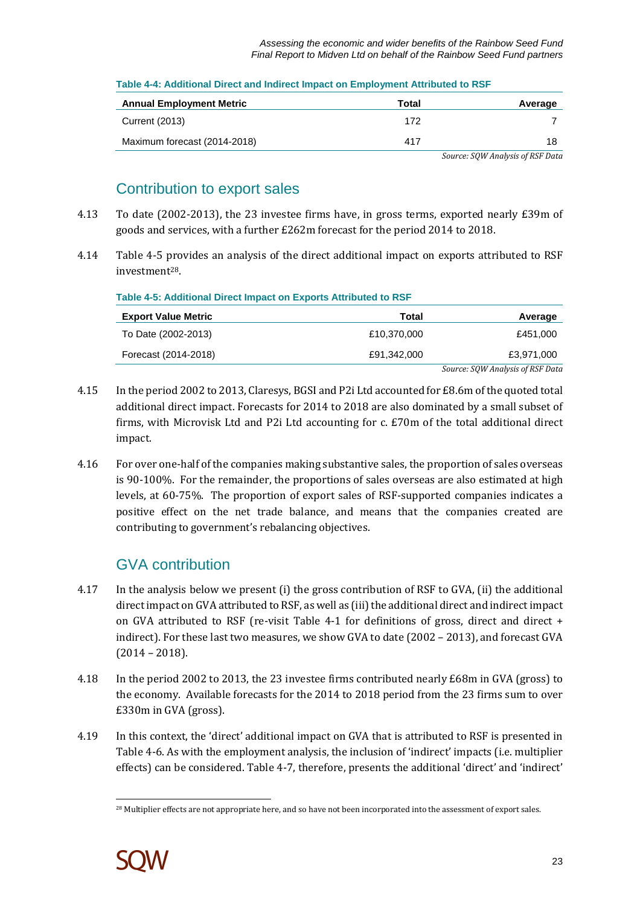**Table 4-4: Additional Direct and Indirect Impact on Employment Attributed to RSF**

| Annual Employment Metric | Total | Average |
|---|---|---|
| Current (2013) | 172 | 7 |
| Maximum forecast (2014-2018) | 417 | 18 |

*Source: SQW Analysis of RSF Data*

## Contribution to export sales

4.13 To date (2002-2013), the 23 investee firms have, in gross terms, exported nearly £39m of goods and services, with a further £262m forecast for the period 2014 to 2018.

4.14 Table 4-5 provides an analysis of the direct additional impact on exports attributed to RSF investment[28].

**Table 4-5: Additional Direct Impact on Exports Attributed to RSF**

| Export Value Metric | Total | Average |
|---|---|---|
| To Date (2002-2013) | £10,370,000 | £451,000 |
| Forecast (2014-2018) | £91,342,000 | £3,971,000 |

*Source: SQW Analysis of RSF Data*

4.15 In the period 2002 to 2013, Claresys, BGSI and P2i Ltd accounted for £8.6m of the quoted total additional direct impact. Forecasts for 2014 to 2018 are also dominated by a small subset of firms, with Microvisk Ltd and P2i Ltd accounting for c. £70m of the total additional direct impact.

4.16 For over one-half of the companies making substantive sales, the proportion of sales overseas is 90-100%. For the remainder, the proportions of sales overseas are also estimated at high levels, at 60-75%. The proportion of export sales of RSF-supported companies indicates a positive effect on the net trade balance, and means that the companies created are contributing to government's rebalancing objectives.

## GVA contribution

4.17 In the analysis below we present (i) the gross contribution of RSF to GVA, (ii) the additional direct impact on GVA attributed to RSF, as well as (iii) the additional direct and indirect impact on GVA attributed to RSF (re-visit Table 4-1 for definitions of gross, direct and direct + indirect). For these last two measures, we show GVA to date (2002 – 2013), and forecast GVA (2014 – 2018).

4.18 In the period 2002 to 2013, the 23 investee firms contributed nearly £68m in GVA (gross) to the economy. Available forecasts for the 2014 to 2018 period from the 23 firms sum to over £330m in GVA (gross).

4.19 In this context, the 'direct' additional impact on GVA that is attributed to RSF is presented in Table 4-6. As with the employment analysis, the inclusion of 'indirect' impacts (i.e. multiplier effects) can be considered. Table 4-7, therefore, presents the additional 'direct' and 'indirect'

[28] Multiplier effects are not appropriate here, and so have not been incorporated into the assessment of export sales.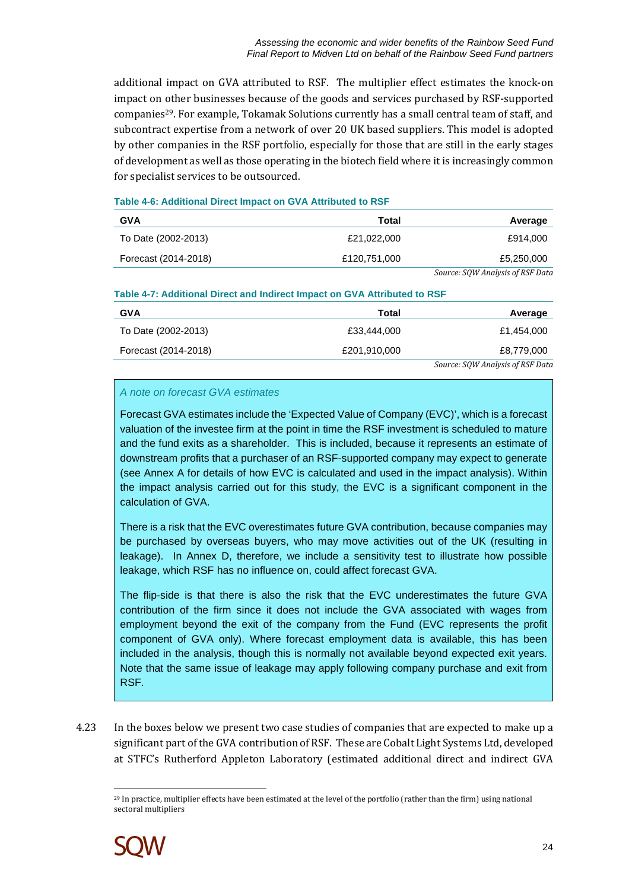additional impact on GVA attributed to RSF. The multiplier effect estimates the knock-on impact on other businesses because of the goods and services purchased by RSF-supported companies[29]. For example, Tokamak Solutions currently has a small central team of staff, and subcontract expertise from a network of over 20 UK based suppliers. This model is adopted by other companies in the RSF portfolio, especially for those that are still in the early stages of development as well as those operating in the biotech field where it is increasingly common for specialist services to be outsourced.

**Table 4-6: Additional Direct Impact on GVA Attributed to RSF**

| GVA | Total | Average |
|---|---|---|
| To Date (2002-2013) | £21,022,000 | £914,000 |
| Forecast (2014-2018) | £120,751,000 | £5,250,000 |

*Source: SQW Analysis of RSF Data*

**Table 4-7: Additional Direct and Indirect Impact on GVA Attributed to RSF**

| GVA | Total | Average |
|---|---|---|
| To Date (2002-2013) | £33,444,000 | £1,454,000 |
| Forecast (2014-2018) | £201,910,000 | £8,779,000 |

*Source: SQW Analysis of RSF Data*

*A note on forecast GVA estimates*

Forecast GVA estimates include the 'Expected Value of Company (EVC)', which is a forecast valuation of the investee firm at the point in time the RSF investment is scheduled to mature and the fund exits as a shareholder. This is included, because it represents an estimate of downstream profits that a purchaser of an RSF-supported company may expect to generate (see Annex A for details of how EVC is calculated and used in the impact analysis). Within the impact analysis carried out for this study, the EVC is a significant component in the calculation of GVA.

There is a risk that the EVC overestimates future GVA contribution, because companies may be purchased by overseas buyers, who may move activities out of the UK (resulting in leakage). In Annex D, therefore, we include a sensitivity test to illustrate how possible leakage, which RSF has no influence on, could affect forecast GVA.

The flip-side is that there is also the risk that the EVC underestimates the future GVA contribution of the firm since it does not include the GVA associated with wages from employment beyond the exit of the company from the Fund (EVC represents the profit component of GVA only). Where forecast employment data is available, this has been included in the analysis, though this is normally not available beyond expected exit years. Note that the same issue of leakage may apply following company purchase and exit from RSF.

4.23 In the boxes below we present two case studies of companies that are expected to make up a significant part of the GVA contribution of RSF. These are Cobalt Light Systems Ltd, developed at STFC's Rutherford Appleton Laboratory (estimated additional direct and indirect GVA

[29] In practice, multiplier effects have been estimated at the level of the portfolio (rather than the firm) using national sectoral multipliers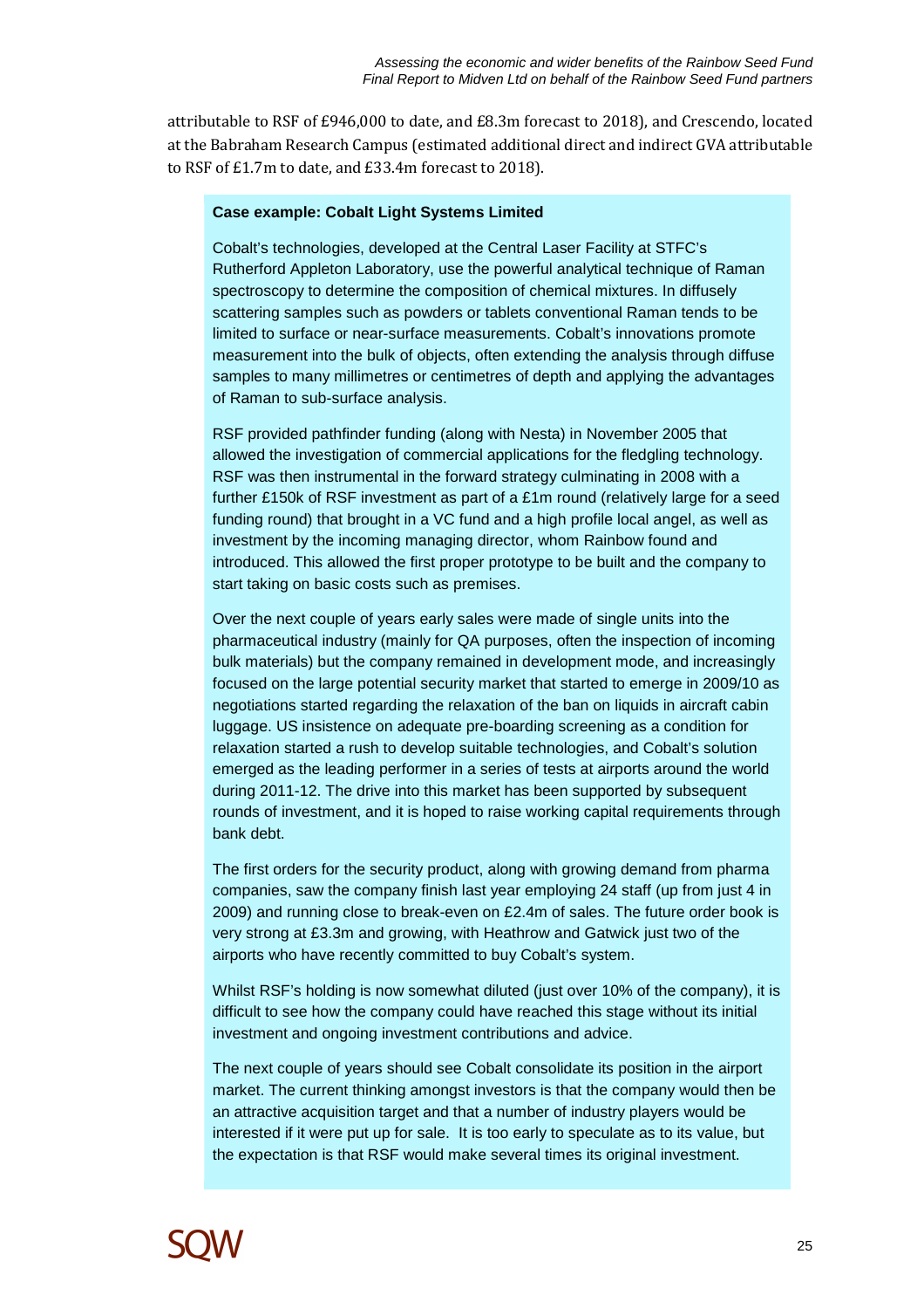attributable to RSF of £946,000 to date, and £8.3m forecast to 2018), and Crescendo, located at the Babraham Research Campus (estimated additional direct and indirect GVA attributable to RSF of £1.7m to date, and £33.4m forecast to 2018).

**Case example: Cobalt Light Systems Limited**

Cobalt's technologies, developed at the Central Laser Facility at STFC's Rutherford Appleton Laboratory, use the powerful analytical technique of Raman spectroscopy to determine the composition of chemical mixtures. In diffusely scattering samples such as powders or tablets conventional Raman tends to be limited to surface or near-surface measurements. Cobalt's innovations promote measurement into the bulk of objects, often extending the analysis through diffuse samples to many millimetres or centimetres of depth and applying the advantages of Raman to sub-surface analysis.

RSF provided pathfinder funding (along with Nesta) in November 2005 that allowed the investigation of commercial applications for the fledgling technology. RSF was then instrumental in the forward strategy culminating in 2008 with a further £150k of RSF investment as part of a £1m round (relatively large for a seed funding round) that brought in a VC fund and a high profile local angel, as well as investment by the incoming managing director, whom Rainbow found and introduced. This allowed the first proper prototype to be built and the company to start taking on basic costs such as premises.

Over the next couple of years early sales were made of single units into the pharmaceutical industry (mainly for QA purposes, often the inspection of incoming bulk materials) but the company remained in development mode, and increasingly focused on the large potential security market that started to emerge in 2009/10 as negotiations started regarding the relaxation of the ban on liquids in aircraft cabin luggage. US insistence on adequate pre-boarding screening as a condition for relaxation started a rush to develop suitable technologies, and Cobalt's solution emerged as the leading performer in a series of tests at airports around the world during 2011-12. The drive into this market has been supported by subsequent rounds of investment, and it is hoped to raise working capital requirements through bank debt.

The first orders for the security product, along with growing demand from pharma companies, saw the company finish last year employing 24 staff (up from just 4 in 2009) and running close to break-even on £2.4m of sales. The future order book is very strong at £3.3m and growing, with Heathrow and Gatwick just two of the airports who have recently committed to buy Cobalt's system.

Whilst RSF's holding is now somewhat diluted (just over 10% of the company), it is difficult to see how the company could have reached this stage without its initial investment and ongoing investment contributions and advice.

The next couple of years should see Cobalt consolidate its position in the airport market. The current thinking amongst investors is that the company would then be an attractive acquisition target and that a number of industry players would be interested if it were put up for sale. It is too early to speculate as to its value, but the expectation is that RSF would make several times its original investment.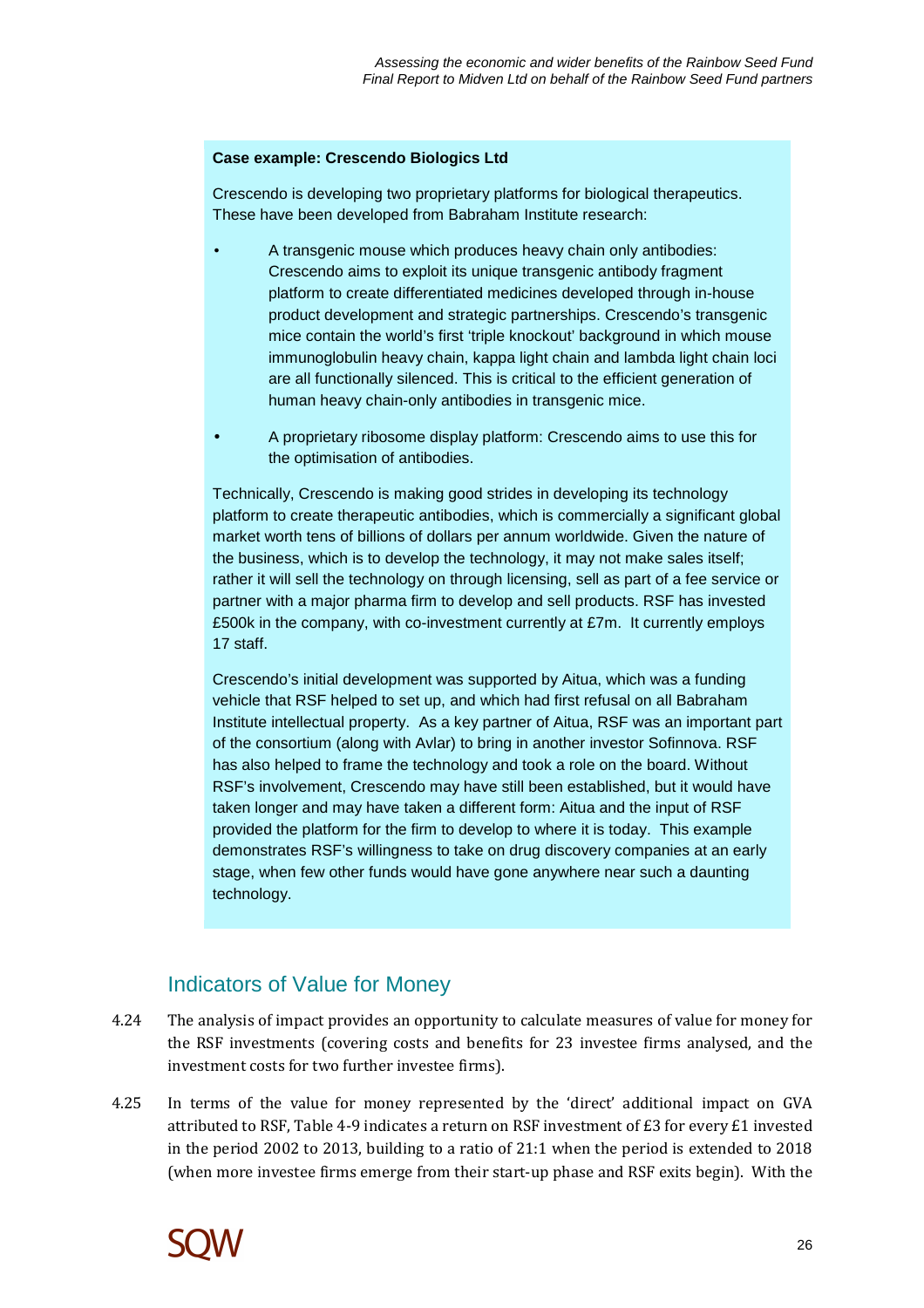**Case example: Crescendo Biologics Ltd**

Crescendo is developing two proprietary platforms for biological therapeutics. These have been developed from Babraham Institute research:

- A transgenic mouse which produces heavy chain only antibodies: Crescendo aims to exploit its unique transgenic antibody fragment platform to create differentiated medicines developed through in-house product development and strategic partnerships. Crescendo's transgenic mice contain the world's first 'triple knockout' background in which mouse immunoglobulin heavy chain, kappa light chain and lambda light chain loci are all functionally silenced. This is critical to the efficient generation of human heavy chain-only antibodies in transgenic mice.
- A proprietary ribosome display platform: Crescendo aims to use this for the optimisation of antibodies.

Technically, Crescendo is making good strides in developing its technology platform to create therapeutic antibodies, which is commercially a significant global market worth tens of billions of dollars per annum worldwide. Given the nature of the business, which is to develop the technology, it may not make sales itself; rather it will sell the technology on through licensing, sell as part of a fee service or partner with a major pharma firm to develop and sell products. RSF has invested £500k in the company, with co-investment currently at £7m. It currently employs 17 staff.

Crescendo's initial development was supported by Aitua, which was a funding vehicle that RSF helped to set up, and which had first refusal on all Babraham Institute intellectual property. As a key partner of Aitua, RSF was an important part of the consortium (along with Avlar) to bring in another investor Sofinnova. RSF has also helped to frame the technology and took a role on the board. Without RSF's involvement, Crescendo may have still been established, but it would have taken longer and may have taken a different form: Aitua and the input of RSF provided the platform for the firm to develop to where it is today. This example demonstrates RSF's willingness to take on drug discovery companies at an early stage, when few other funds would have gone anywhere near such a daunting technology.

## Indicators of Value for Money

4.24 The analysis of impact provides an opportunity to calculate measures of value for money for the RSF investments (covering costs and benefits for 23 investee firms analysed, and the investment costs for two further investee firms).

4.25 In terms of the value for money represented by the 'direct' additional impact on GVA attributed to RSF, Table 4-9 indicates a return on RSF investment of £3 for every £1 invested in the period 2002 to 2013, building to a ratio of 21:1 when the period is extended to 2018 (when more investee firms emerge from their start-up phase and RSF exits begin). With the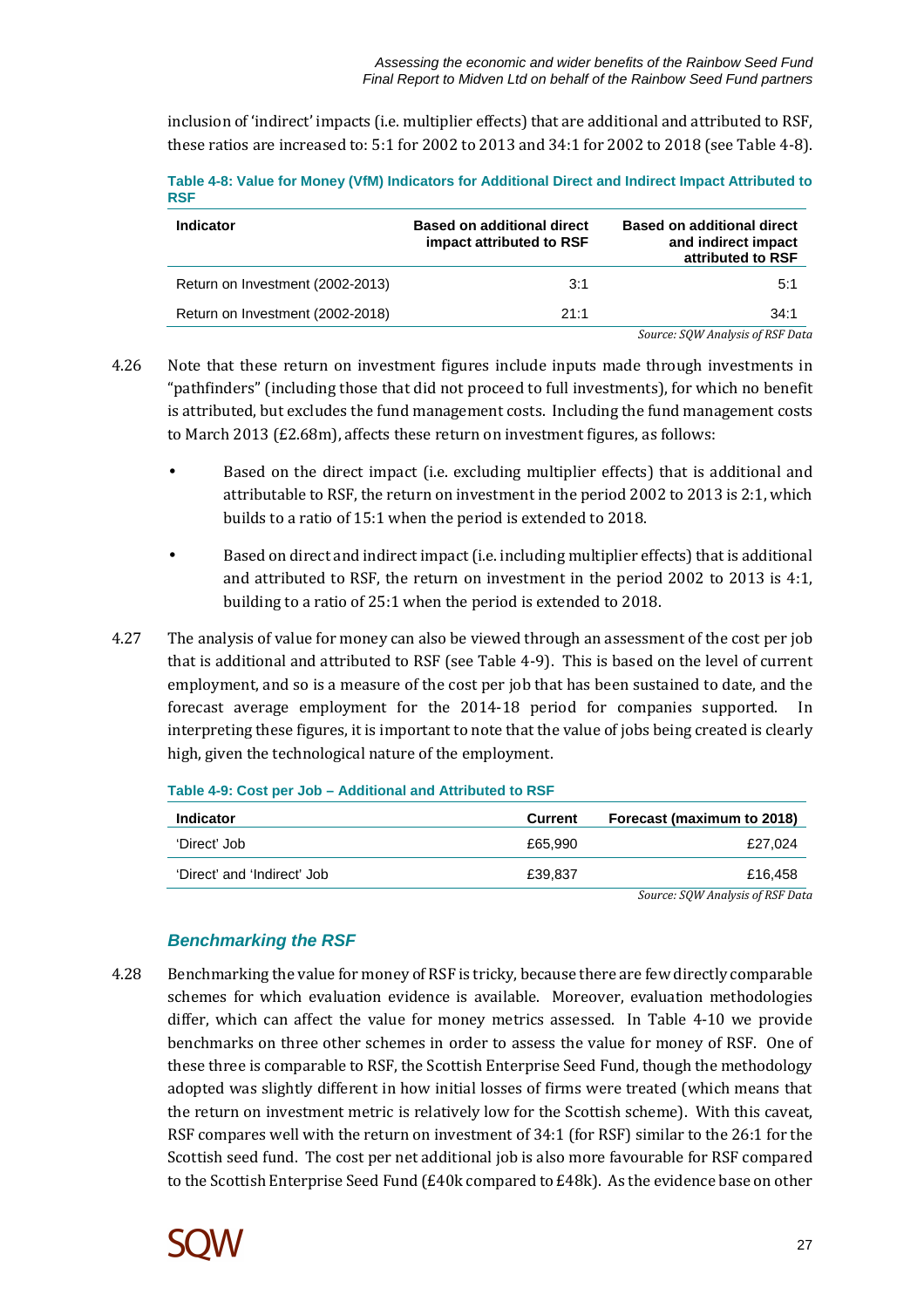inclusion of 'indirect' impacts (i.e. multiplier effects) that are additional and attributed to RSF, these ratios are increased to: 5:1 for 2002 to 2013 and 34:1 for 2002 to 2018 (see Table 4-8).

**Table 4-8: Value for Money (VfM) Indicators for Additional Direct and Indirect Impact Attributed to RSF**

| Indicator | Based on additional direct impact attributed to RSF | Based on additional direct and indirect impact attributed to RSF |
|---|---|---|
| Return on Investment (2002-2013) | 3:1 | 5:1 |
| Return on Investment (2002-2018) | 21:1 | 34:1 |

*Source: SQW Analysis of RSF Data*

4.26 Note that these return on investment figures include inputs made through investments in "pathfinders" (including those that did not proceed to full investments), for which no benefit is attributed, but excludes the fund management costs. Including the fund management costs to March 2013 (£2.68m), affects these return on investment figures, as follows:

- Based on the direct impact (i.e. excluding multiplier effects) that is additional and attributable to RSF, the return on investment in the period 2002 to 2013 is 2:1, which builds to a ratio of 15:1 when the period is extended to 2018.
- Based on direct and indirect impact (i.e. including multiplier effects) that is additional and attributed to RSF, the return on investment in the period 2002 to 2013 is 4:1, building to a ratio of 25:1 when the period is extended to 2018.

4.27 The analysis of value for money can also be viewed through an assessment of the cost per job that is additional and attributed to RSF (see Table 4-9). This is based on the level of current employment, and so is a measure of the cost per job that has been sustained to date, and the forecast average employment for the 2014-18 period for companies supported. In interpreting these figures, it is important to note that the value of jobs being created is clearly high, given the technological nature of the employment.

**Table 4-9: Cost per Job – Additional and Attributed to RSF**

| Indicator | Current | Forecast (maximum to 2018) |
|---|---|---|
| 'Direct' Job | £65,990 | £27,024 |
| 'Direct' and 'Indirect' Job | £39,837 | £16,458 |

*Source: SQW Analysis of RSF Data*

### *Benchmarking the RSF*

4.28 Benchmarking the value for money of RSF is tricky, because there are few directly comparable schemes for which evaluation evidence is available. Moreover, evaluation methodologies differ, which can affect the value for money metrics assessed. In Table 4-10 we provide benchmarks on three other schemes in order to assess the value for money of RSF. One of these three is comparable to RSF, the Scottish Enterprise Seed Fund, though the methodology adopted was slightly different in how initial losses of firms were treated (which means that the return on investment metric is relatively low for the Scottish scheme). With this caveat, RSF compares well with the return on investment of 34:1 (for RSF) similar to the 26:1 for the Scottish seed fund. The cost per net additional job is also more favourable for RSF compared to the Scottish Enterprise Seed Fund (£40k compared to £48k). As the evidence base on other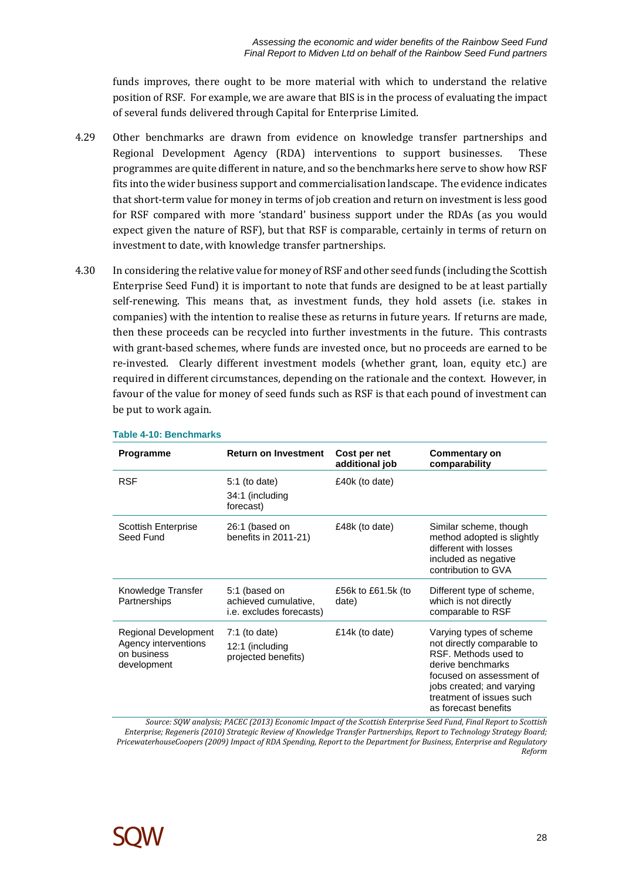funds improves, there ought to be more material with which to understand the relative position of RSF. For example, we are aware that BIS is in the process of evaluating the impact of several funds delivered through Capital for Enterprise Limited.

4.29 Other benchmarks are drawn from evidence on knowledge transfer partnerships and Regional Development Agency (RDA) interventions to support businesses. These programmes are quite different in nature, and so the benchmarks here serve to show how RSF fits into the wider business support and commercialisation landscape. The evidence indicates that short-term value for money in terms of job creation and return on investment is less good for RSF compared with more 'standard' business support under the RDAs (as you would expect given the nature of RSF), but that RSF is comparable, certainly in terms of return on investment to date, with knowledge transfer partnerships.

4.30 In considering the relative value for money of RSF and other seed funds (including the Scottish Enterprise Seed Fund) it is important to note that funds are designed to be at least partially self-renewing. This means that, as investment funds, they hold assets (i.e. stakes in companies) with the intention to realise these as returns in future years. If returns are made, then these proceeds can be recycled into further investments in the future. This contrasts with grant-based schemes, where funds are invested once, but no proceeds are earned to be re-invested. Clearly different investment models (whether grant, loan, equity etc.) are required in different circumstances, depending on the rationale and the context. However, in favour of the value for money of seed funds such as RSF is that each pound of investment can be put to work again.

**Table 4-10: Benchmarks**

| Programme | Return on Investment | Cost per net additional job | Commentary on comparability |
|---|---|---|---|
| RSF | 5:1 (to date)<br>34:1 (including forecast) | £40k (to date) | |
| Scottish Enterprise Seed Fund | 26:1 (based on benefits in 2011-21) | £48k (to date) | Similar scheme, though method adopted is slightly different with losses included as negative contribution to GVA |
| Knowledge Transfer Partnerships | 5:1 (based on achieved cumulative, i.e. excludes forecasts) | £56k to £61.5k (to date) | Different type of scheme, which is not directly comparable to RSF |
| Regional Development Agency interventions on business development | 7:1 (to date)<br>12:1 (including projected benefits) | £14k (to date) | Varying types of scheme not directly comparable to RSF. Methods used to derive benchmarks focused on assessment of jobs created; and varying treatment of issues such as forecast benefits |

*Source: SQW analysis; PACEC (2013) Economic Impact of the Scottish Enterprise Seed Fund, Final Report to Scottish Enterprise; Regeneris (2010) Strategic Review of Knowledge Transfer Partnerships, Report to Technology Strategy Board; PricewaterhouseCoopers (2009) Impact of RDA Spending, Report to the Department for Business, Enterprise and Regulatory Reform*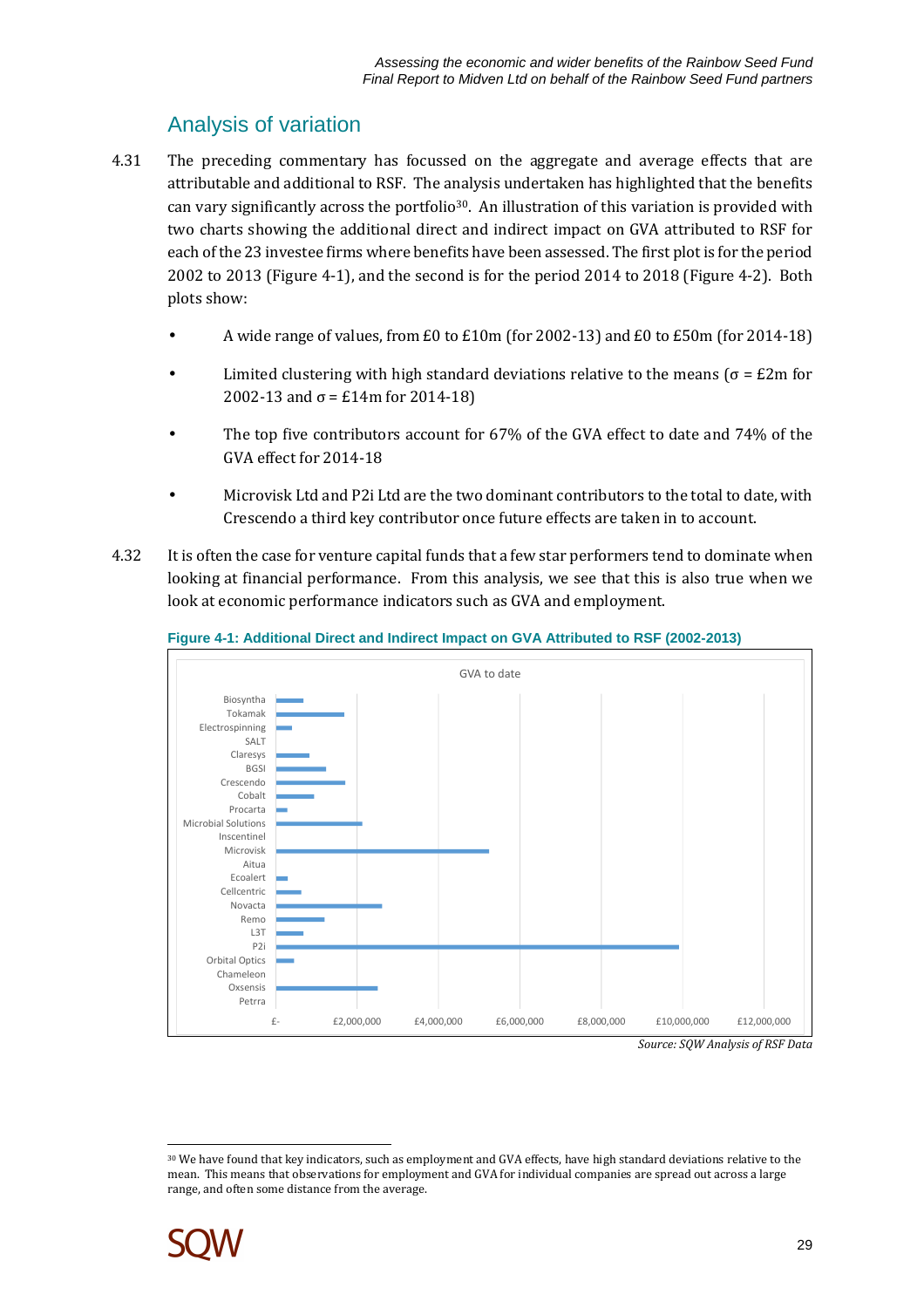## Analysis of variation

4.31 The preceding commentary has focussed on the aggregate and average effects that are attributable and additional to RSF. The analysis undertaken has highlighted that the benefits can vary significantly across the portfolio[30]. An illustration of this variation is provided with two charts showing the additional direct and indirect impact on GVA attributed to RSF for each of the 23 investee firms where benefits have been assessed. The first plot is for the period 2002 to 2013 (Figure 4-1), and the second is for the period 2014 to 2018 (Figure 4-2). Both plots show:

- A wide range of values, from £0 to £10m (for 2002-13) and £0 to £50m (for 2014-18)
- Limited clustering with high standard deviations relative to the means (σ = £2m for 2002-13 and σ = £14m for 2014-18)
- The top five contributors account for 67% of the GVA effect to date and 74% of the GVA effect for 2014-18
- Microvisk Ltd and P2i Ltd are the two dominant contributors to the total to date, with Crescendo a third key contributor once future effects are taken in to account.

4.32 It is often the case for venture capital funds that a few star performers tend to dominate when looking at financial performance. From this analysis, we see that this is also true when we look at economic performance indicators such as GVA and employment.

**Figure 4-1: Additional Direct and Indirect Impact on GVA Attributed to RSF (2002-2013)**

GVA to date

Biosyntha, Tokamak, Electrospinning, SALT, Claresys, BGSI, Crescendo, Cobalt, Procarta, Microbial Solutions, Inscentinel, Microvisk, Aitua, Ecoalert, Cellcentric, Novacta, Remo, L3T, P2i, Orbital Optics, Chameleon, Oxsensis, Petrra

£- | £2,000,000 | £4,000,000 | £6,000,000 | £8,000,000 | £10,000,000 | £12,000,000

*Source: SQW Analysis of RSF Data*

[30] We have found that key indicators, such as employment and GVA effects, have high standard deviations relative to the mean. This means that observations for employment and GVA for individual companies are spread out across a large range, and often some distance from the average.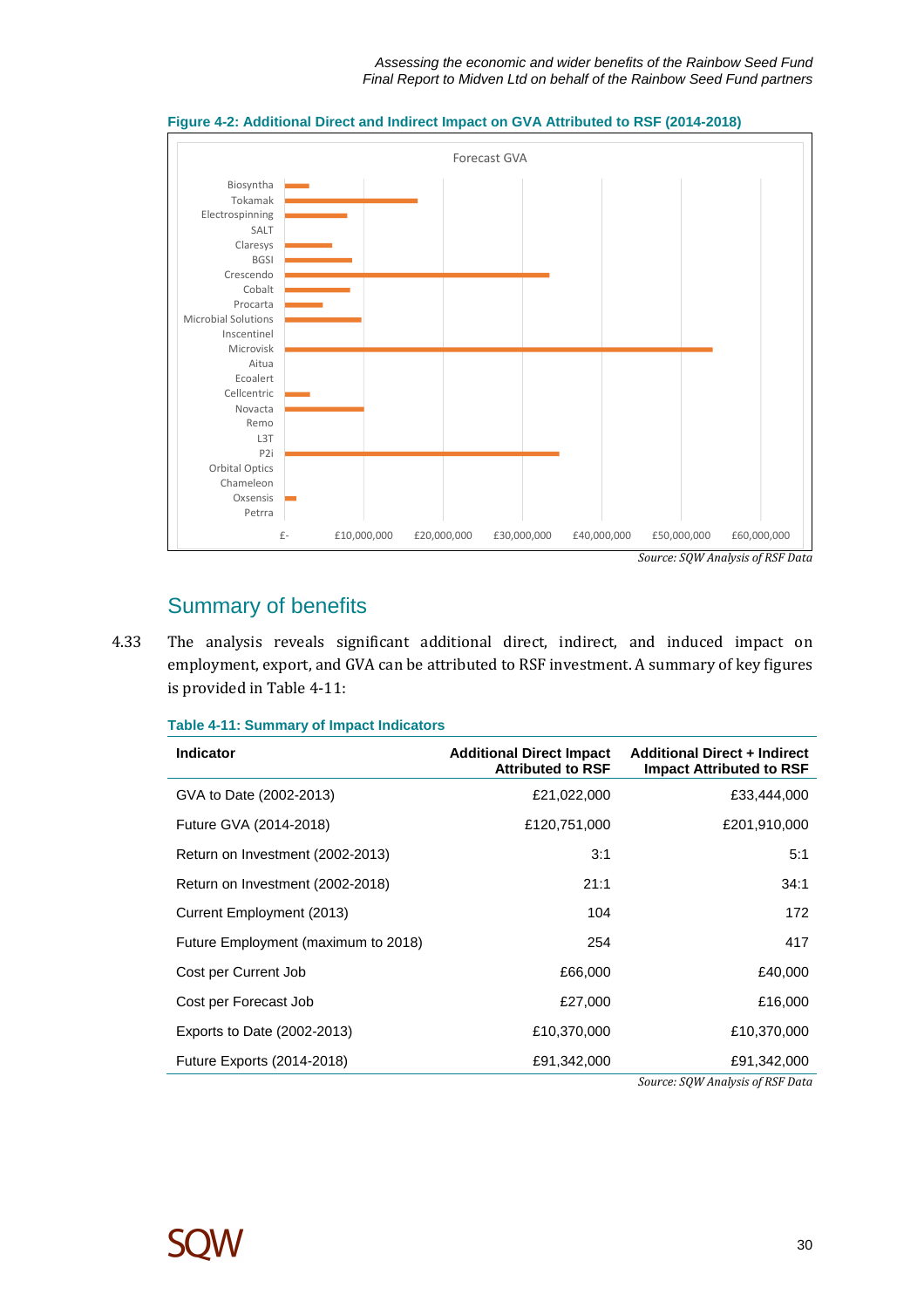**Figure 4-2: Additional Direct and Indirect Impact on GVA Attributed to RSF (2014-2018)**

*Source: SQW Analysis of RSF Data*

## Summary of benefits

4.33 The analysis reveals significant additional direct, indirect, and induced impact on employment, export, and GVA can be attributed to RSF investment. A summary of key figures is provided in Table 4-11:

**Table 4-11: Summary of Impact Indicators**

| Indicator | Additional Direct Impact Attributed to RSF | Additional Direct + Indirect Impact Attributed to RSF |
|---|---|---|
| GVA to Date (2002-2013) | £21,022,000 | £33,444,000 |
| Future GVA (2014-2018) | £120,751,000 | £201,910,000 |
| Return on Investment (2002-2013) | 3:1 | 5:1 |
| Return on Investment (2002-2018) | 21:1 | 34:1 |
| Current Employment (2013) | 104 | 172 |
| Future Employment (maximum to 2018) | 254 | 417 |
| Cost per Current Job | £66,000 | £40,000 |
| Cost per Forecast Job | £27,000 | £16,000 |
| Exports to Date (2002-2013) | £10,370,000 | £10,370,000 |
| Future Exports (2014-2018) | £91,342,000 | £91,342,000 |

*Source: SQW Analysis of RSF Data*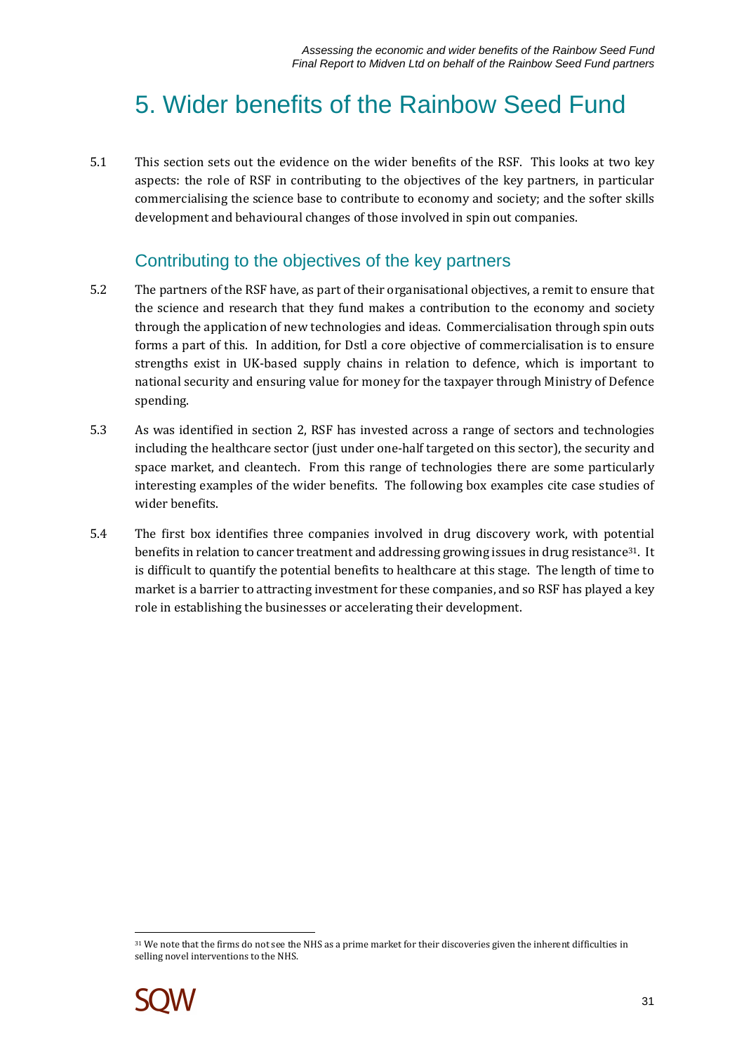# 5. Wider benefits of the Rainbow Seed Fund

5.1 This section sets out the evidence on the wider benefits of the RSF. This looks at two key aspects: the role of RSF in contributing to the objectives of the key partners, in particular commercialising the science base to contribute to economy and society; and the softer skills development and behavioural changes of those involved in spin out companies.

## Contributing to the objectives of the key partners

5.2 The partners of the RSF have, as part of their organisational objectives, a remit to ensure that the science and research that they fund makes a contribution to the economy and society through the application of new technologies and ideas. Commercialisation through spin outs forms a part of this. In addition, for Dstl a core objective of commercialisation is to ensure strengths exist in UK-based supply chains in relation to defence, which is important to national security and ensuring value for money for the taxpayer through Ministry of Defence spending.

5.3 As was identified in section 2, RSF has invested across a range of sectors and technologies including the healthcare sector (just under one-half targeted on this sector), the security and space market, and cleantech. From this range of technologies there are some particularly interesting examples of the wider benefits. The following box examples cite case studies of wider benefits.

5.4 The first box identifies three companies involved in drug discovery work, with potential benefits in relation to cancer treatment and addressing growing issues in drug resistance[31]. It is difficult to quantify the potential benefits to healthcare at this stage. The length of time to market is a barrier to attracting investment for these companies, and so RSF has played a key role in establishing the businesses or accelerating their development.

[31] We note that the firms do not see the NHS as a prime market for their discoveries given the inherent difficulties in selling novel interventions to the NHS.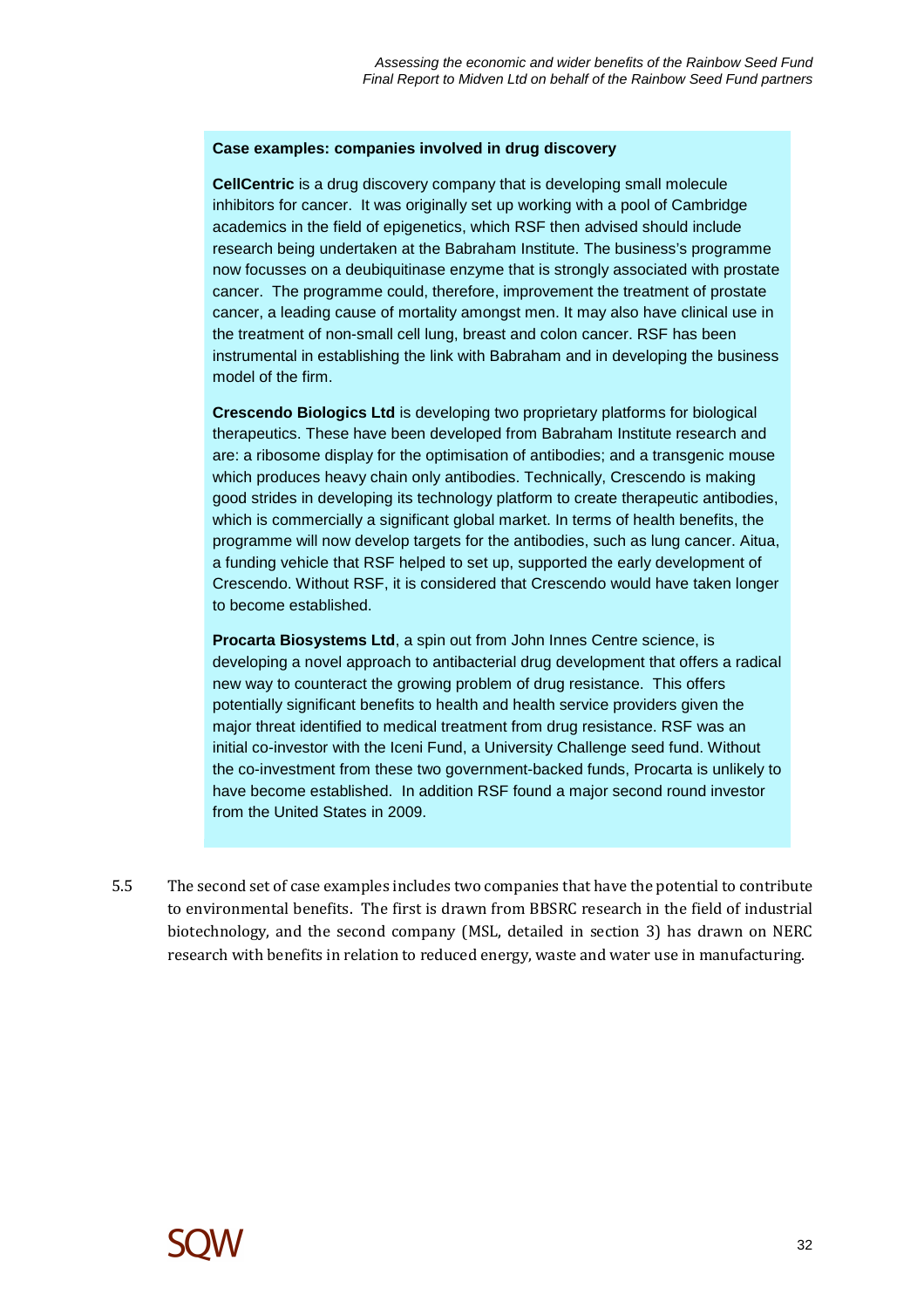**Case examples: companies involved in drug discovery**

**CellCentric** is a drug discovery company that is developing small molecule inhibitors for cancer. It was originally set up working with a pool of Cambridge academics in the field of epigenetics, which RSF then advised should include research being undertaken at the Babraham Institute. The business's programme now focusses on a deubiquitinase enzyme that is strongly associated with prostate cancer. The programme could, therefore, improvement the treatment of prostate cancer, a leading cause of mortality amongst men. It may also have clinical use in the treatment of non-small cell lung, breast and colon cancer. RSF has been instrumental in establishing the link with Babraham and in developing the business model of the firm.

**Crescendo Biologics Ltd** is developing two proprietary platforms for biological therapeutics. These have been developed from Babraham Institute research and are: a ribosome display for the optimisation of antibodies; and a transgenic mouse which produces heavy chain only antibodies. Technically, Crescendo is making good strides in developing its technology platform to create therapeutic antibodies, which is commercially a significant global market. In terms of health benefits, the programme will now develop targets for the antibodies, such as lung cancer. Aitua, a funding vehicle that RSF helped to set up, supported the early development of Crescendo. Without RSF, it is considered that Crescendo would have taken longer to become established.

**Procarta Biosystems Ltd**, a spin out from John Innes Centre science, is developing a novel approach to antibacterial drug development that offers a radical new way to counteract the growing problem of drug resistance. This offers potentially significant benefits to health and health service providers given the major threat identified to medical treatment from drug resistance. RSF was an initial co-investor with the Iceni Fund, a University Challenge seed fund. Without the co-investment from these two government-backed funds, Procarta is unlikely to have become established. In addition RSF found a major second round investor from the United States in 2009.

5.5 The second set of case examples includes two companies that have the potential to contribute to environmental benefits. The first is drawn from BBSRC research in the field of industrial biotechnology, and the second company (MSL, detailed in section 3) has drawn on NERC research with benefits in relation to reduced energy, waste and water use in manufacturing.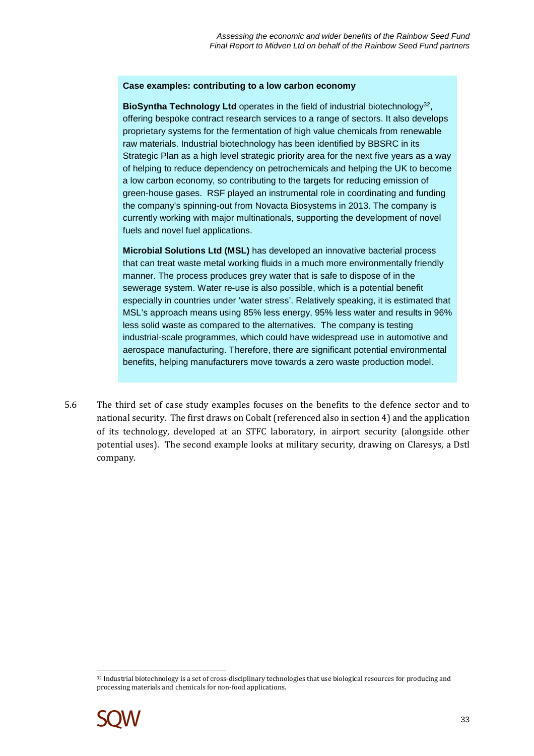**Case examples: contributing to a low carbon economy**

**BioSyntha Technology Ltd** operates in the field of industrial biotechnology[32], offering bespoke contract research services to a range of sectors. It also develops proprietary systems for the fermentation of high value chemicals from renewable raw materials. Industrial biotechnology has been identified by BBSRC in its Strategic Plan as a high level strategic priority area for the next five years as a way of helping to reduce dependency on petrochemicals and helping the UK to become a low carbon economy, so contributing to the targets for reducing emission of green-house gases. RSF played an instrumental role in coordinating and funding the company's spinning-out from Novacta Biosystems in 2013. The company is currently working with major multinationals, supporting the development of novel fuels and novel fuel applications.

**Microbial Solutions Ltd (MSL)** has developed an innovative bacterial process that can treat waste metal working fluids in a much more environmentally friendly manner. The process produces grey water that is safe to dispose of in the sewerage system. Water re-use is also possible, which is a potential benefit especially in countries under 'water stress'. Relatively speaking, it is estimated that MSL's approach means using 85% less energy, 95% less water and results in 96% less solid waste as compared to the alternatives. The company is testing industrial-scale programmes, which could have widespread use in automotive and aerospace manufacturing. Therefore, there are significant potential environmental benefits, helping manufacturers move towards a zero waste production model.

5.6 The third set of case study examples focuses on the benefits to the defence sector and to national security. The first draws on Cobalt (referenced also in section 4) and the application of its technology, developed at an STFC laboratory, in airport security (alongside other potential uses). The second example looks at military security, drawing on Claresys, a Dstl company.

[32] Industrial biotechnology is a set of cross-disciplinary technologies that use biological resources for producing and processing materials and chemicals for non-food applications.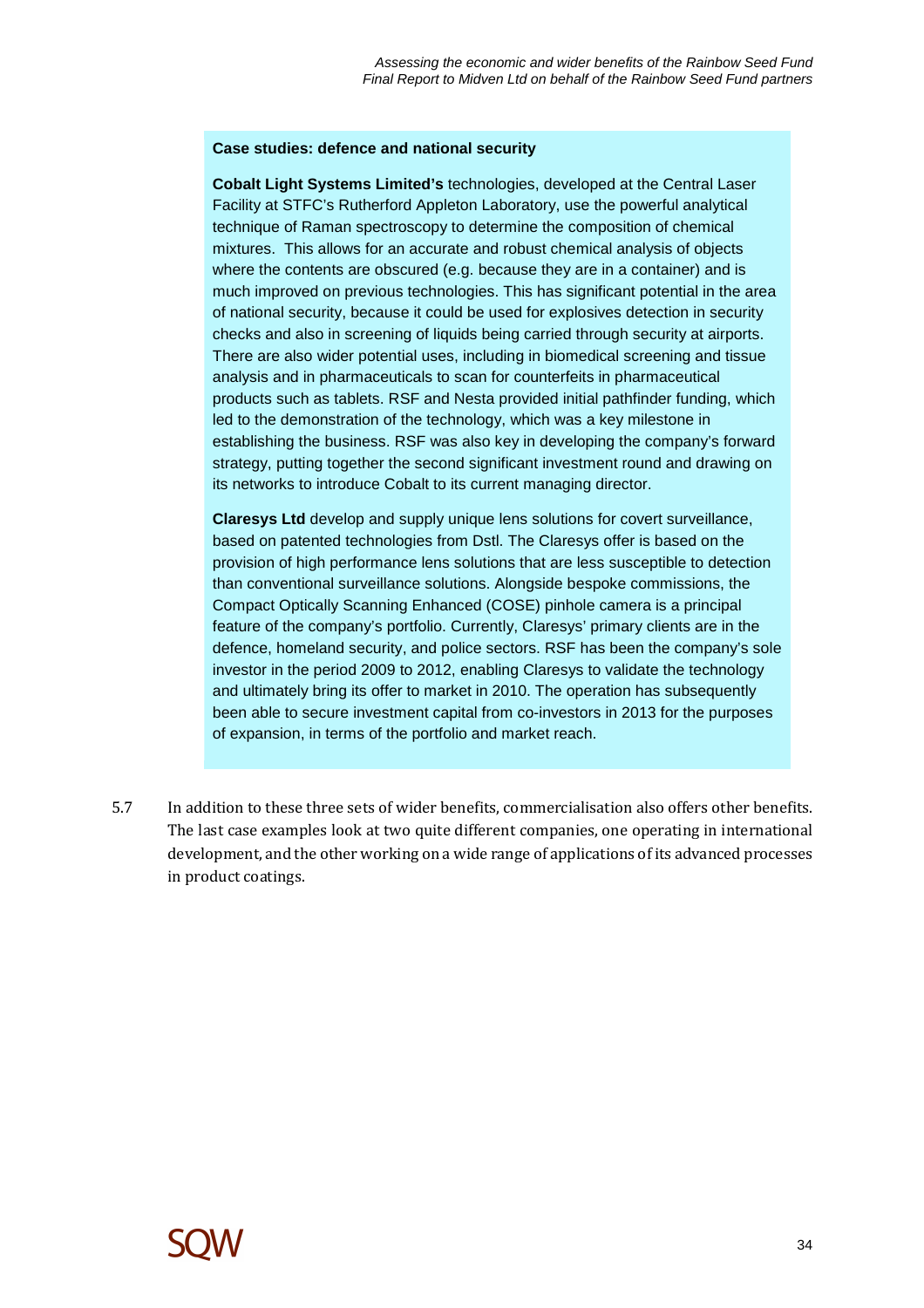**Case studies: defence and national security**

**Cobalt Light Systems Limited's** technologies, developed at the Central Laser Facility at STFC's Rutherford Appleton Laboratory, use the powerful analytical technique of Raman spectroscopy to determine the composition of chemical mixtures. This allows for an accurate and robust chemical analysis of objects where the contents are obscured (e.g. because they are in a container) and is much improved on previous technologies. This has significant potential in the area of national security, because it could be used for explosives detection in security checks and also in screening of liquids being carried through security at airports. There are also wider potential uses, including in biomedical screening and tissue analysis and in pharmaceuticals to scan for counterfeits in pharmaceutical products such as tablets. RSF and Nesta provided initial pathfinder funding, which led to the demonstration of the technology, which was a key milestone in establishing the business. RSF was also key in developing the company's forward strategy, putting together the second significant investment round and drawing on its networks to introduce Cobalt to its current managing director.

**Claresys Ltd** develop and supply unique lens solutions for covert surveillance, based on patented technologies from Dstl. The Claresys offer is based on the provision of high performance lens solutions that are less susceptible to detection than conventional surveillance solutions. Alongside bespoke commissions, the Compact Optically Scanning Enhanced (COSE) pinhole camera is a principal feature of the company's portfolio. Currently, Claresys' primary clients are in the defence, homeland security, and police sectors. RSF has been the company's sole investor in the period 2009 to 2012, enabling Claresys to validate the technology and ultimately bring its offer to market in 2010. The operation has subsequently been able to secure investment capital from co-investors in 2013 for the purposes of expansion, in terms of the portfolio and market reach.

5.7 In addition to these three sets of wider benefits, commercialisation also offers other benefits. The last case examples look at two quite different companies, one operating in international development, and the other working on a wide range of applications of its advanced processes in product coatings.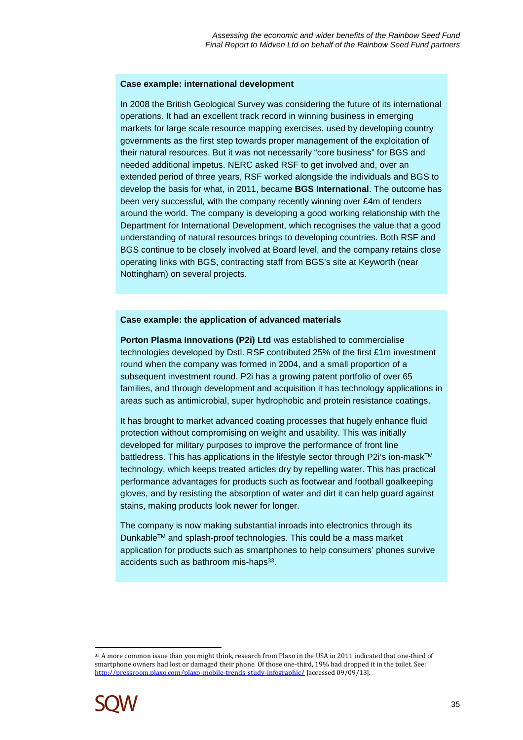**Case example: international development**

In 2008 the British Geological Survey was considering the future of its international operations. It had an excellent track record in winning business in emerging markets for large scale resource mapping exercises, used by developing country governments as the first step towards proper management of the exploitation of their natural resources. But it was not necessarily "core business" for BGS and needed additional impetus. NERC asked RSF to get involved and, over an extended period of three years, RSF worked alongside the individuals and BGS to develop the basis for what, in 2011, became **BGS International**. The outcome has been very successful, with the company recently winning over £4m of tenders around the world. The company is developing a good working relationship with the Department for International Development, which recognises the value that a good understanding of natural resources brings to developing countries. Both RSF and BGS continue to be closely involved at Board level, and the company retains close operating links with BGS, contracting staff from BGS's site at Keyworth (near Nottingham) on several projects.

**Case example: the application of advanced materials**

**Porton Plasma Innovations (P2i) Ltd** was established to commercialise technologies developed by Dstl. RSF contributed 25% of the first £1m investment round when the company was formed in 2004, and a small proportion of a subsequent investment round. P2i has a growing patent portfolio of over 65 families, and through development and acquisition it has technology applications in areas such as antimicrobial, super hydrophobic and protein resistance coatings.

It has brought to market advanced coating processes that hugely enhance fluid protection without compromising on weight and usability. This was initially developed for military purposes to improve the performance of front line battledress. This has applications in the lifestyle sector through P2i's ion-mask™ technology, which keeps treated articles dry by repelling water. This has practical performance advantages for products such as footwear and football goalkeeping gloves, and by resisting the absorption of water and dirt it can help guard against stains, making products look newer for longer.

The company is now making substantial inroads into electronics through its Dunkable™ and splash-proof technologies. This could be a mass market application for products such as smartphones to help consumers' phones survive accidents such as bathroom mis-haps[33].

---

[33] A more common issue than you might think, research from Plaxo in the USA in 2011 indicated that one-third of smartphone owners had lost or damaged their phone. Of those one-third, 19% had dropped it in the toilet. See: http://pressroom.plaxo.com/plaxo-mobile-trends-study-infographic/ [accessed 09/09/13].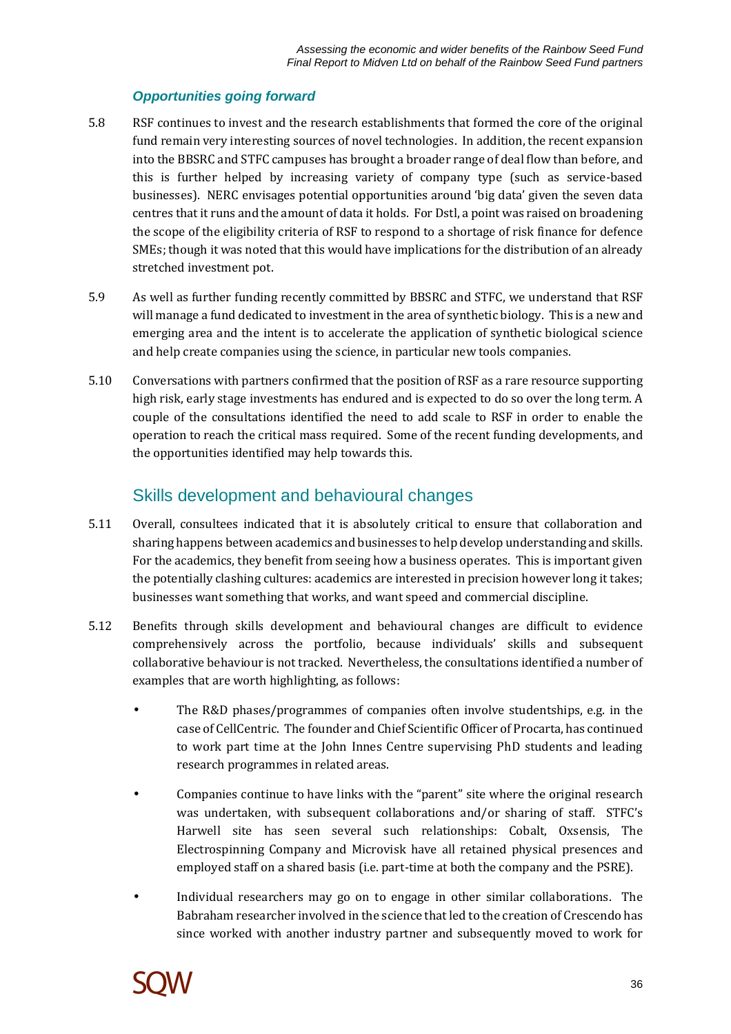### *Opportunities going forward*

5.8 RSF continues to invest and the research establishments that formed the core of the original fund remain very interesting sources of novel technologies. In addition, the recent expansion into the BBSRC and STFC campuses has brought a broader range of deal flow than before, and this is further helped by increasing variety of company type (such as service-based businesses). NERC envisages potential opportunities around 'big data' given the seven data centres that it runs and the amount of data it holds. For Dstl, a point was raised on broadening the scope of the eligibility criteria of RSF to respond to a shortage of risk finance for defence SMEs; though it was noted that this would have implications for the distribution of an already stretched investment pot.

5.9 As well as further funding recently committed by BBSRC and STFC, we understand that RSF will manage a fund dedicated to investment in the area of synthetic biology. This is a new and emerging area and the intent is to accelerate the application of synthetic biological science and help create companies using the science, in particular new tools companies.

5.10 Conversations with partners confirmed that the position of RSF as a rare resource supporting high risk, early stage investments has endured and is expected to do so over the long term. A couple of the consultations identified the need to add scale to RSF in order to enable the operation to reach the critical mass required. Some of the recent funding developments, and the opportunities identified may help towards this.

## Skills development and behavioural changes

5.11 Overall, consultees indicated that it is absolutely critical to ensure that collaboration and sharing happens between academics and businesses to help develop understanding and skills. For the academics, they benefit from seeing how a business operates. This is important given the potentially clashing cultures: academics are interested in precision however long it takes; businesses want something that works, and want speed and commercial discipline.

5.12 Benefits through skills development and behavioural changes are difficult to evidence comprehensively across the portfolio, because individuals' skills and subsequent collaborative behaviour is not tracked. Nevertheless, the consultations identified a number of examples that are worth highlighting, as follows:

- The R&D phases/programmes of companies often involve studentships, e.g. in the case of CellCentric. The founder and Chief Scientific Officer of Procarta, has continued to work part time at the John Innes Centre supervising PhD students and leading research programmes in related areas.
- Companies continue to have links with the "parent" site where the original research was undertaken, with subsequent collaborations and/or sharing of staff. STFC's Harwell site has seen several such relationships: Cobalt, Oxsensis, The Electrospinning Company and Microvisk have all retained physical presences and employed staff on a shared basis (i.e. part-time at both the company and the PSRE).
- Individual researchers may go on to engage in other similar collaborations. The Babraham researcher involved in the science that led to the creation of Crescendo has since worked with another industry partner and subsequently moved to work for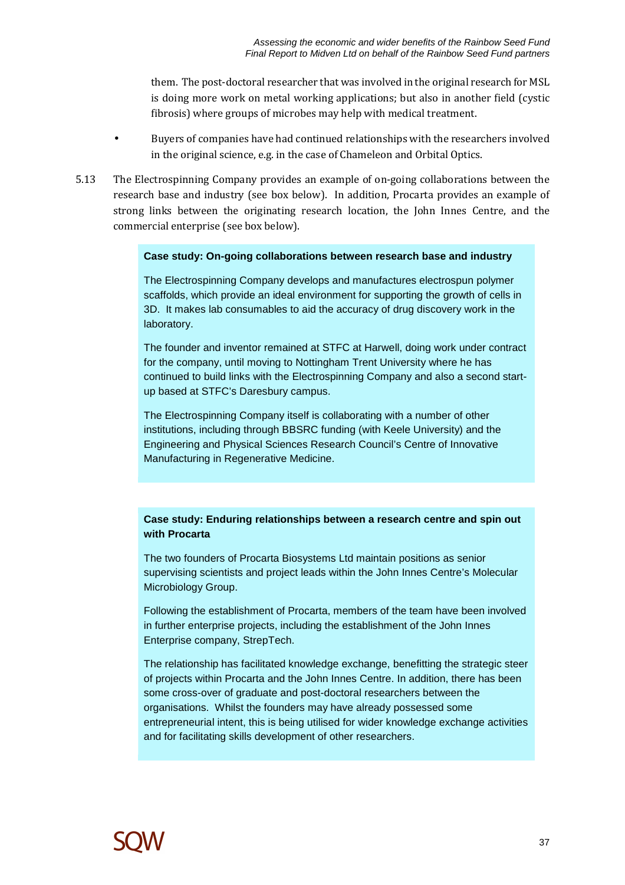them. The post-doctoral researcher that was involved in the original research for MSL is doing more work on metal working applications; but also in another field (cystic fibrosis) where groups of microbes may help with medical treatment.

- Buyers of companies have had continued relationships with the researchers involved in the original science, e.g. in the case of Chameleon and Orbital Optics.

5.13 The Electrospinning Company provides an example of on-going collaborations between the research base and industry (see box below). In addition, Procarta provides an example of strong links between the originating research location, the John Innes Centre, and the commercial enterprise (see box below).

**Case study: On-going collaborations between research base and industry**

The Electrospinning Company develops and manufactures electrospun polymer scaffolds, which provide an ideal environment for supporting the growth of cells in 3D. It makes lab consumables to aid the accuracy of drug discovery work in the laboratory.

The founder and inventor remained at STFC at Harwell, doing work under contract for the company, until moving to Nottingham Trent University where he has continued to build links with the Electrospinning Company and also a second start-up based at STFC's Daresbury campus.

The Electrospinning Company itself is collaborating with a number of other institutions, including through BBSRC funding (with Keele University) and the Engineering and Physical Sciences Research Council's Centre of Innovative Manufacturing in Regenerative Medicine.

**Case study: Enduring relationships between a research centre and spin out with Procarta**

The two founders of Procarta Biosystems Ltd maintain positions as senior supervising scientists and project leads within the John Innes Centre's Molecular Microbiology Group.

Following the establishment of Procarta, members of the team have been involved in further enterprise projects, including the establishment of the John Innes Enterprise company, StrepTech.

The relationship has facilitated knowledge exchange, benefitting the strategic steer of projects within Procarta and the John Innes Centre. In addition, there has been some cross-over of graduate and post-doctoral researchers between the organisations. Whilst the founders may have already possessed some entrepreneurial intent, this is being utilised for wider knowledge exchange activities and for facilitating skills development of other researchers.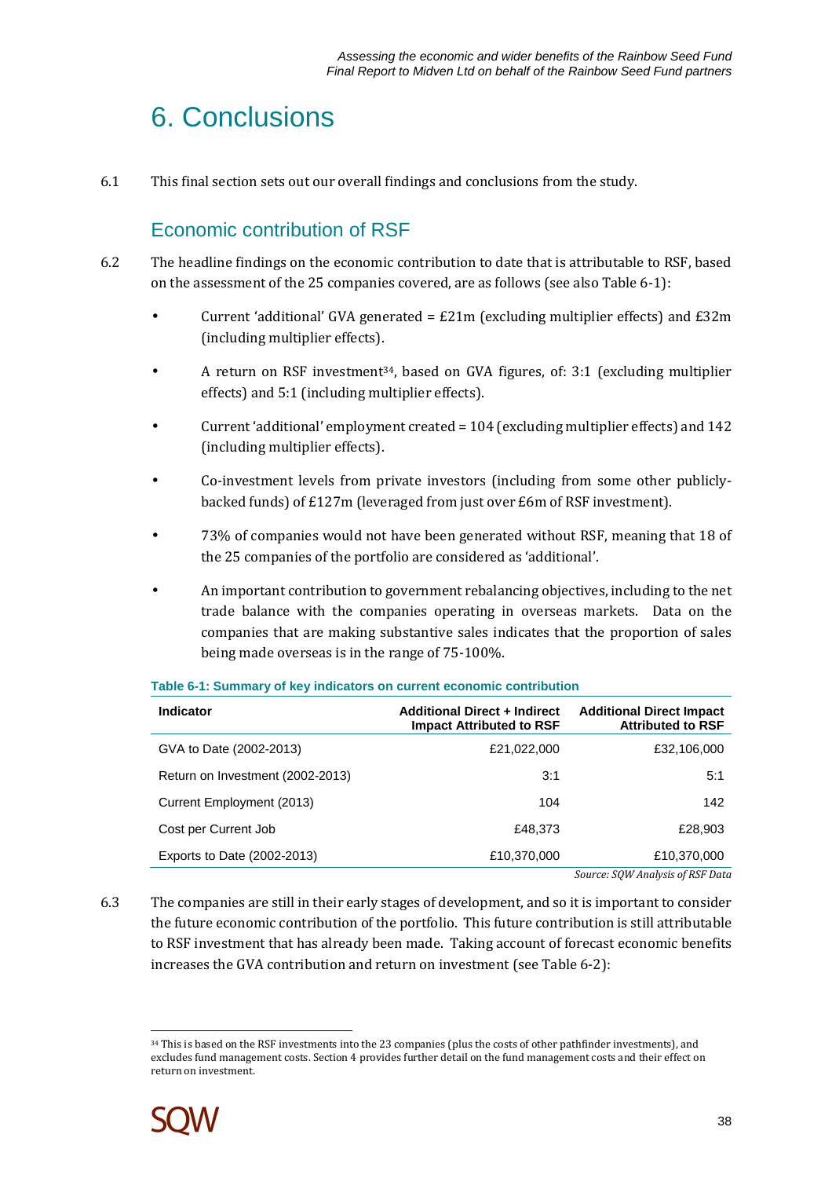# 6. Conclusions

6.1 This final section sets out our overall findings and conclusions from the study.

## Economic contribution of RSF

6.2 The headline findings on the economic contribution to date that is attributable to RSF, based on the assessment of the 25 companies covered, are as follows (see also Table 6-1):

- Current 'additional' GVA generated = £21m (excluding multiplier effects) and £32m (including multiplier effects).
- A return on RSF investment[34], based on GVA figures, of: 3:1 (excluding multiplier effects) and 5:1 (including multiplier effects).
- Current 'additional' employment created = 104 (excluding multiplier effects) and 142 (including multiplier effects).
- Co-investment levels from private investors (including from some other publicly-backed funds) of £127m (leveraged from just over £6m of RSF investment).
- 73% of companies would not have been generated without RSF, meaning that 18 of the 25 companies of the portfolio are considered as 'additional'.
- An important contribution to government rebalancing objectives, including to the net trade balance with the companies operating in overseas markets. Data on the companies that are making substantive sales indicates that the proportion of sales being made overseas is in the range of 75-100%.

**Table 6-1: Summary of key indicators on current economic contribution**

| Indicator | Additional Direct + Indirect Impact Attributed to RSF | Additional Direct Impact Attributed to RSF |
|---|---|---|
| GVA to Date (2002-2013) | £21,022,000 | £32,106,000 |
| Return on Investment (2002-2013) | 3:1 | 5:1 |
| Current Employment (2013) | 104 | 142 |
| Cost per Current Job | £48,373 | £28,903 |
| Exports to Date (2002-2013) | £10,370,000 | £10,370,000 |

*Source: SQW Analysis of RSF Data*

6.3 The companies are still in their early stages of development, and so it is important to consider the future economic contribution of the portfolio. This future contribution is still attributable to RSF investment that has already been made. Taking account of forecast economic benefits increases the GVA contribution and return on investment (see Table 6-2):

[34] This is based on the RSF investments into the 23 companies (plus the costs of other pathfinder investments), and excludes fund management costs. Section 4 provides further detail on the fund management costs and their effect on return on investment.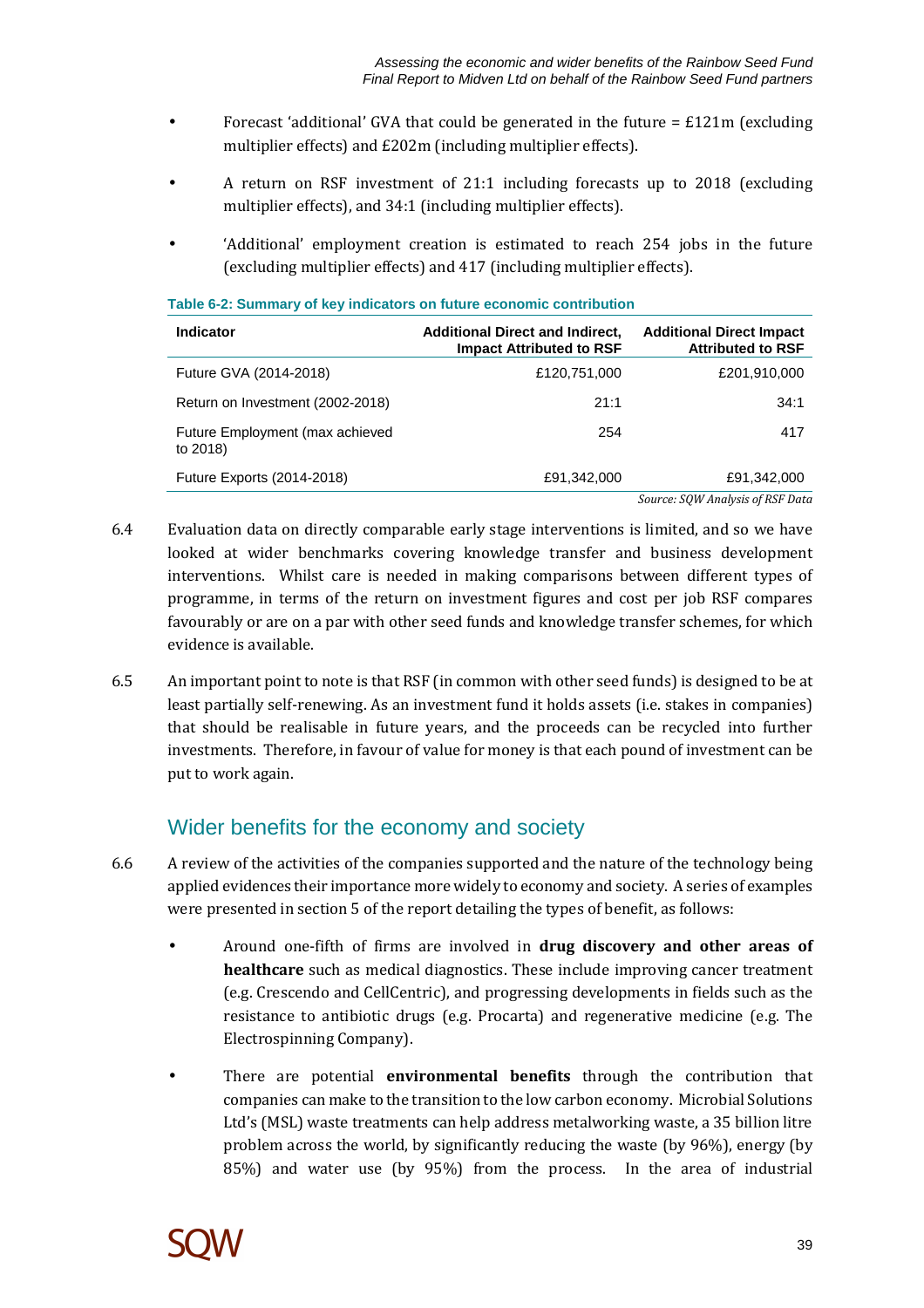- Forecast 'additional' GVA that could be generated in the future = £121m (excluding multiplier effects) and £202m (including multiplier effects).
- A return on RSF investment of 21:1 including forecasts up to 2018 (excluding multiplier effects), and 34:1 (including multiplier effects).
- 'Additional' employment creation is estimated to reach 254 jobs in the future (excluding multiplier effects) and 417 (including multiplier effects).

**Table 6-2: Summary of key indicators on future economic contribution**

| Indicator | Additional Direct and Indirect, Impact Attributed to RSF | Additional Direct Impact Attributed to RSF |
|---|---|---|
| Future GVA (2014-2018) | £120,751,000 | £201,910,000 |
| Return on Investment (2002-2018) | 21:1 | 34:1 |
| Future Employment (max achieved to 2018) | 254 | 417 |
| Future Exports (2014-2018) | £91,342,000 | £91,342,000 |

*Source: SQW Analysis of RSF Data*

6.4 Evaluation data on directly comparable early stage interventions is limited, and so we have looked at wider benchmarks covering knowledge transfer and business development interventions. Whilst care is needed in making comparisons between different types of programme, in terms of the return on investment figures and cost per job RSF compares favourably or are on a par with other seed funds and knowledge transfer schemes, for which evidence is available.

6.5 An important point to note is that RSF (in common with other seed funds) is designed to be at least partially self-renewing. As an investment fund it holds assets (i.e. stakes in companies) that should be realisable in future years, and the proceeds can be recycled into further investments. Therefore, in favour of value for money is that each pound of investment can be put to work again.

## Wider benefits for the economy and society

6.6 A review of the activities of the companies supported and the nature of the technology being applied evidences their importance more widely to economy and society. A series of examples were presented in section 5 of the report detailing the types of benefit, as follows:

- Around one-fifth of firms are involved in **drug discovery and other areas of healthcare** such as medical diagnostics. These include improving cancer treatment (e.g. Crescendo and CellCentric), and progressing developments in fields such as the resistance to antibiotic drugs (e.g. Procarta) and regenerative medicine (e.g. The Electrospinning Company).
- There are potential **environmental benefits** through the contribution that companies can make to the transition to the low carbon economy. Microbial Solutions Ltd's (MSL) waste treatments can help address metalworking waste, a 35 billion litre problem across the world, by significantly reducing the waste (by 96%), energy (by 85%) and water use (by 95%) from the process. In the area of industrial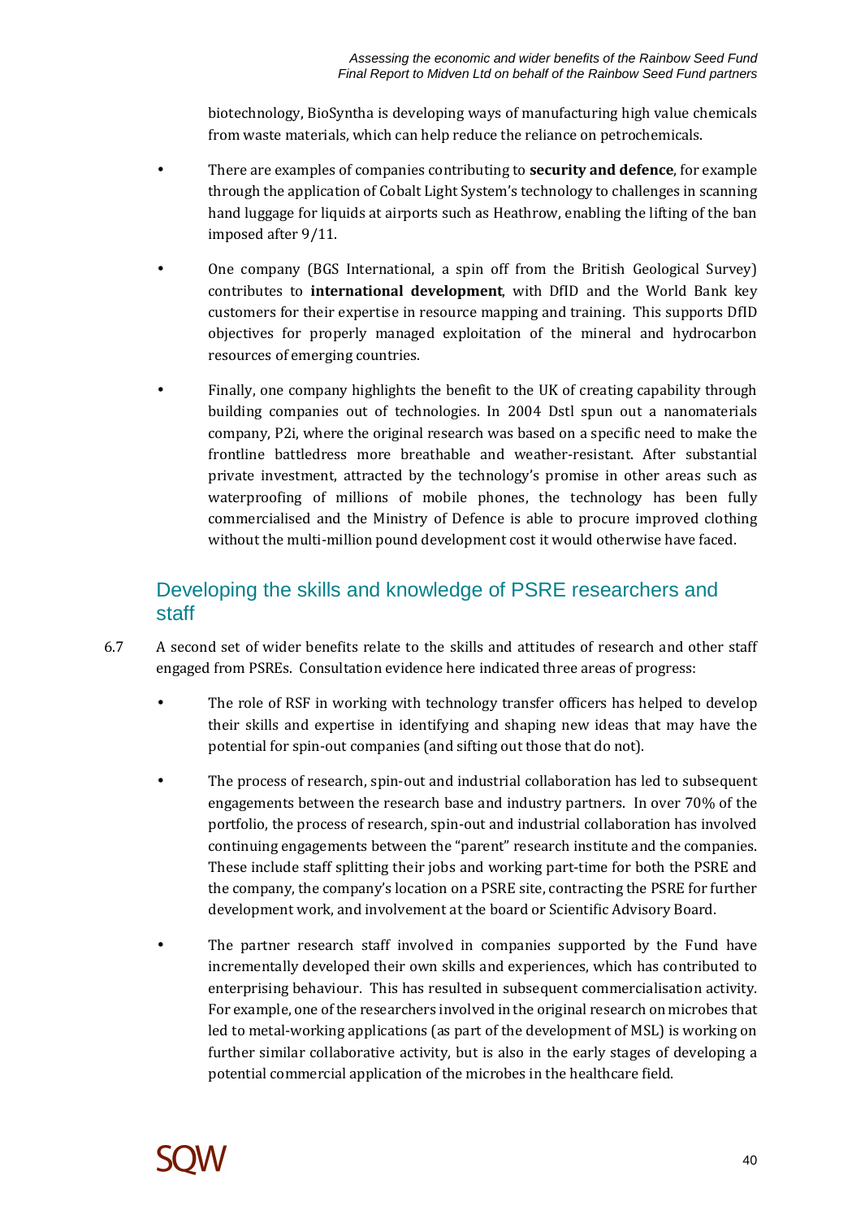biotechnology, BioSyntha is developing ways of manufacturing high value chemicals from waste materials, which can help reduce the reliance on petrochemicals.

- There are examples of companies contributing to **security and defence**, for example through the application of Cobalt Light System's technology to challenges in scanning hand luggage for liquids at airports such as Heathrow, enabling the lifting of the ban imposed after 9/11.
- One company (BGS International, a spin off from the British Geological Survey) contributes to **international development**, with DfID and the World Bank key customers for their expertise in resource mapping and training. This supports DfID objectives for properly managed exploitation of the mineral and hydrocarbon resources of emerging countries.
- Finally, one company highlights the benefit to the UK of creating capability through building companies out of technologies. In 2004 Dstl spun out a nanomaterials company, P2i, where the original research was based on a specific need to make the frontline battledress more breathable and weather-resistant. After substantial private investment, attracted by the technology's promise in other areas such as waterproofing of millions of mobile phones, the technology has been fully commercialised and the Ministry of Defence is able to procure improved clothing without the multi-million pound development cost it would otherwise have faced.

## Developing the skills and knowledge of PSRE researchers and staff

6.7 A second set of wider benefits relate to the skills and attitudes of research and other staff engaged from PSREs. Consultation evidence here indicated three areas of progress:

- The role of RSF in working with technology transfer officers has helped to develop their skills and expertise in identifying and shaping new ideas that may have the potential for spin-out companies (and sifting out those that do not).
- The process of research, spin-out and industrial collaboration has led to subsequent engagements between the research base and industry partners. In over 70% of the portfolio, the process of research, spin-out and industrial collaboration has involved continuing engagements between the "parent" research institute and the companies. These include staff splitting their jobs and working part-time for both the PSRE and the company, the company's location on a PSRE site, contracting the PSRE for further development work, and involvement at the board or Scientific Advisory Board.
- The partner research staff involved in companies supported by the Fund have incrementally developed their own skills and experiences, which has contributed to enterprising behaviour. This has resulted in subsequent commercialisation activity. For example, one of the researchers involved in the original research on microbes that led to metal-working applications (as part of the development of MSL) is working on further similar collaborative activity, but is also in the early stages of developing a potential commercial application of the microbes in the healthcare field.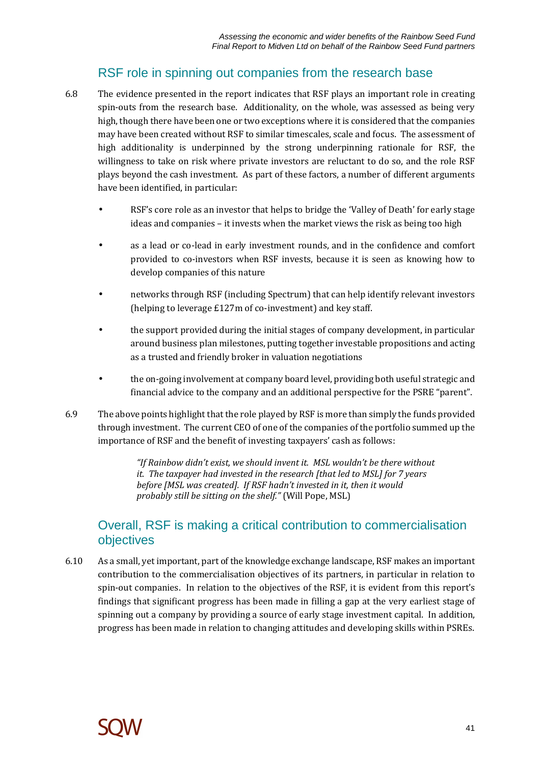## RSF role in spinning out companies from the research base

6.8 The evidence presented in the report indicates that RSF plays an important role in creating spin-outs from the research base. Additionality, on the whole, was assessed as being very high, though there have been one or two exceptions where it is considered that the companies may have been created without RSF to similar timescales, scale and focus. The assessment of high additionality is underpinned by the strong underpinning rationale for RSF, the willingness to take on risk where private investors are reluctant to do so, and the role RSF plays beyond the cash investment. As part of these factors, a number of different arguments have been identified, in particular:

- RSF's core role as an investor that helps to bridge the 'Valley of Death' for early stage ideas and companies – it invests when the market views the risk as being too high
- as a lead or co-lead in early investment rounds, and in the confidence and comfort provided to co-investors when RSF invests, because it is seen as knowing how to develop companies of this nature
- networks through RSF (including Spectrum) that can help identify relevant investors (helping to leverage £127m of co-investment) and key staff.
- the support provided during the initial stages of company development, in particular around business plan milestones, putting together investable propositions and acting as a trusted and friendly broker in valuation negotiations
- the on-going involvement at company board level, providing both useful strategic and financial advice to the company and an additional perspective for the PSRE "parent".

6.9 The above points highlight that the role played by RSF is more than simply the funds provided through investment. The current CEO of one of the companies of the portfolio summed up the importance of RSF and the benefit of investing taxpayers' cash as follows:

> *"If Rainbow didn't exist, we should invent it. MSL wouldn't be there without it. The taxpayer had invested in the research [that led to MSL] for 7 years before [MSL was created]. If RSF hadn't invested in it, then it would probably still be sitting on the shelf."* (Will Pope, MSL)

## Overall, RSF is making a critical contribution to commercialisation objectives

6.10 As a small, yet important, part of the knowledge exchange landscape, RSF makes an important contribution to the commercialisation objectives of its partners, in particular in relation to spin-out companies. In relation to the objectives of the RSF, it is evident from this report's findings that significant progress has been made in filling a gap at the very earliest stage of spinning out a company by providing a source of early stage investment capital. In addition, progress has been made in relation to changing attitudes and developing skills within PSREs.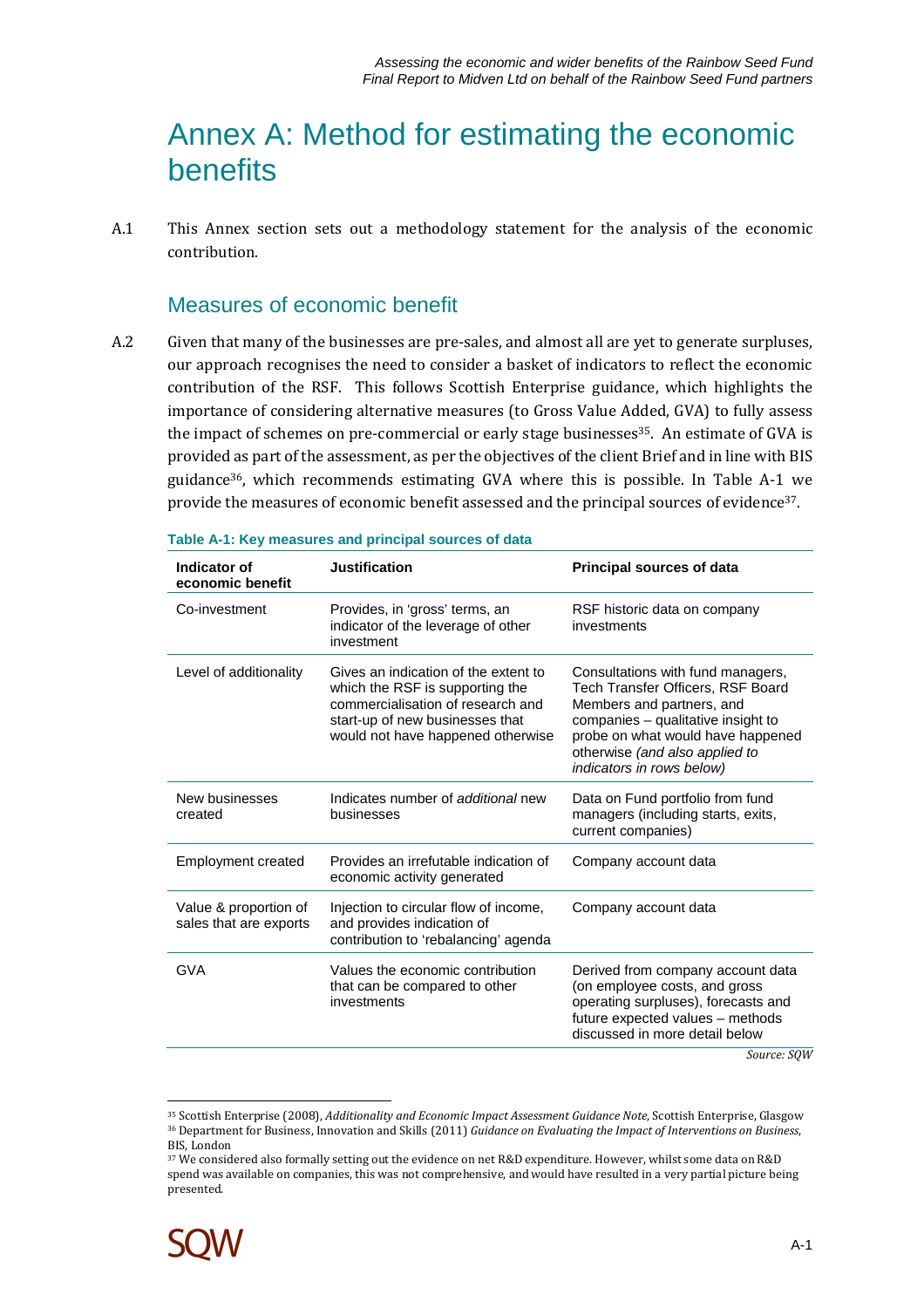# Annex A: Method for estimating the economic benefits

A.1 This Annex section sets out a methodology statement for the analysis of the economic contribution.

## Measures of economic benefit

A.2 Given that many of the businesses are pre-sales, and almost all are yet to generate surpluses, our approach recognises the need to consider a basket of indicators to reflect the economic contribution of the RSF. This follows Scottish Enterprise guidance, which highlights the importance of considering alternative measures (to Gross Value Added, GVA) to fully assess the impact of schemes on pre-commercial or early stage businesses[35]. An estimate of GVA is provided as part of the assessment, as per the objectives of the client Brief and in line with BIS guidance[36], which recommends estimating GVA where this is possible. In Table A-1 we provide the measures of economic benefit assessed and the principal sources of evidence[37].

**Table A-1: Key measures and principal sources of data**

| Indicator of economic benefit | Justification | Principal sources of data |
|---|---|---|
| Co-investment | Provides, in 'gross' terms, an indicator of the leverage of other investment | RSF historic data on company investments |
| Level of additionality | Gives an indication of the extent to which the RSF is supporting the commercialisation of research and start-up of new businesses that would not have happened otherwise | Consultations with fund managers, Tech Transfer Officers, RSF Board Members and partners, and companies – qualitative insight to probe on what would have happened otherwise *(and also applied to indicators in rows below)* |
| New businesses created | Indicates number of *additional* new businesses | Data on Fund portfolio from fund managers (including starts, exits, current companies) |
| Employment created | Provides an irrefutable indication of economic activity generated | Company account data |
| Value & proportion of sales that are exports | Injection to circular flow of income, and provides indication of contribution to 'rebalancing' agenda | Company account data |
| GVA | Values the economic contribution that can be compared to other investments | Derived from company account data (on employee costs, and gross operating surpluses), forecasts and future expected values – methods discussed in more detail below |

*Source: SQW*

[35] Scottish Enterprise (2008), *Additionality and Economic Impact Assessment Guidance Note*, Scottish Enterprise, Glasgow

[36] Department for Business, Innovation and Skills (2011) *Guidance on Evaluating the Impact of Interventions on Business*, BIS, London

[37] We considered also formally setting out the evidence on net R&D expenditure. However, whilst some data on R&D spend was available on companies, this was not comprehensive, and would have resulted in a very partial picture being presented.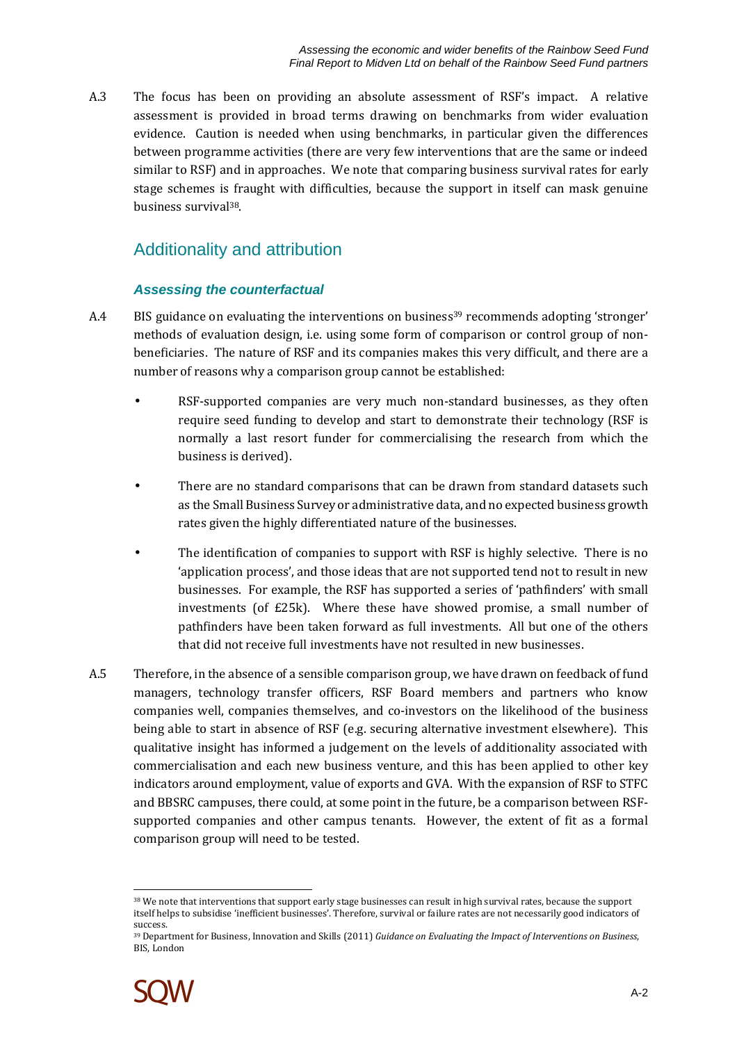A.3 The focus has been on providing an absolute assessment of RSF's impact. A relative assessment is provided in broad terms drawing on benchmarks from wider evaluation evidence. Caution is needed when using benchmarks, in particular given the differences between programme activities (there are very few interventions that are the same or indeed similar to RSF) and in approaches. We note that comparing business survival rates for early stage schemes is fraught with difficulties, because the support in itself can mask genuine business survival[38].

## Additionality and attribution

### *Assessing the counterfactual*

A.4 BIS guidance on evaluating the interventions on business[39] recommends adopting 'stronger' methods of evaluation design, i.e. using some form of comparison or control group of non-beneficiaries. The nature of RSF and its companies makes this very difficult, and there are a number of reasons why a comparison group cannot be established:

- RSF-supported companies are very much non-standard businesses, as they often require seed funding to develop and start to demonstrate their technology (RSF is normally a last resort funder for commercialising the research from which the business is derived).
- There are no standard comparisons that can be drawn from standard datasets such as the Small Business Survey or administrative data, and no expected business growth rates given the highly differentiated nature of the businesses.
- The identification of companies to support with RSF is highly selective. There is no 'application process', and those ideas that are not supported tend not to result in new businesses. For example, the RSF has supported a series of 'pathfinders' with small investments (of £25k). Where these have showed promise, a small number of pathfinders have been taken forward as full investments. All but one of the others that did not receive full investments have not resulted in new businesses.

A.5 Therefore, in the absence of a sensible comparison group, we have drawn on feedback of fund managers, technology transfer officers, RSF Board members and partners who know companies well, companies themselves, and co-investors on the likelihood of the business being able to start in absence of RSF (e.g. securing alternative investment elsewhere). This qualitative insight has informed a judgement on the levels of additionality associated with commercialisation and each new business venture, and this has been applied to other key indicators around employment, value of exports and GVA. With the expansion of RSF to STFC and BBSRC campuses, there could, at some point in the future, be a comparison between RSF-supported companies and other campus tenants. However, the extent of fit as a formal comparison group will need to be tested.

---

[38] We note that interventions that support early stage businesses can result in high survival rates, because the support itself helps to subsidise 'inefficient businesses'. Therefore, survival or failure rates are not necessarily good indicators of success.

[39] Department for Business, Innovation and Skills (2011) *Guidance on Evaluating the Impact of Interventions on Business*, BIS, London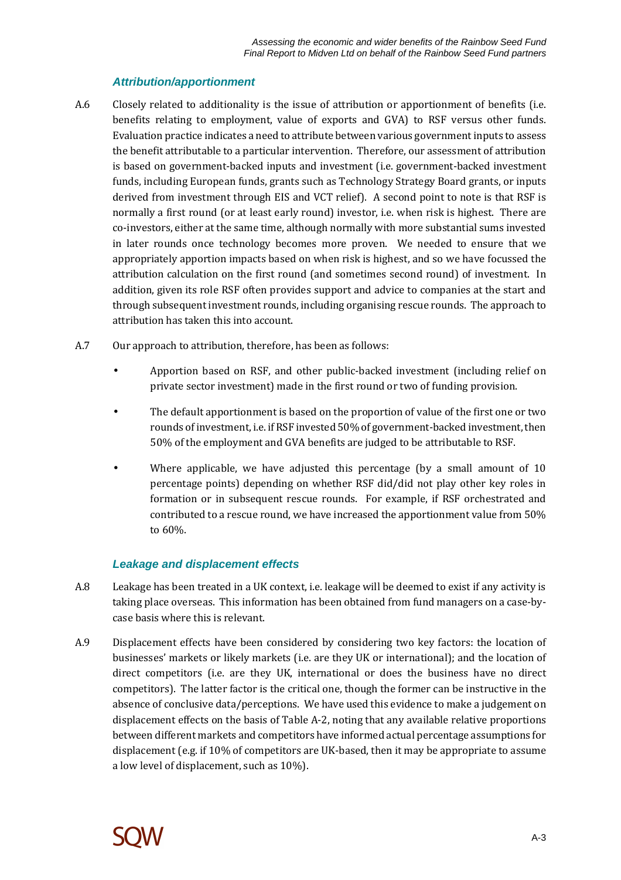### *Attribution/apportionment*

A.6 Closely related to additionality is the issue of attribution or apportionment of benefits (i.e. benefits relating to employment, value of exports and GVA) to RSF versus other funds. Evaluation practice indicates a need to attribute between various government inputs to assess the benefit attributable to a particular intervention. Therefore, our assessment of attribution is based on government-backed inputs and investment (i.e. government-backed investment funds, including European funds, grants such as Technology Strategy Board grants, or inputs derived from investment through EIS and VCT relief). A second point to note is that RSF is normally a first round (or at least early round) investor, i.e. when risk is highest. There are co-investors, either at the same time, although normally with more substantial sums invested in later rounds once technology becomes more proven. We needed to ensure that we appropriately apportion impacts based on when risk is highest, and so we have focussed the attribution calculation on the first round (and sometimes second round) of investment. In addition, given its role RSF often provides support and advice to companies at the start and through subsequent investment rounds, including organising rescue rounds. The approach to attribution has taken this into account.

A.7 Our approach to attribution, therefore, has been as follows:

- Apportion based on RSF, and other public-backed investment (including relief on private sector investment) made in the first round or two of funding provision.
- The default apportionment is based on the proportion of value of the first one or two rounds of investment, i.e. if RSF invested 50% of government-backed investment, then 50% of the employment and GVA benefits are judged to be attributable to RSF.
- Where applicable, we have adjusted this percentage (by a small amount of 10 percentage points) depending on whether RSF did/did not play other key roles in formation or in subsequent rescue rounds. For example, if RSF orchestrated and contributed to a rescue round, we have increased the apportionment value from 50% to 60%.

### *Leakage and displacement effects*

A.8 Leakage has been treated in a UK context, i.e. leakage will be deemed to exist if any activity is taking place overseas. This information has been obtained from fund managers on a case-by-case basis where this is relevant.

A.9 Displacement effects have been considered by considering two key factors: the location of businesses' markets or likely markets (i.e. are they UK or international); and the location of direct competitors (i.e. are they UK, international or does the business have no direct competitors). The latter factor is the critical one, though the former can be instructive in the absence of conclusive data/perceptions. We have used this evidence to make a judgement on displacement effects on the basis of Table A-2, noting that any available relative proportions between different markets and competitors have informed actual percentage assumptions for displacement (e.g. if 10% of competitors are UK-based, then it may be appropriate to assume a low level of displacement, such as 10%).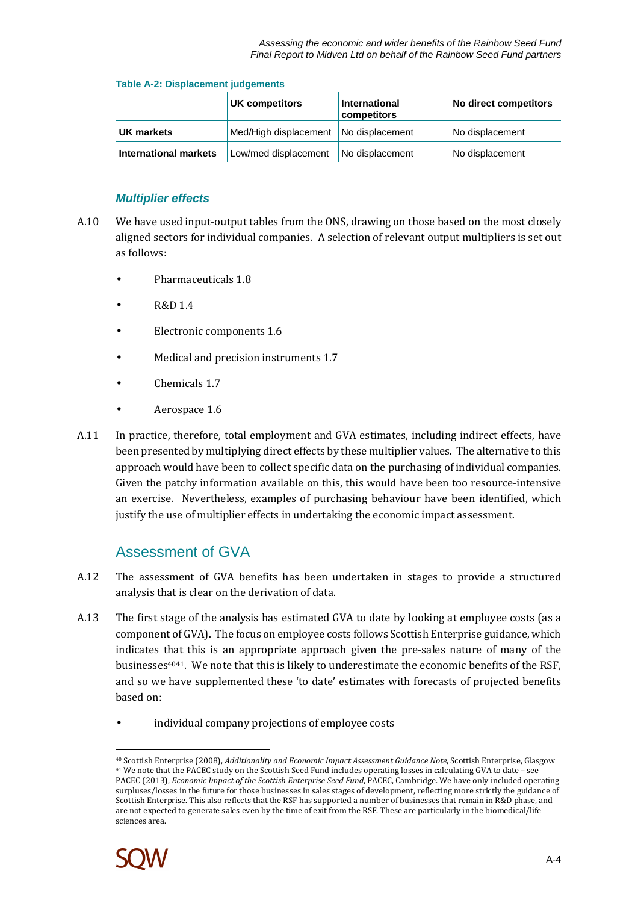**Table A-2: Displacement judgements**

| | UK competitors | International competitors | No direct competitors |
|---|---|---|---|
| **UK markets** | Med/High displacement | No displacement | No displacement |
| **International markets** | Low/med displacement | No displacement | No displacement |

### *Multiplier effects*

A.10 We have used input-output tables from the ONS, drawing on those based on the most closely aligned sectors for individual companies. A selection of relevant output multipliers is set out as follows:

- Pharmaceuticals 1.8
- R&D 1.4
- Electronic components 1.6
- Medical and precision instruments 1.7
- Chemicals 1.7
- Aerospace 1.6

A.11 In practice, therefore, total employment and GVA estimates, including indirect effects, have been presented by multiplying direct effects by these multiplier values. The alternative to this approach would have been to collect specific data on the purchasing of individual companies. Given the patchy information available on this, this would have been too resource-intensive an exercise. Nevertheless, examples of purchasing behaviour have been identified, which justify the use of multiplier effects in undertaking the economic impact assessment.

## Assessment of GVA

A.12 The assessment of GVA benefits has been undertaken in stages to provide a structured analysis that is clear on the derivation of data.

A.13 The first stage of the analysis has estimated GVA to date by looking at employee costs (as a component of GVA). The focus on employee costs follows Scottish Enterprise guidance, which indicates that this is an appropriate approach given the pre-sales nature of many of the businesses[40][41]. We note that this is likely to underestimate the economic benefits of the RSF, and so we have supplemented these 'to date' estimates with forecasts of projected benefits based on:

- individual company projections of employee costs

---

[40] Scottish Enterprise (2008), *Additionality and Economic Impact Assessment Guidance Note*, Scottish Enterprise, Glasgow

[41] We note that the PACEC study on the Scottish Seed Fund includes operating losses in calculating GVA to date – see PACEC (2013), *Economic Impact of the Scottish Enterprise Seed Fund*, PACEC, Cambridge. We have only included operating surpluses/losses in the future for those businesses in sales stages of development, reflecting more strictly the guidance of Scottish Enterprise. This also reflects that the RSF has supported a number of businesses that remain in R&D phase, and are not expected to generate sales even by the time of exit from the RSF. These are particularly in the biomedical/life sciences area.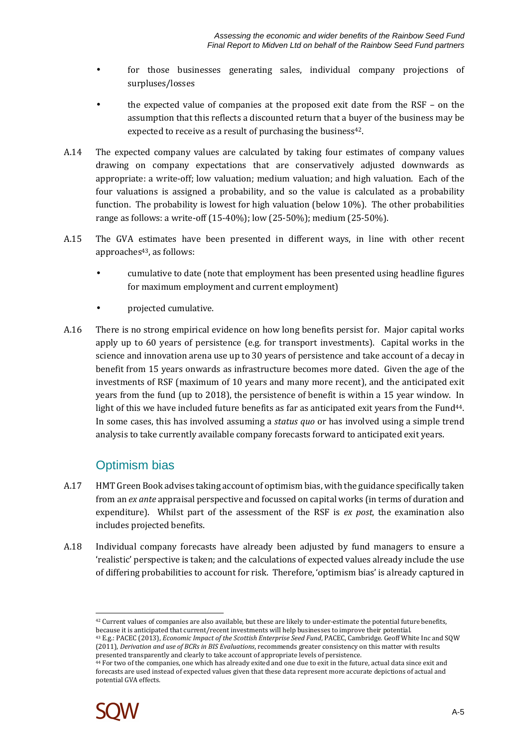- for those businesses generating sales, individual company projections of surpluses/losses
- the expected value of companies at the proposed exit date from the RSF – on the assumption that this reflects a discounted return that a buyer of the business may be expected to receive as a result of purchasing the business[42].

A.14 The expected company values are calculated by taking four estimates of company values drawing on company expectations that are conservatively adjusted downwards as appropriate: a write-off; low valuation; medium valuation; and high valuation. Each of the four valuations is assigned a probability, and so the value is calculated as a probability function. The probability is lowest for high valuation (below 10%). The other probabilities range as follows: a write-off (15-40%); low (25-50%); medium (25-50%).

A.15 The GVA estimates have been presented in different ways, in line with other recent approaches[43], as follows:

- cumulative to date (note that employment has been presented using headline figures for maximum employment and current employment)
- projected cumulative.

A.16 There is no strong empirical evidence on how long benefits persist for. Major capital works apply up to 60 years of persistence (e.g. for transport investments). Capital works in the science and innovation arena use up to 30 years of persistence and take account of a decay in benefit from 15 years onwards as infrastructure becomes more dated. Given the age of the investments of RSF (maximum of 10 years and many more recent), and the anticipated exit years from the fund (up to 2018), the persistence of benefit is within a 15 year window. In light of this we have included future benefits as far as anticipated exit years from the Fund[44]. In some cases, this has involved assuming a *status quo* or has involved using a simple trend analysis to take currently available company forecasts forward to anticipated exit years.

## Optimism bias

A.17 HMT Green Book advises taking account of optimism bias, with the guidance specifically taken from an *ex ante* appraisal perspective and focussed on capital works (in terms of duration and expenditure). Whilst part of the assessment of the RSF is *ex post*, the examination also includes projected benefits.

A.18 Individual company forecasts have already been adjusted by fund managers to ensure a 'realistic' perspective is taken; and the calculations of expected values already include the use of differing probabilities to account for risk. Therefore, 'optimism bias' is already captured in

---

[42] Current values of companies are also available, but these are likely to under-estimate the potential future benefits, because it is anticipated that current/recent investments will help businesses to improve their potential.

[43] E.g.: PACEC (2013), *Economic Impact of the Scottish Enterprise Seed Fund*, PACEC, Cambridge. Geoff White Inc and SQW (2011), *Derivation and use of BCRs in BIS Evaluations*, recommends greater consistency on this matter with results presented transparently and clearly to take account of appropriate levels of persistence.

[44] For two of the companies, one which has already exited and one due to exit in the future, actual data since exit and forecasts are used instead of expected values given that these data represent more accurate depictions of actual and potential GVA effects.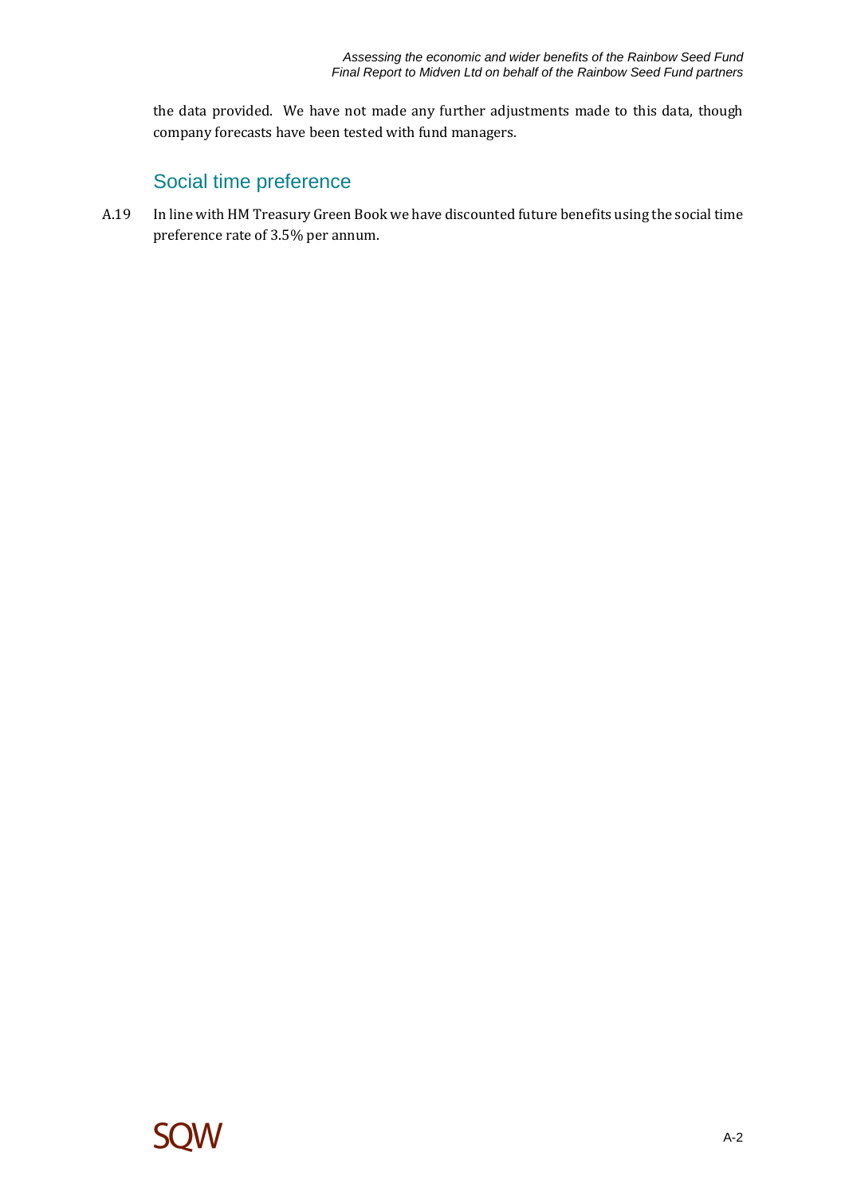the data provided. We have not made any further adjustments made to this data, though company forecasts have been tested with fund managers.

## Social time preference

A.19 In line with HM Treasury Green Book we have discounted future benefits using the social time preference rate of 3.5% per annum.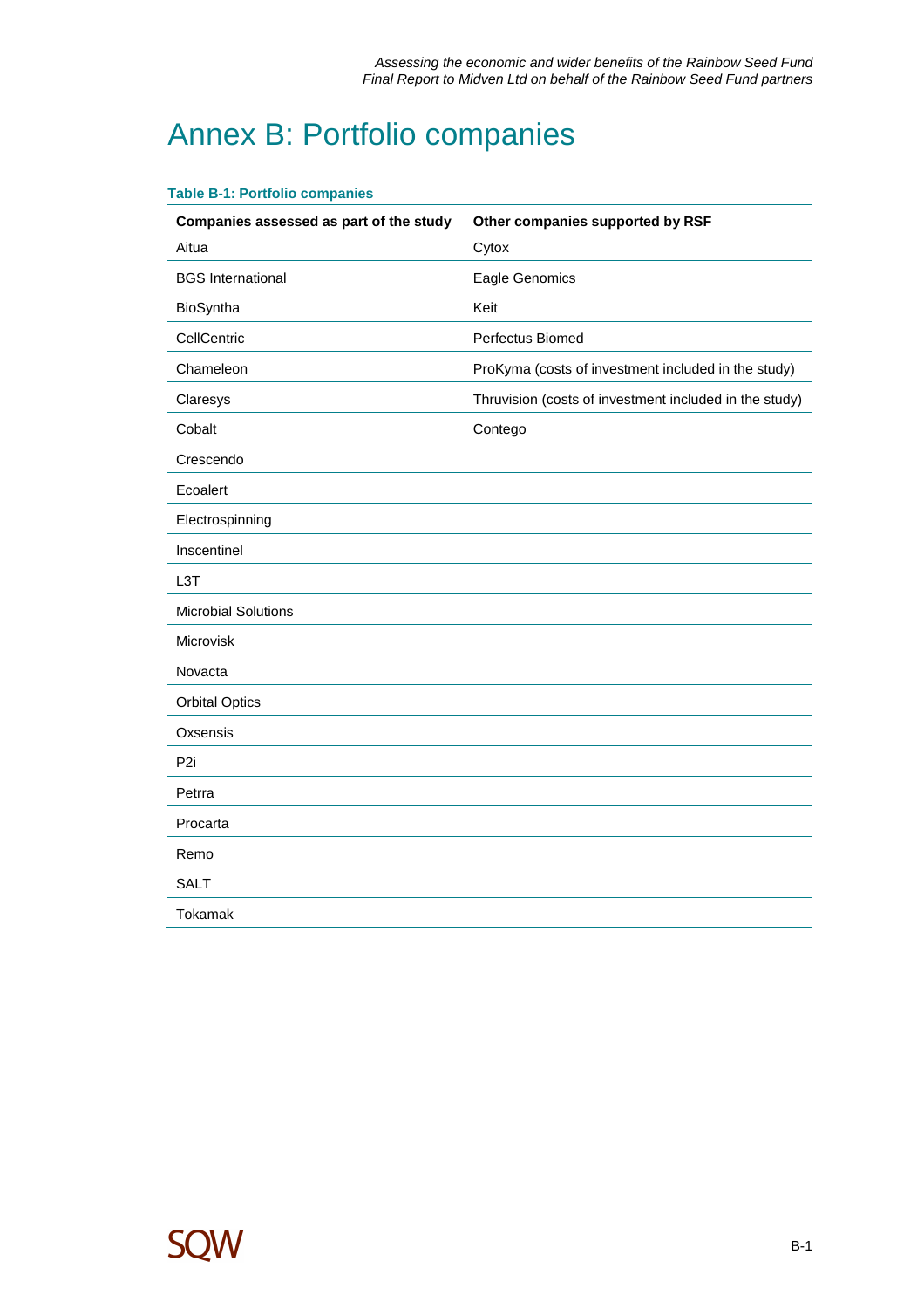# Annex B: Portfolio companies

**Table B-1: Portfolio companies**

| Companies assessed as part of the study | Other companies supported by RSF |
|---|---|
| Aitua | Cytox |
| BGS International | Eagle Genomics |
| BioSyntha | Keit |
| CellCentric | Perfectus Biomed |
| Chameleon | ProKyma (costs of investment included in the study) |
| Claresys | Thruvision (costs of investment included in the study) |
| Cobalt | Contego |
| Crescendo | |
| Ecoalert | |
| Electrospinning | |
| Inscentinel | |
| L3T | |
| Microbial Solutions | |
| Microvisk | |
| Novacta | |
| Orbital Optics | |
| Oxsensis | |
| P2i | |
| Petrra | |
| Procarta | |
| Remo | |
| SALT | |
| Tokamak | |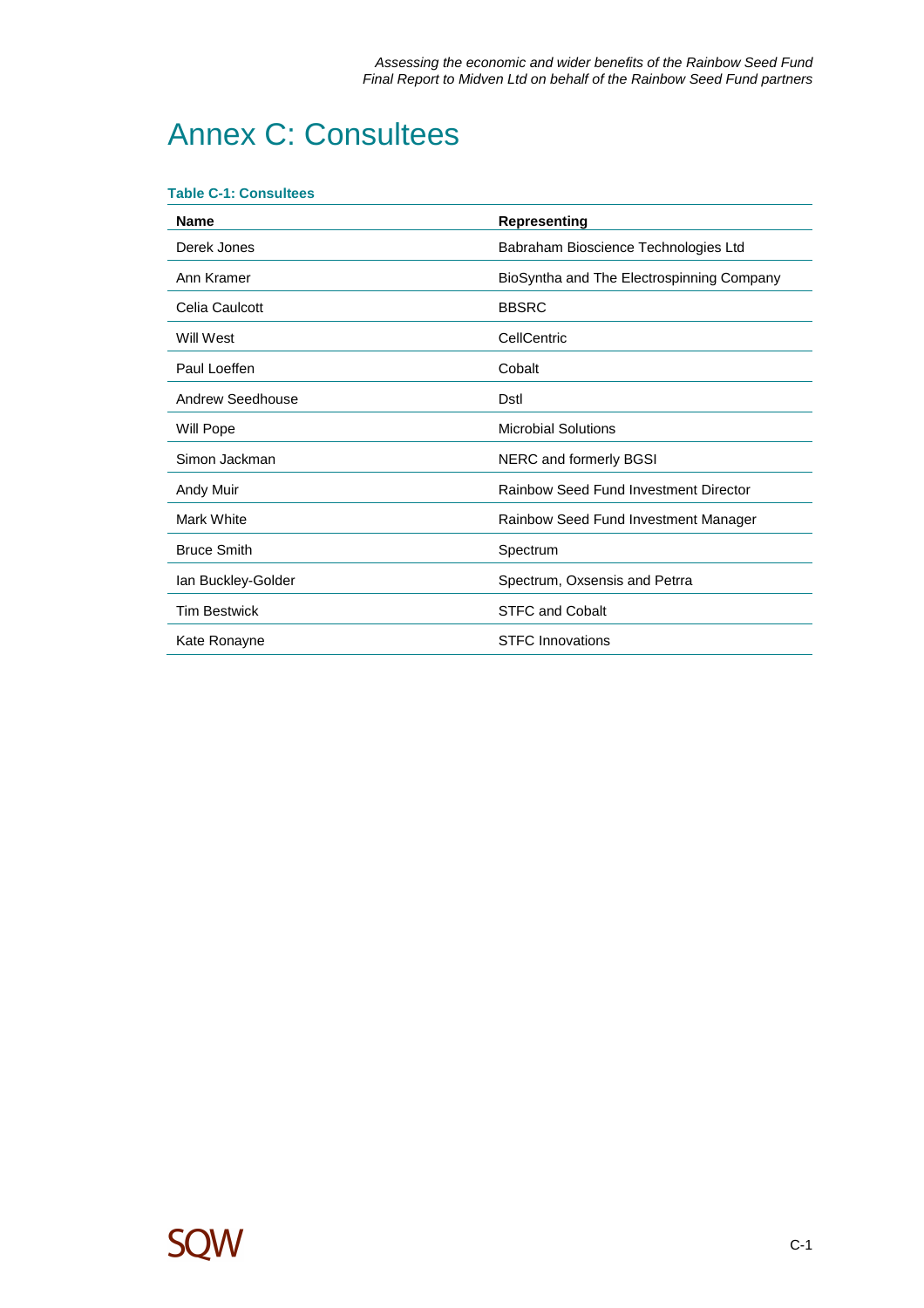# Annex C: Consultees

**Table C-1: Consultees**

| Name | Representing |
|---|---|
| Derek Jones | Babraham Bioscience Technologies Ltd |
| Ann Kramer | BioSyntha and The Electrospinning Company |
| Celia Caulcott | BBSRC |
| Will West | CellCentric |
| Paul Loeffen | Cobalt |
| Andrew Seedhouse | Dstl |
| Will Pope | Microbial Solutions |
| Simon Jackman | NERC and formerly BGSI |
| Andy Muir | Rainbow Seed Fund Investment Director |
| Mark White | Rainbow Seed Fund Investment Manager |
| Bruce Smith | Spectrum |
| Ian Buckley-Golder | Spectrum, Oxsensis and Petrra |
| Tim Bestwick | STFC and Cobalt |
| Kate Ronayne | STFC Innovations |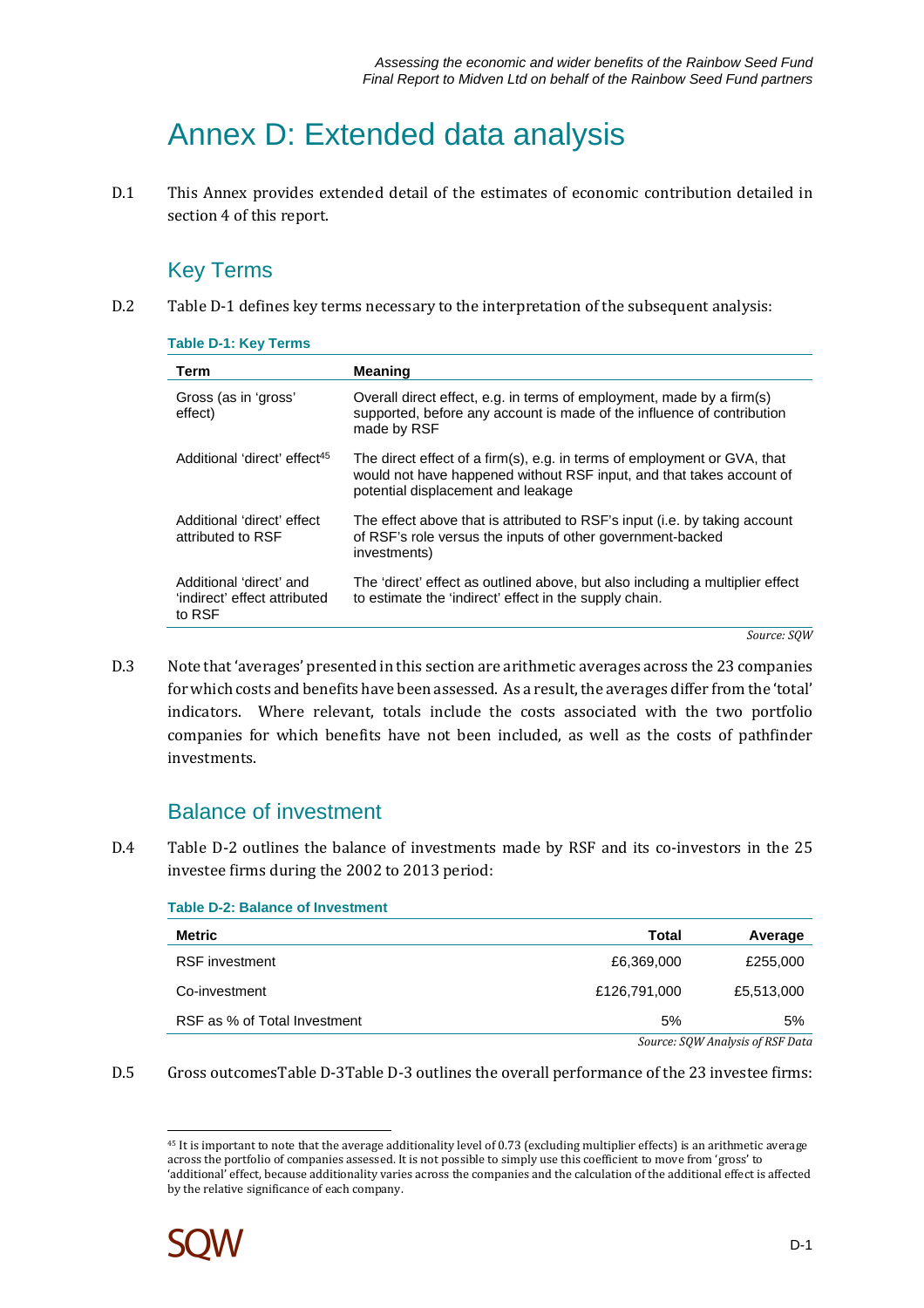# Annex D: Extended data analysis

D.1 This Annex provides extended detail of the estimates of economic contribution detailed in section 4 of this report.

## Key Terms

D.2 Table D-1 defines key terms necessary to the interpretation of the subsequent analysis:

**Table D-1: Key Terms**

| Term | Meaning |
|---|---|
| Gross (as in 'gross' effect) | Overall direct effect, e.g. in terms of employment, made by a firm(s) supported, before any account is made of the influence of contribution made by RSF |
| Additional 'direct' effect[45] | The direct effect of a firm(s), e.g. in terms of employment or GVA, that would not have happened without RSF input, and that takes account of potential displacement and leakage |
| Additional 'direct' effect attributed to RSF | The effect above that is attributed to RSF's input (i.e. by taking account of RSF's role versus the inputs of other government-backed investments) |
| Additional 'direct' and 'indirect' effect attributed to RSF | The 'direct' effect as outlined above, but also including a multiplier effect to estimate the 'indirect' effect in the supply chain. |

*Source: SQW*

D.3 Note that 'averages' presented in this section are arithmetic averages across the 23 companies for which costs and benefits have been assessed. As a result, the averages differ from the 'total' indicators. Where relevant, totals include the costs associated with the two portfolio companies for which benefits have not been included, as well as the costs of pathfinder investments.

## Balance of investment

D.4 Table D-2 outlines the balance of investments made by RSF and its co-investors in the 25 investee firms during the 2002 to 2013 period:

**Table D-2: Balance of Investment**

| Metric | Total | Average |
|---|---|---|
| RSF investment | £6,369,000 | £255,000 |
| Co-investment | £126,791,000 | £5,513,000 |
| RSF as % of Total Investment | 5% | 5% |

*Source: SQW Analysis of RSF Data*

D.5 Gross outcomesTable D-3Table D-3 outlines the overall performance of the 23 investee firms:

[45] It is important to note that the average additionality level of 0.73 (excluding multiplier effects) is an arithmetic average across the portfolio of companies assessed. It is not possible to simply use this coefficient to move from 'gross' to 'additional' effect, because additionality varies across the companies and the calculation of the additional effect is affected by the relative significance of each company.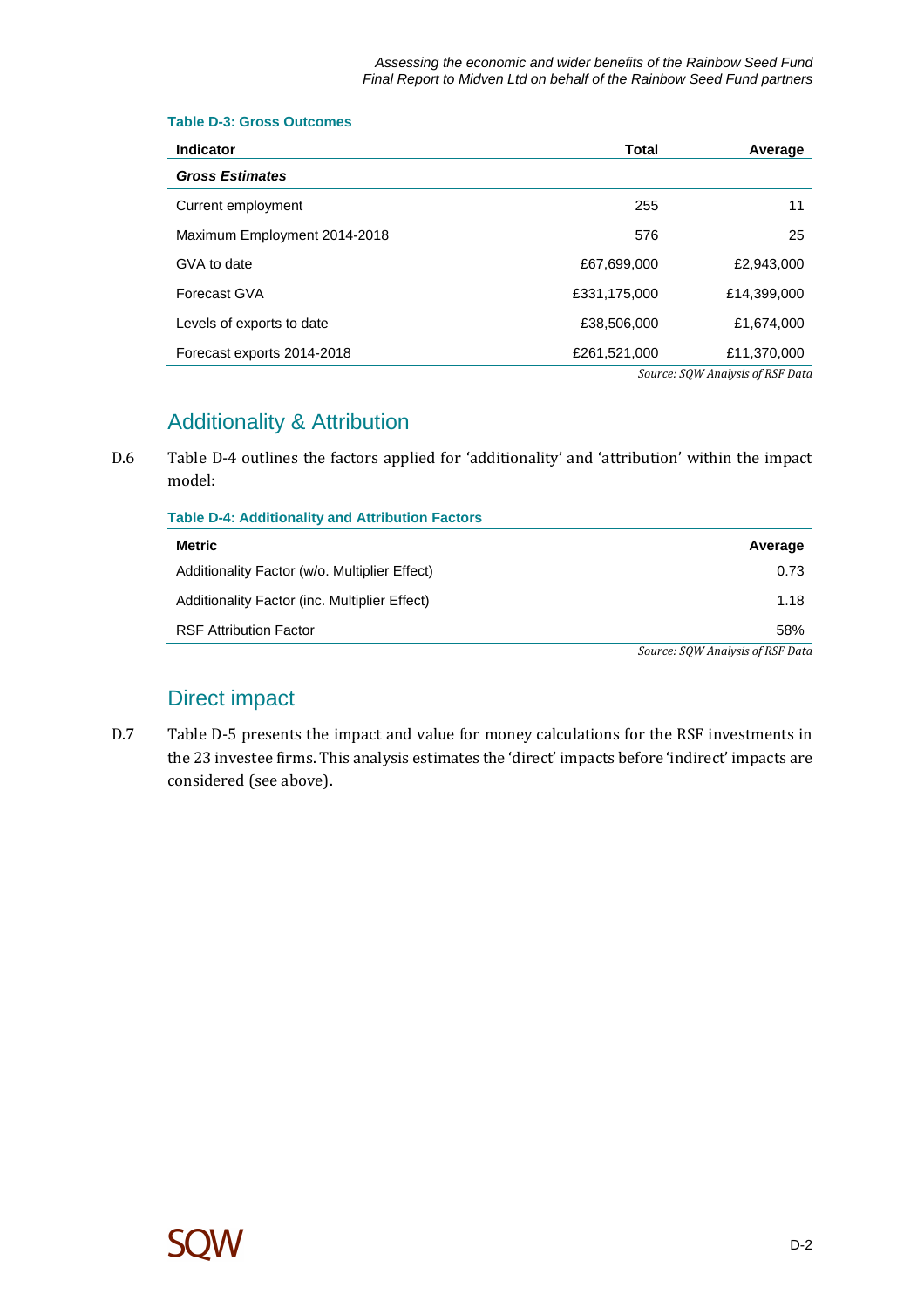**Table D-3: Gross Outcomes**

| Indicator | Total | Average |
|---|---|---|
| ***Gross Estimates*** | | |
| Current employment | 255 | 11 |
| Maximum Employment 2014-2018 | 576 | 25 |
| GVA to date | £67,699,000 | £2,943,000 |
| Forecast GVA | £331,175,000 | £14,399,000 |
| Levels of exports to date | £38,506,000 | £1,674,000 |
| Forecast exports 2014-2018 | £261,521,000 | £11,370,000 |

*Source: SQW Analysis of RSF Data*

## Additionality & Attribution

D.6 Table D-4 outlines the factors applied for 'additionality' and 'attribution' within the impact model:

**Table D-4: Additionality and Attribution Factors**

| Metric | Average |
|---|---|
| Additionality Factor (w/o. Multiplier Effect) | 0.73 |
| Additionality Factor (inc. Multiplier Effect) | 1.18 |
| RSF Attribution Factor | 58% |

*Source: SQW Analysis of RSF Data*

## Direct impact

D.7 Table D-5 presents the impact and value for money calculations for the RSF investments in the 23 investee firms. This analysis estimates the 'direct' impacts before 'indirect' impacts are considered (see above).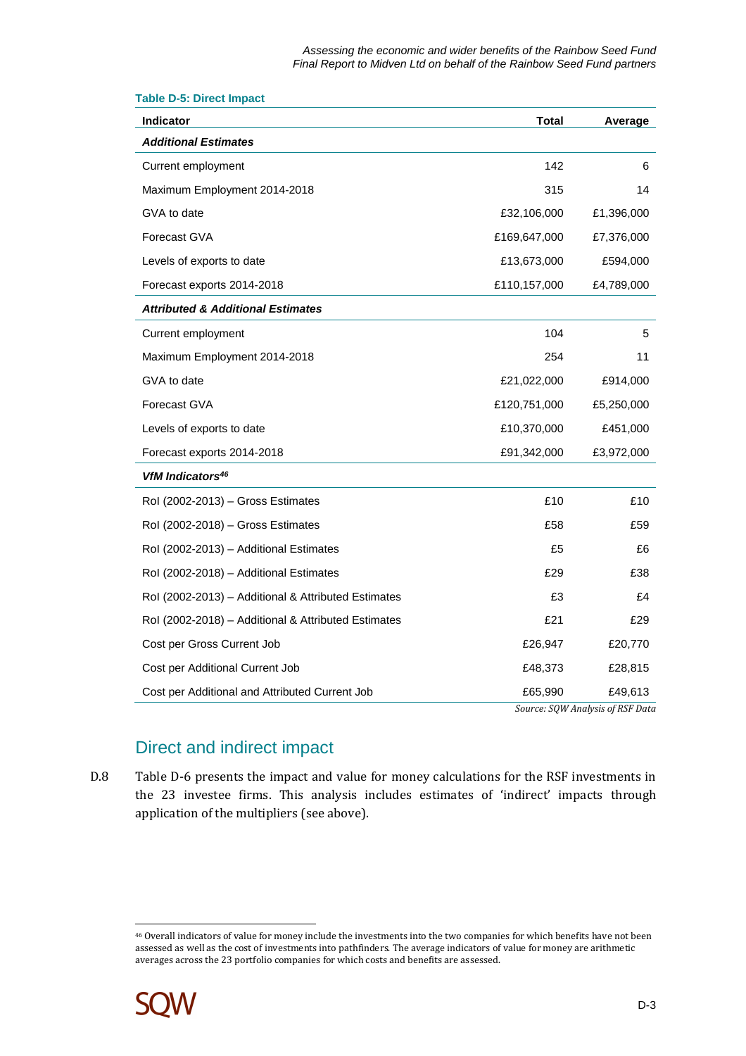**Table D-5: Direct Impact**

| Indicator | Total | Average |
|---|---|---|
| ***Additional Estimates*** | | |
| Current employment | 142 | 6 |
| Maximum Employment 2014-2018 | 315 | 14 |
| GVA to date | £32,106,000 | £1,396,000 |
| Forecast GVA | £169,647,000 | £7,376,000 |
| Levels of exports to date | £13,673,000 | £594,000 |
| Forecast exports 2014-2018 | £110,157,000 | £4,789,000 |
| ***Attributed & Additional Estimates*** | | |
| Current employment | 104 | 5 |
| Maximum Employment 2014-2018 | 254 | 11 |
| GVA to date | £21,022,000 | £914,000 |
| Forecast GVA | £120,751,000 | £5,250,000 |
| Levels of exports to date | £10,370,000 | £451,000 |
| Forecast exports 2014-2018 | £91,342,000 | £3,972,000 |
| ***VfM Indicators[46]*** | | |
| RoI (2002-2013) – Gross Estimates | £10 | £10 |
| RoI (2002-2018) – Gross Estimates | £58 | £59 |
| RoI (2002-2013) – Additional Estimates | £5 | £6 |
| RoI (2002-2018) – Additional Estimates | £29 | £38 |
| RoI (2002-2013) – Additional & Attributed Estimates | £3 | £4 |
| RoI (2002-2018) – Additional & Attributed Estimates | £21 | £29 |
| Cost per Gross Current Job | £26,947 | £20,770 |
| Cost per Additional Current Job | £48,373 | £28,815 |
| Cost per Additional and Attributed Current Job | £65,990 | £49,613 |

*Source: SQW Analysis of RSF Data*

## Direct and indirect impact

D.8 Table D-6 presents the impact and value for money calculations for the RSF investments in the 23 investee firms. This analysis includes estimates of 'indirect' impacts through application of the multipliers (see above).

[46] Overall indicators of value for money include the investments into the two companies for which benefits have not been assessed as well as the cost of investments into pathfinders. The average indicators of value for money are arithmetic averages across the 23 portfolio companies for which costs and benefits are assessed.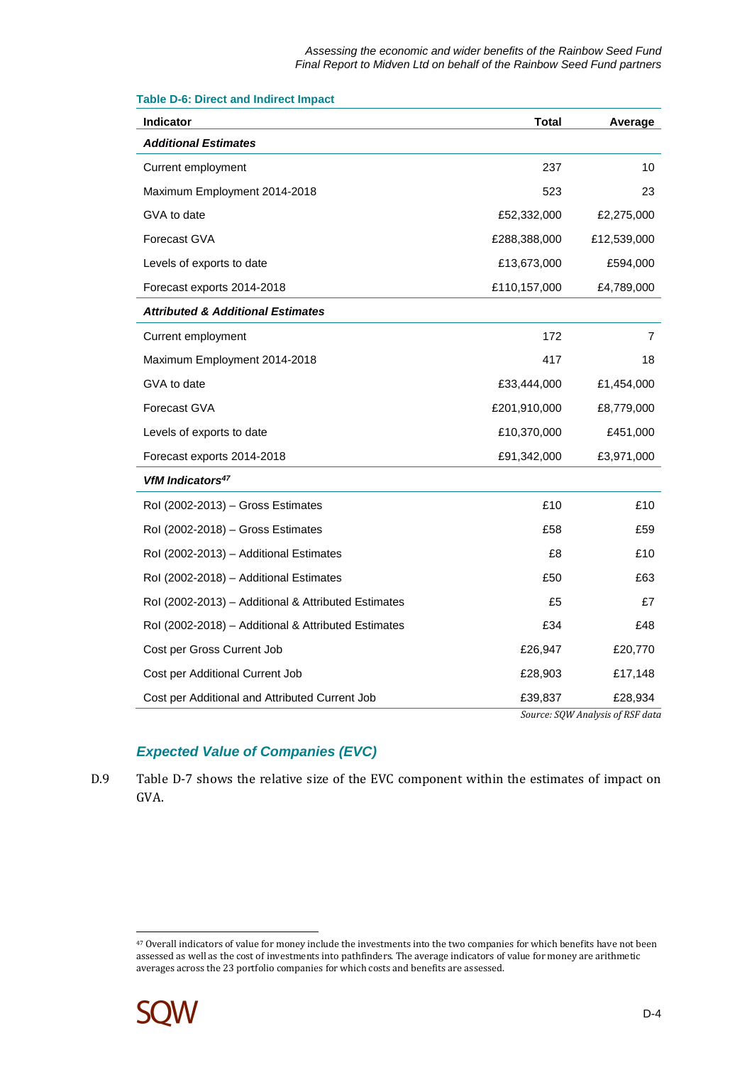**Table D-6: Direct and Indirect Impact**

| Indicator | Total | Average |
|---|---|---|
| ***Additional Estimates*** | | |
| Current employment | 237 | 10 |
| Maximum Employment 2014-2018 | 523 | 23 |
| GVA to date | £52,332,000 | £2,275,000 |
| Forecast GVA | £288,388,000 | £12,539,000 |
| Levels of exports to date | £13,673,000 | £594,000 |
| Forecast exports 2014-2018 | £110,157,000 | £4,789,000 |
| ***Attributed & Additional Estimates*** | | |
| Current employment | 172 | 7 |
| Maximum Employment 2014-2018 | 417 | 18 |
| GVA to date | £33,444,000 | £1,454,000 |
| Forecast GVA | £201,910,000 | £8,779,000 |
| Levels of exports to date | £10,370,000 | £451,000 |
| Forecast exports 2014-2018 | £91,342,000 | £3,971,000 |
| ***VfM Indicators[47]*** | | |
| RoI (2002-2013) – Gross Estimates | £10 | £10 |
| RoI (2002-2018) – Gross Estimates | £58 | £59 |
| RoI (2002-2013) – Additional Estimates | £8 | £10 |
| RoI (2002-2018) – Additional Estimates | £50 | £63 |
| RoI (2002-2013) – Additional & Attributed Estimates | £5 | £7 |
| RoI (2002-2018) – Additional & Attributed Estimates | £34 | £48 |
| Cost per Gross Current Job | £26,947 | £20,770 |
| Cost per Additional Current Job | £28,903 | £17,148 |
| Cost per Additional and Attributed Current Job | £39,837 | £28,934 |

*Source: SQW Analysis of RSF data*

### *Expected Value of Companies (EVC)*

D.9 Table D-7 shows the relative size of the EVC component within the estimates of impact on GVA.

[47] Overall indicators of value for money include the investments into the two companies for which benefits have not been assessed as well as the cost of investments into pathfinders. The average indicators of value for money are arithmetic averages across the 23 portfolio companies for which costs and benefits are assessed.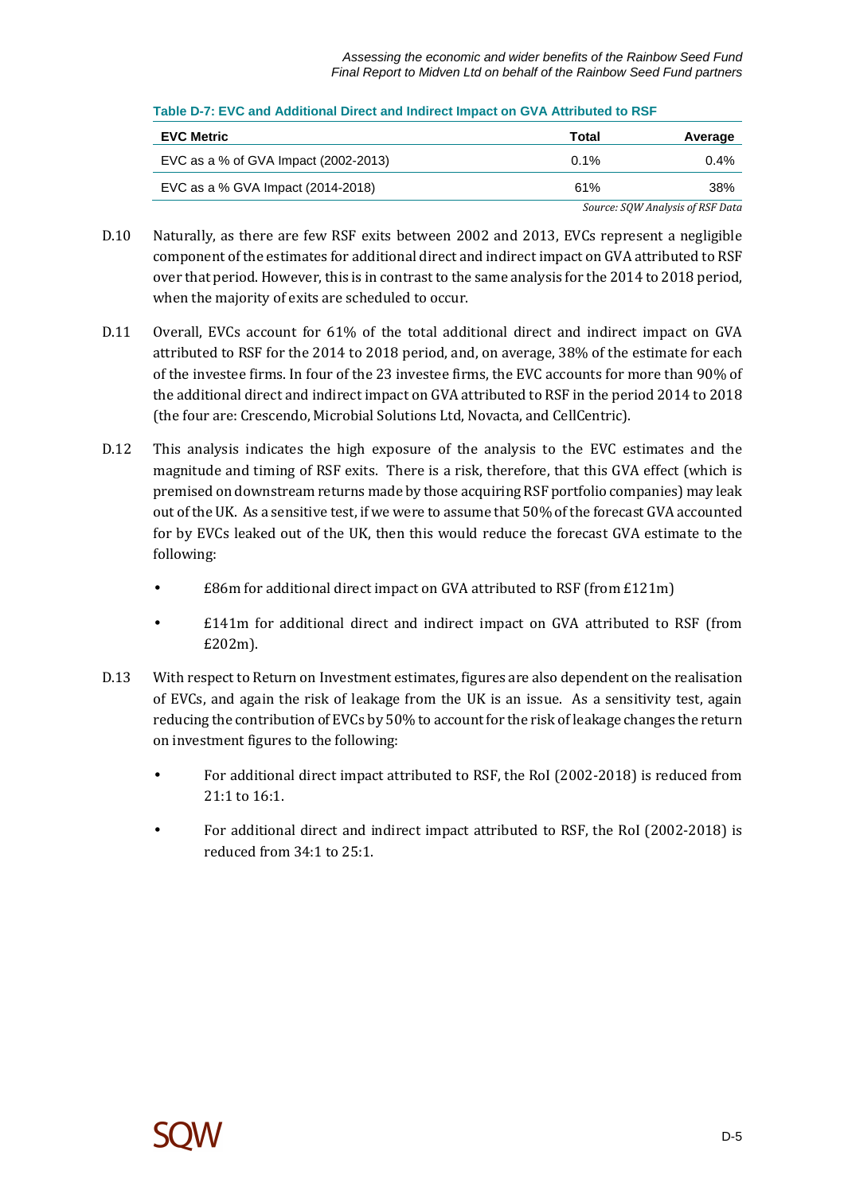**Table D-7: EVC and Additional Direct and Indirect Impact on GVA Attributed to RSF**

| EVC Metric | Total | Average |
| --- | --- | --- |
| EVC as a % of GVA Impact (2002-2013) | 0.1% | 0.4% |
| EVC as a % GVA Impact (2014-2018) | 61% | 38% |

*Source: SQW Analysis of RSF Data*

D.10 Naturally, as there are few RSF exits between 2002 and 2013, EVCs represent a negligible component of the estimates for additional direct and indirect impact on GVA attributed to RSF over that period. However, this is in contrast to the same analysis for the 2014 to 2018 period, when the majority of exits are scheduled to occur.

D.11 Overall, EVCs account for 61% of the total additional direct and indirect impact on GVA attributed to RSF for the 2014 to 2018 period, and, on average, 38% of the estimate for each of the investee firms. In four of the 23 investee firms, the EVC accounts for more than 90% of the additional direct and indirect impact on GVA attributed to RSF in the period 2014 to 2018 (the four are: Crescendo, Microbial Solutions Ltd, Novacta, and CellCentric).

D.12 This analysis indicates the high exposure of the analysis to the EVC estimates and the magnitude and timing of RSF exits. There is a risk, therefore, that this GVA effect (which is premised on downstream returns made by those acquiring RSF portfolio companies) may leak out of the UK. As a sensitive test, if we were to assume that 50% of the forecast GVA accounted for by EVCs leaked out of the UK, then this would reduce the forecast GVA estimate to the following:

- £86m for additional direct impact on GVA attributed to RSF (from £121m)
- £141m for additional direct and indirect impact on GVA attributed to RSF (from £202m).

D.13 With respect to Return on Investment estimates, figures are also dependent on the realisation of EVCs, and again the risk of leakage from the UK is an issue. As a sensitivity test, again reducing the contribution of EVCs by 50% to account for the risk of leakage changes the return on investment figures to the following:

- For additional direct impact attributed to RSF, the RoI (2002-2018) is reduced from 21:1 to 16:1.
- For additional direct and indirect impact attributed to RSF, the RoI (2002-2018) is reduced from 34:1 to 25:1.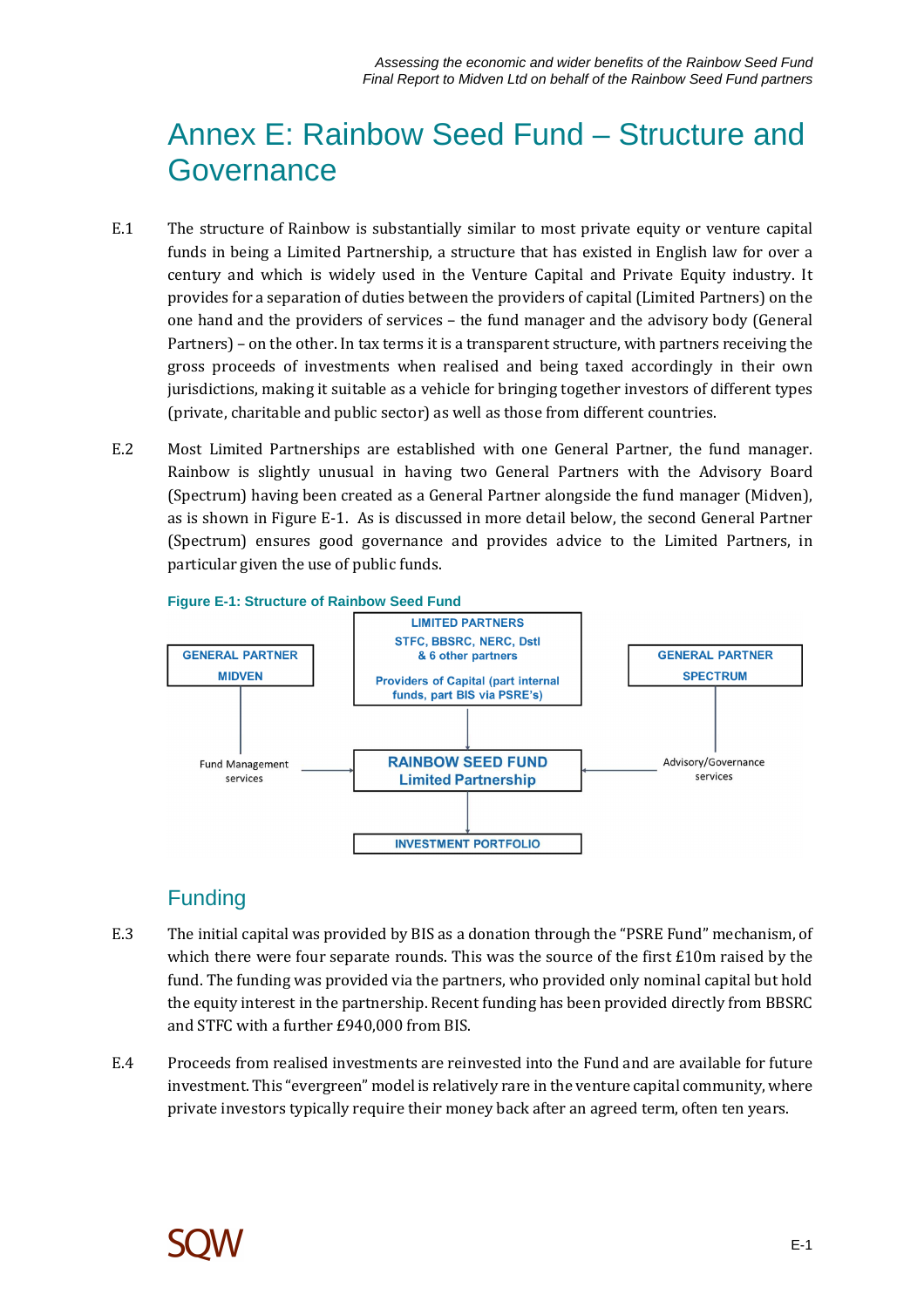# Annex E: Rainbow Seed Fund – Structure and Governance

E.1 The structure of Rainbow is substantially similar to most private equity or venture capital funds in being a Limited Partnership, a structure that has existed in English law for over a century and which is widely used in the Venture Capital and Private Equity industry. It provides for a separation of duties between the providers of capital (Limited Partners) on the one hand and the providers of services – the fund manager and the advisory body (General Partners) – on the other. In tax terms it is a transparent structure, with partners receiving the gross proceeds of investments when realised and being taxed accordingly in their own jurisdictions, making it suitable as a vehicle for bringing together investors of different types (private, charitable and public sector) as well as those from different countries.

E.2 Most Limited Partnerships are established with one General Partner, the fund manager. Rainbow is slightly unusual in having two General Partners with the Advisory Board (Spectrum) having been created as a General Partner alongside the fund manager (Midven), as is shown in Figure E-1. As is discussed in more detail below, the second General Partner (Spectrum) ensures good governance and provides advice to the Limited Partners, in particular given the use of public funds.

**Figure E-1: Structure of Rainbow Seed Fund**

GENERAL PARTNER
MIDVEN

LIMITED PARTNERS
STFC, BBSRC, NERC, Dstl
& 6 other partners
Providers of Capital (part internal funds, part BIS via PSRE's)

GENERAL PARTNER
SPECTRUM

Fund Management services

RAINBOW SEED FUND
Limited Partnership

Advisory/Governance services

INVESTMENT PORTFOLIO

## Funding

E.3 The initial capital was provided by BIS as a donation through the "PSRE Fund" mechanism, of which there were four separate rounds. This was the source of the first £10m raised by the fund. The funding was provided via the partners, who provided only nominal capital but hold the equity interest in the partnership. Recent funding has been provided directly from BBSRC and STFC with a further £940,000 from BIS.

E.4 Proceeds from realised investments are reinvested into the Fund and are available for future investment. This "evergreen" model is relatively rare in the venture capital community, where private investors typically require their money back after an agreed term, often ten years.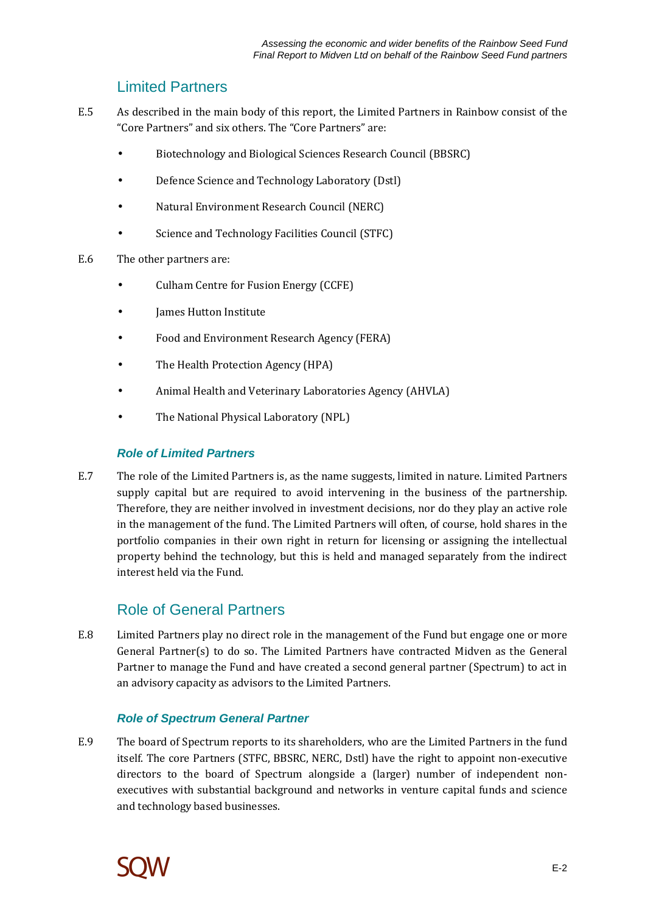## Limited Partners

E.5 As described in the main body of this report, the Limited Partners in Rainbow consist of the "Core Partners" and six others. The "Core Partners" are:

- Biotechnology and Biological Sciences Research Council (BBSRC)
- Defence Science and Technology Laboratory (Dstl)
- Natural Environment Research Council (NERC)
- Science and Technology Facilities Council (STFC)

E.6 The other partners are:

- Culham Centre for Fusion Energy (CCFE)
- James Hutton Institute
- Food and Environment Research Agency (FERA)
- The Health Protection Agency (HPA)
- Animal Health and Veterinary Laboratories Agency (AHVLA)
- The National Physical Laboratory (NPL)

### *Role of Limited Partners*

E.7 The role of the Limited Partners is, as the name suggests, limited in nature. Limited Partners supply capital but are required to avoid intervening in the business of the partnership. Therefore, they are neither involved in investment decisions, nor do they play an active role in the management of the fund. The Limited Partners will often, of course, hold shares in the portfolio companies in their own right in return for licensing or assigning the intellectual property behind the technology, but this is held and managed separately from the indirect interest held via the Fund.

## Role of General Partners

E.8 Limited Partners play no direct role in the management of the Fund but engage one or more General Partner(s) to do so. The Limited Partners have contracted Midven as the General Partner to manage the Fund and have created a second general partner (Spectrum) to act in an advisory capacity as advisors to the Limited Partners.

### *Role of Spectrum General Partner*

E.9 The board of Spectrum reports to its shareholders, who are the Limited Partners in the fund itself. The core Partners (STFC, BBSRC, NERC, Dstl) have the right to appoint non-executive directors to the board of Spectrum alongside a (larger) number of independent non-executives with substantial background and networks in venture capital funds and science and technology based businesses.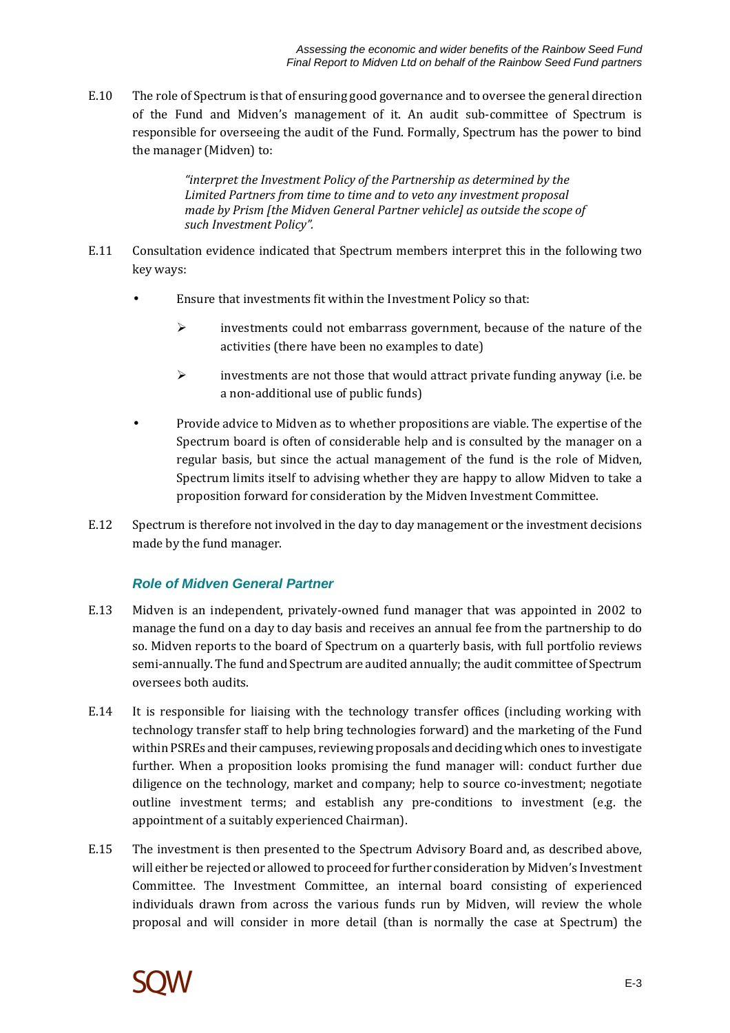E.10 The role of Spectrum is that of ensuring good governance and to oversee the general direction of the Fund and Midven's management of it. An audit sub-committee of Spectrum is responsible for overseeing the audit of the Fund. Formally, Spectrum has the power to bind the manager (Midven) to:

> *"interpret the Investment Policy of the Partnership as determined by the Limited Partners from time to time and to veto any investment proposal made by Prism [the Midven General Partner vehicle] as outside the scope of such Investment Policy".*

E.11 Consultation evidence indicated that Spectrum members interpret this in the following two key ways:

- Ensure that investments fit within the Investment Policy so that:
    - investments could not embarrass government, because of the nature of the activities (there have been no examples to date)
    - investments are not those that would attract private funding anyway (i.e. be a non-additional use of public funds)
- Provide advice to Midven as to whether propositions are viable. The expertise of the Spectrum board is often of considerable help and is consulted by the manager on a regular basis, but since the actual management of the fund is the role of Midven, Spectrum limits itself to advising whether they are happy to allow Midven to take a proposition forward for consideration by the Midven Investment Committee.

E.12 Spectrum is therefore not involved in the day to day management or the investment decisions made by the fund manager.

### *Role of Midven General Partner*

E.13 Midven is an independent, privately-owned fund manager that was appointed in 2002 to manage the fund on a day to day basis and receives an annual fee from the partnership to do so. Midven reports to the board of Spectrum on a quarterly basis, with full portfolio reviews semi-annually. The fund and Spectrum are audited annually; the audit committee of Spectrum oversees both audits.

E.14 It is responsible for liaising with the technology transfer offices (including working with technology transfer staff to help bring technologies forward) and the marketing of the Fund within PSREs and their campuses, reviewing proposals and deciding which ones to investigate further. When a proposition looks promising the fund manager will: conduct further due diligence on the technology, market and company; help to source co-investment; negotiate outline investment terms; and establish any pre-conditions to investment (e.g. the appointment of a suitably experienced Chairman).

E.15 The investment is then presented to the Spectrum Advisory Board and, as described above, will either be rejected or allowed to proceed for further consideration by Midven's Investment Committee. The Investment Committee, an internal board consisting of experienced individuals drawn from across the various funds run by Midven, will review the whole proposal and will consider in more detail (than is normally the case at Spectrum) the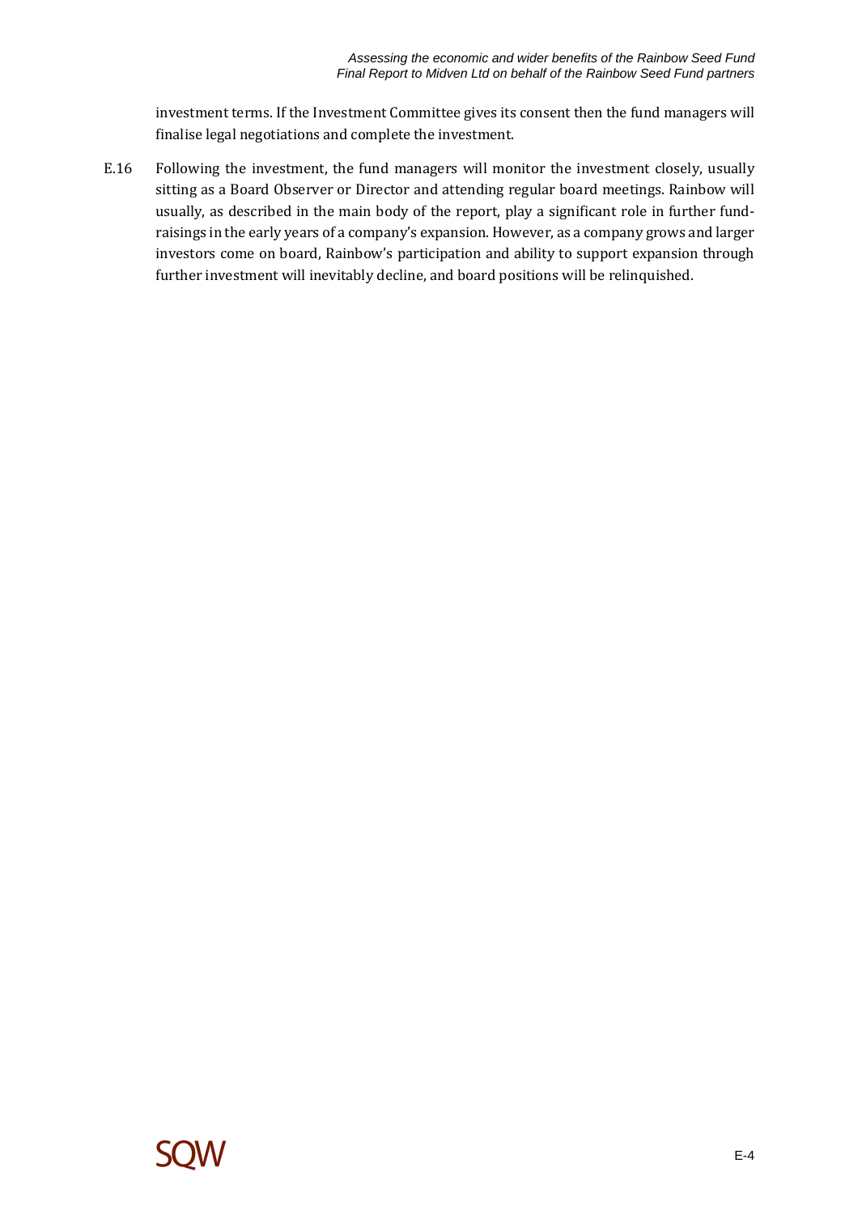investment terms. If the Investment Committee gives its consent then the fund managers will finalise legal negotiations and complete the investment.

E.16 Following the investment, the fund managers will monitor the investment closely, usually sitting as a Board Observer or Director and attending regular board meetings. Rainbow will usually, as described in the main body of the report, play a significant role in further fund-raisings in the early years of a company's expansion. However, as a company grows and larger investors come on board, Rainbow's participation and ability to support expansion through further investment will inevitably decline, and board positions will be relinquished.